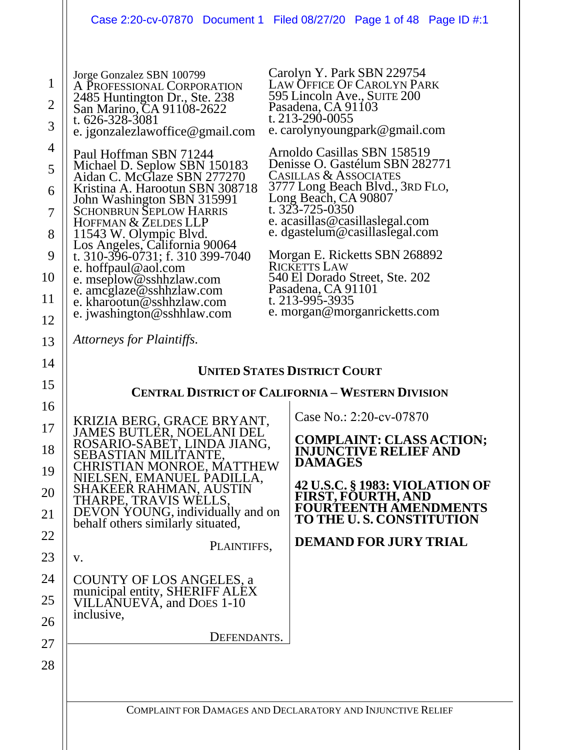Jorge Gonzalez SBN 100799
A PROFESSIONAL CORPORATION
2485 Huntington Dr., Ste. 238
San Marino, CA 91108-2622
t. 626-328-3081
e. jgonzalezlawoffice@gmail.com

Paul Hoffman SBN 71244
Michael D. Seplow SBN 150183
Aidan C. McGlaze SBN 277270
Kristina A. Harootun SBN 308718
John Washington SBN 315991
SCHONBRUN SEPLOW HARRIS HOFFMAN & ZELDES LLP
11543 W. Olympic Blvd.
Los Angeles, California 90064
t. 310-396-0731; f. 310 399-7040
e. hoffpaul@aol.com
e. mseplow@sshhzlaw.com
e. amcglaze@sshhzlaw.com
e. kharootun@sshhzlaw.com
e. jwashington@sshhlaw.com

Carolyn Y. Park SBN 229754
LAW OFFICE OF CAROLYN PARK
595 Lincoln Ave., SUITE 200
Pasadena, CA 91103
t. 213-290-0055
e. carolynyoungpark@gmail.com

Arnoldo Casillas SBN 158519
Denisse O. Gastélum SBN 282771
CASILLAS & ASSOCIATES
3777 Long Beach Blvd., 3RD FLO,
Long Beach, CA 90807
t. 323-725-0350
e. acasillas@casillaslegal.com
e. dgastelum@casillaslegal.com

Morgan E. Ricketts SBN 268892
RICKETTS LAW
540 El Dorado Street, Ste. 202
Pasadena, CA 91101
t. 213-995-3935
e. morgan@morganricketts.com

*Attorneys for Plaintiffs.*

**UNITED STATES DISTRICT COURT**

**CENTRAL DISTRICT OF CALIFORNIA – WESTERN DIVISION**

KRIZIA BERG, GRACE BRYANT, JAMES BUTLER, NOELANI DEL ROSARIO-SABET, LINDA JIANG, SEBASTIAN MILITANTE, CHRISTIAN MONROE, MATTHEW NIELSEN, EMANUEL PADILLA, SHAKEER RAHMAN, AUSTIN THARPE, TRAVIS WELLS, DEVON YOUNG, individually and on behalf others similarly situated,

PLAINTIFFS,

v.

COUNTY OF LOS ANGELES, a municipal entity, SHERIFF ALEX VILLANUEVA, and DOES 1-10 inclusive,

DEFENDANTS.

Case No.: 2:20-cv-07870

**COMPLAINT: CLASS ACTION; INJUNCTIVE RELIEF AND DAMAGES**

**42 U.S.C. § 1983: VIOLATION OF FIRST, FOURTH, AND FOURTEENTH AMENDMENTS TO THE U. S. CONSTITUTION**

**DEMAND FOR JURY TRIAL**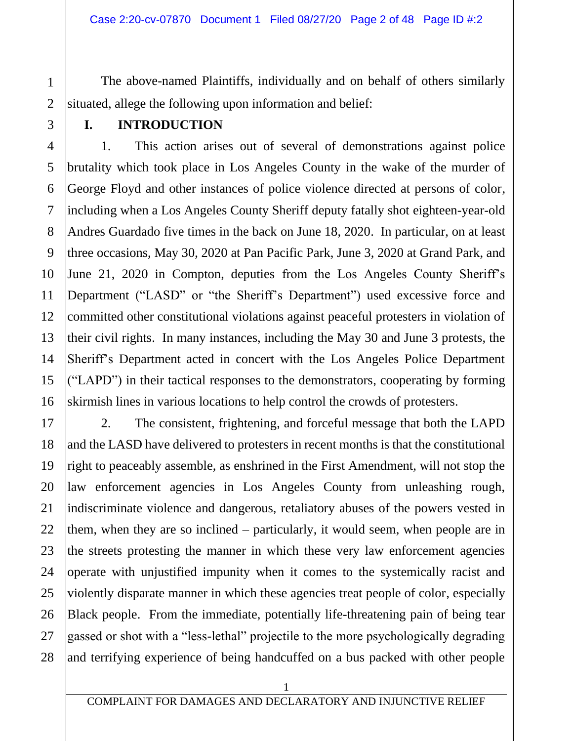The above-named Plaintiffs, individually and on behalf of others similarly situated, allege the following upon information and belief:

## I. INTRODUCTION

1. This action arises out of several of demonstrations against police brutality which took place in Los Angeles County in the wake of the murder of George Floyd and other instances of police violence directed at persons of color, including when a Los Angeles County Sheriff deputy fatally shot eighteen-year-old Andres Guardado five times in the back on June 18, 2020. In particular, on at least three occasions, May 30, 2020 at Pan Pacific Park, June 3, 2020 at Grand Park, and June 21, 2020 in Compton, deputies from the Los Angeles County Sheriff's Department ("LASD" or "the Sheriff's Department") used excessive force and committed other constitutional violations against peaceful protesters in violation of their civil rights. In many instances, including the May 30 and June 3 protests, the Sheriff's Department acted in concert with the Los Angeles Police Department ("LAPD") in their tactical responses to the demonstrators, cooperating by forming skirmish lines in various locations to help control the crowds of protesters.

2. The consistent, frightening, and forceful message that both the LAPD and the LASD have delivered to protesters in recent months is that the constitutional right to peaceably assemble, as enshrined in the First Amendment, will not stop the law enforcement agencies in Los Angeles County from unleashing rough, indiscriminate violence and dangerous, retaliatory abuses of the powers vested in them, when they are so inclined – particularly, it would seem, when people are in the streets protesting the manner in which these very law enforcement agencies operate with unjustified impunity when it comes to the systemically racist and violently disparate manner in which these agencies treat people of color, especially Black people. From the immediate, potentially life-threatening pain of being tear gassed or shot with a "less-lethal" projectile to the more psychologically degrading and terrifying experience of being handcuffed on a bus packed with other people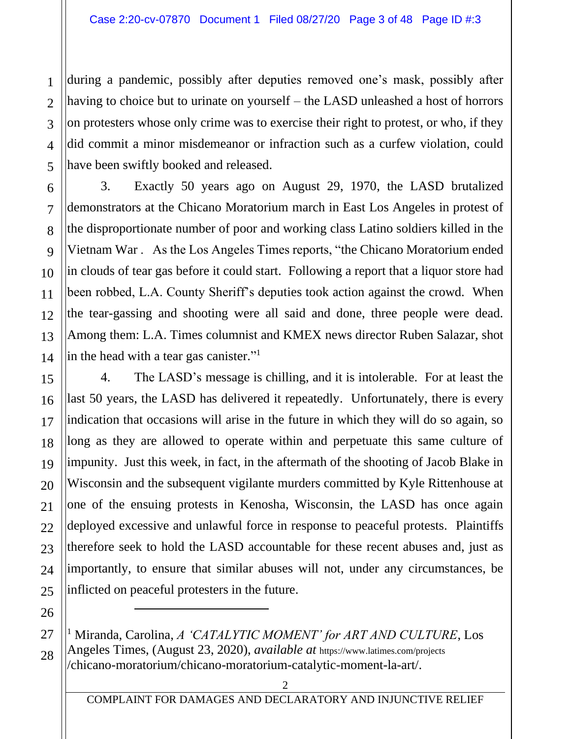during a pandemic, possibly after deputies removed one's mask, possibly after having to choice but to urinate on yourself – the LASD unleashed a host of horrors on protesters whose only crime was to exercise their right to protest, or who, if they did commit a minor misdemeanor or infraction such as a curfew violation, could have been swiftly booked and released.

3. Exactly 50 years ago on August 29, 1970, the LASD brutalized demonstrators at the Chicano Moratorium march in East Los Angeles in protest of the disproportionate number of poor and working class Latino soldiers killed in the Vietnam War . As the Los Angeles Times reports, "the Chicano Moratorium ended in clouds of tear gas before it could start. Following a report that a liquor store had been robbed, L.A. County Sheriff's deputies took action against the crowd. When the tear-gassing and shooting were all said and done, three people were dead. Among them: L.A. Times columnist and KMEX news director Ruben Salazar, shot in the head with a tear gas canister."[1]

4. The LASD's message is chilling, and it is intolerable. For at least the last 50 years, the LASD has delivered it repeatedly. Unfortunately, there is every indication that occasions will arise in the future in which they will do so again, so long as they are allowed to operate within and perpetuate this same culture of impunity. Just this week, in fact, in the aftermath of the shooting of Jacob Blake in Wisconsin and the subsequent vigilante murders committed by Kyle Rittenhouse at one of the ensuing protests in Kenosha, Wisconsin, the LASD has once again deployed excessive and unlawful force in response to peaceful protests. Plaintiffs therefore seek to hold the LASD accountable for these recent abuses and, just as importantly, to ensure that similar abuses will not, under any circumstances, be inflicted on peaceful protesters in the future.

---

[1] Miranda, Carolina, *A 'CATALYTIC MOMENT' for ART AND CULTURE*, Los Angeles Times, (August 23, 2020), *available at* https://www.latimes.com/projects/chicano-moratorium/chicano-moratorium-catalytic-moment-la-art/.

COMPLAINT FOR DAMAGES AND DECLARATORY AND INJUNCTIVE RELIEF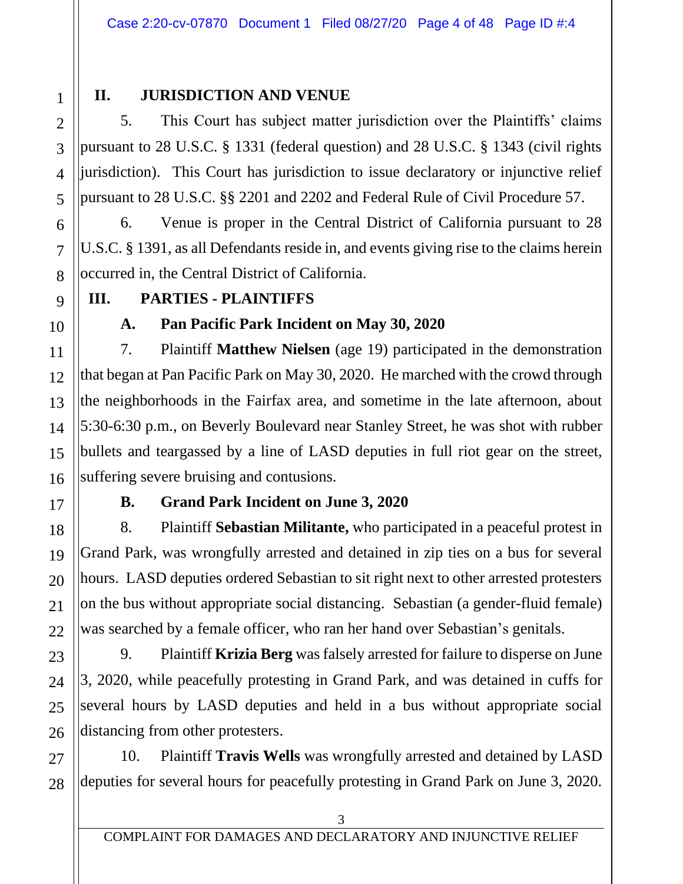## II. JURISDICTION AND VENUE

5. This Court has subject matter jurisdiction over the Plaintiffs' claims pursuant to 28 U.S.C. § 1331 (federal question) and 28 U.S.C. § 1343 (civil rights jurisdiction). This Court has jurisdiction to issue declaratory or injunctive relief pursuant to 28 U.S.C. §§ 2201 and 2202 and Federal Rule of Civil Procedure 57.

6. Venue is proper in the Central District of California pursuant to 28 U.S.C. § 1391, as all Defendants reside in, and events giving rise to the claims herein occurred in, the Central District of California.

## III. PARTIES - PLAINTIFFS

### A. Pan Pacific Park Incident on May 30, 2020

7. Plaintiff **Matthew Nielsen** (age 19) participated in the demonstration that began at Pan Pacific Park on May 30, 2020. He marched with the crowd through the neighborhoods in the Fairfax area, and sometime in the late afternoon, about 5:30-6:30 p.m., on Beverly Boulevard near Stanley Street, he was shot with rubber bullets and teargassed by a line of LASD deputies in full riot gear on the street, suffering severe bruising and contusions.

### B. Grand Park Incident on June 3, 2020

8. Plaintiff **Sebastian Militante,** who participated in a peaceful protest in Grand Park, was wrongfully arrested and detained in zip ties on a bus for several hours. LASD deputies ordered Sebastian to sit right next to other arrested protesters on the bus without appropriate social distancing. Sebastian (a gender-fluid female) was searched by a female officer, who ran her hand over Sebastian's genitals.

9. Plaintiff **Krizia Berg** was falsely arrested for failure to disperse on June 3, 2020, while peacefully protesting in Grand Park, and was detained in cuffs for several hours by LASD deputies and held in a bus without appropriate social distancing from other protesters.

10. Plaintiff **Travis Wells** was wrongfully arrested and detained by LASD deputies for several hours for peacefully protesting in Grand Park on June 3, 2020.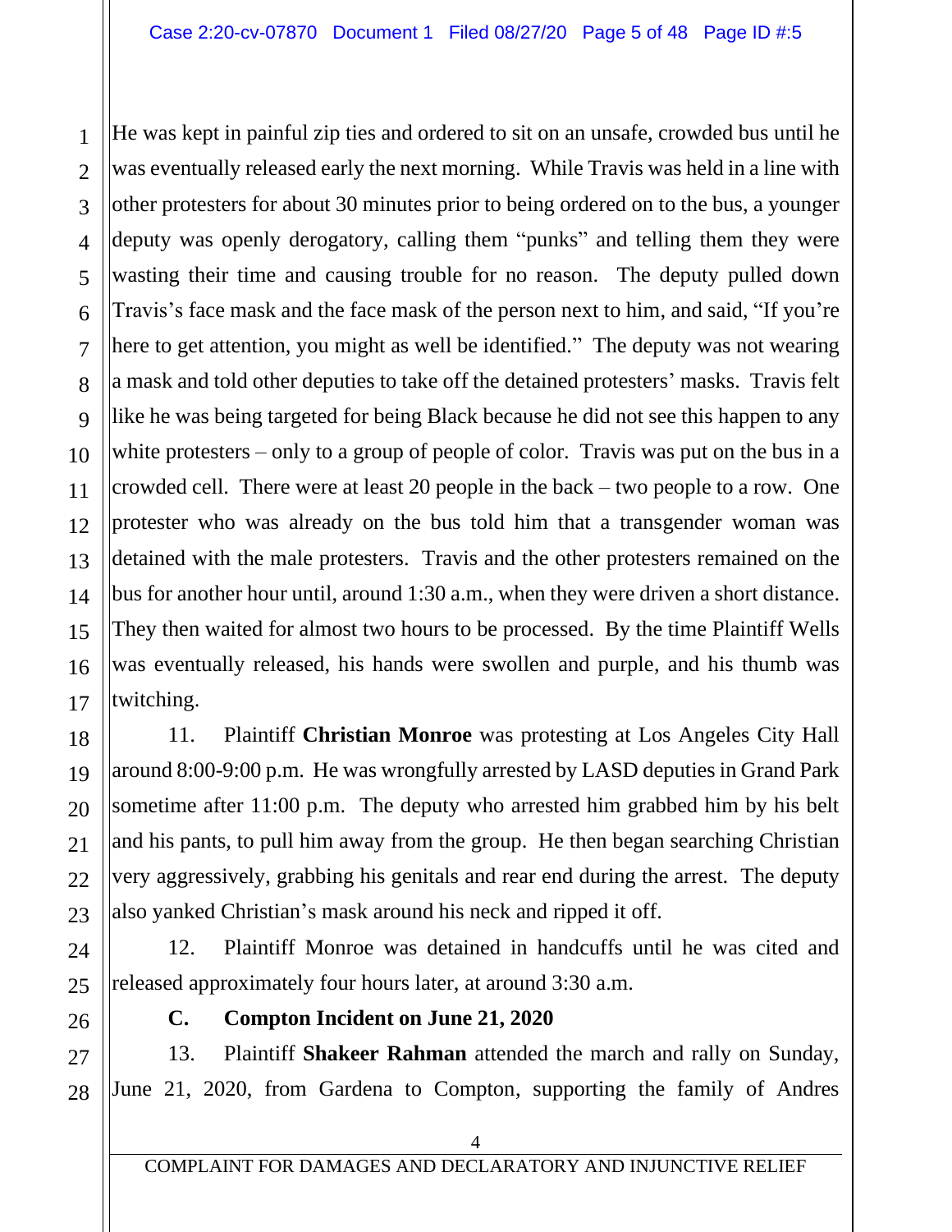He was kept in painful zip ties and ordered to sit on an unsafe, crowded bus until he was eventually released early the next morning. While Travis was held in a line with other protesters for about 30 minutes prior to being ordered on to the bus, a younger deputy was openly derogatory, calling them "punks" and telling them they were wasting their time and causing trouble for no reason. The deputy pulled down Travis's face mask and the face mask of the person next to him, and said, "If you're here to get attention, you might as well be identified." The deputy was not wearing a mask and told other deputies to take off the detained protesters' masks. Travis felt like he was being targeted for being Black because he did not see this happen to any white protesters – only to a group of people of color. Travis was put on the bus in a crowded cell. There were at least 20 people in the back – two people to a row. One protester who was already on the bus told him that a transgender woman was detained with the male protesters. Travis and the other protesters remained on the bus for another hour until, around 1:30 a.m., when they were driven a short distance. They then waited for almost two hours to be processed. By the time Plaintiff Wells was eventually released, his hands were swollen and purple, and his thumb was twitching.

11. Plaintiff **Christian Monroe** was protesting at Los Angeles City Hall around 8:00-9:00 p.m. He was wrongfully arrested by LASD deputies in Grand Park sometime after 11:00 p.m. The deputy who arrested him grabbed him by his belt and his pants, to pull him away from the group. He then began searching Christian very aggressively, grabbing his genitals and rear end during the arrest. The deputy also yanked Christian's mask around his neck and ripped it off.

12. Plaintiff Monroe was detained in handcuffs until he was cited and released approximately four hours later, at around 3:30 a.m.

### C. Compton Incident on June 21, 2020

13. Plaintiff **Shakeer Rahman** attended the march and rally on Sunday, June 21, 2020, from Gardena to Compton, supporting the family of Andres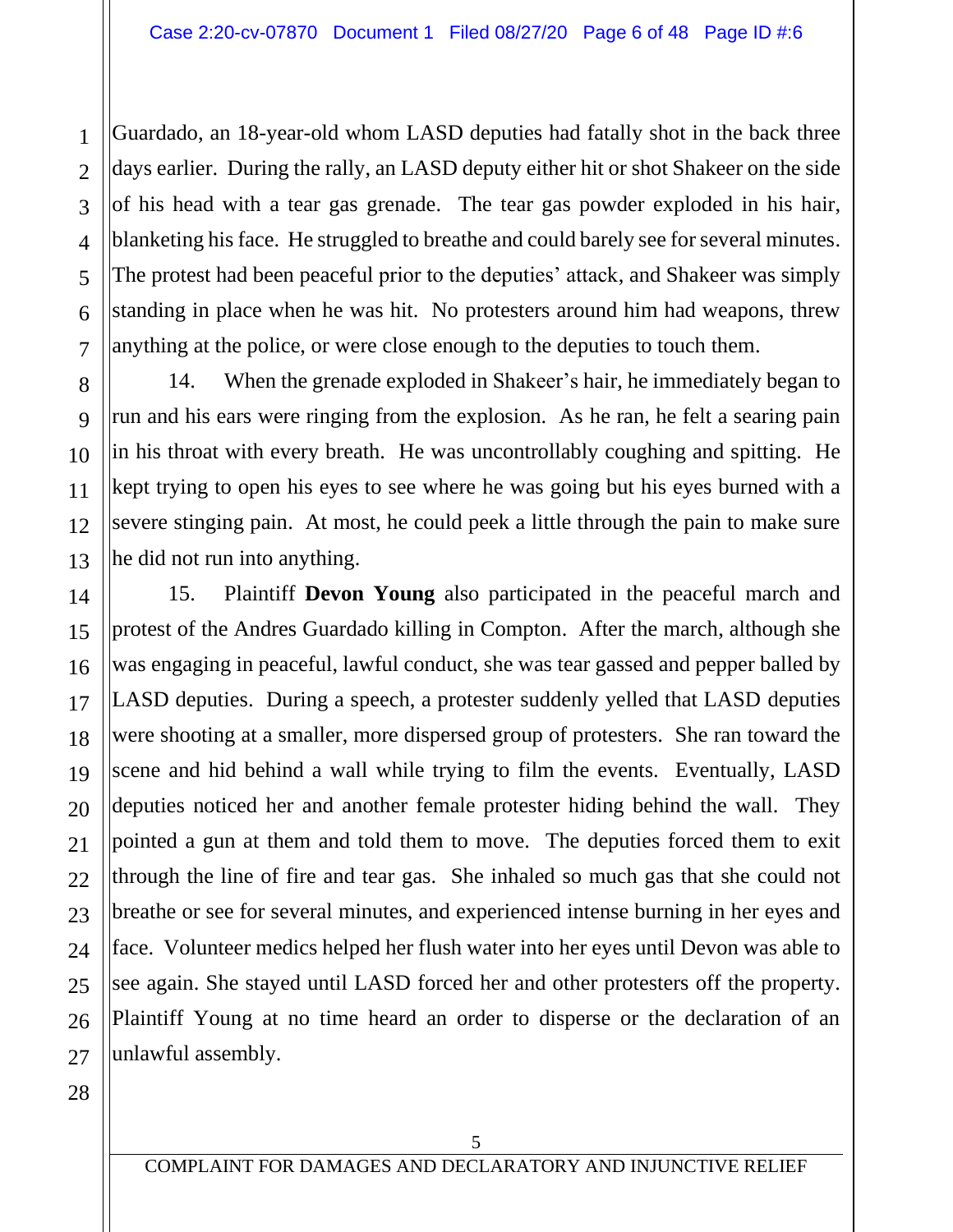Guardado, an 18-year-old whom LASD deputies had fatally shot in the back three days earlier. During the rally, an LASD deputy either hit or shot Shakeer on the side of his head with a tear gas grenade. The tear gas powder exploded in his hair, blanketing his face. He struggled to breathe and could barely see for several minutes. The protest had been peaceful prior to the deputies' attack, and Shakeer was simply standing in place when he was hit. No protesters around him had weapons, threw anything at the police, or were close enough to the deputies to touch them.

14. When the grenade exploded in Shakeer's hair, he immediately began to run and his ears were ringing from the explosion. As he ran, he felt a searing pain in his throat with every breath. He was uncontrollably coughing and spitting. He kept trying to open his eyes to see where he was going but his eyes burned with a severe stinging pain. At most, he could peek a little through the pain to make sure he did not run into anything.

15. Plaintiff **Devon Young** also participated in the peaceful march and protest of the Andres Guardado killing in Compton. After the march, although she was engaging in peaceful, lawful conduct, she was tear gassed and pepper balled by LASD deputies. During a speech, a protester suddenly yelled that LASD deputies were shooting at a smaller, more dispersed group of protesters. She ran toward the scene and hid behind a wall while trying to film the events. Eventually, LASD deputies noticed her and another female protester hiding behind the wall. They pointed a gun at them and told them to move. The deputies forced them to exit through the line of fire and tear gas. She inhaled so much gas that she could not breathe or see for several minutes, and experienced intense burning in her eyes and face. Volunteer medics helped her flush water into her eyes until Devon was able to see again. She stayed until LASD forced her and other protesters off the property. Plaintiff Young at no time heard an order to disperse or the declaration of an unlawful assembly.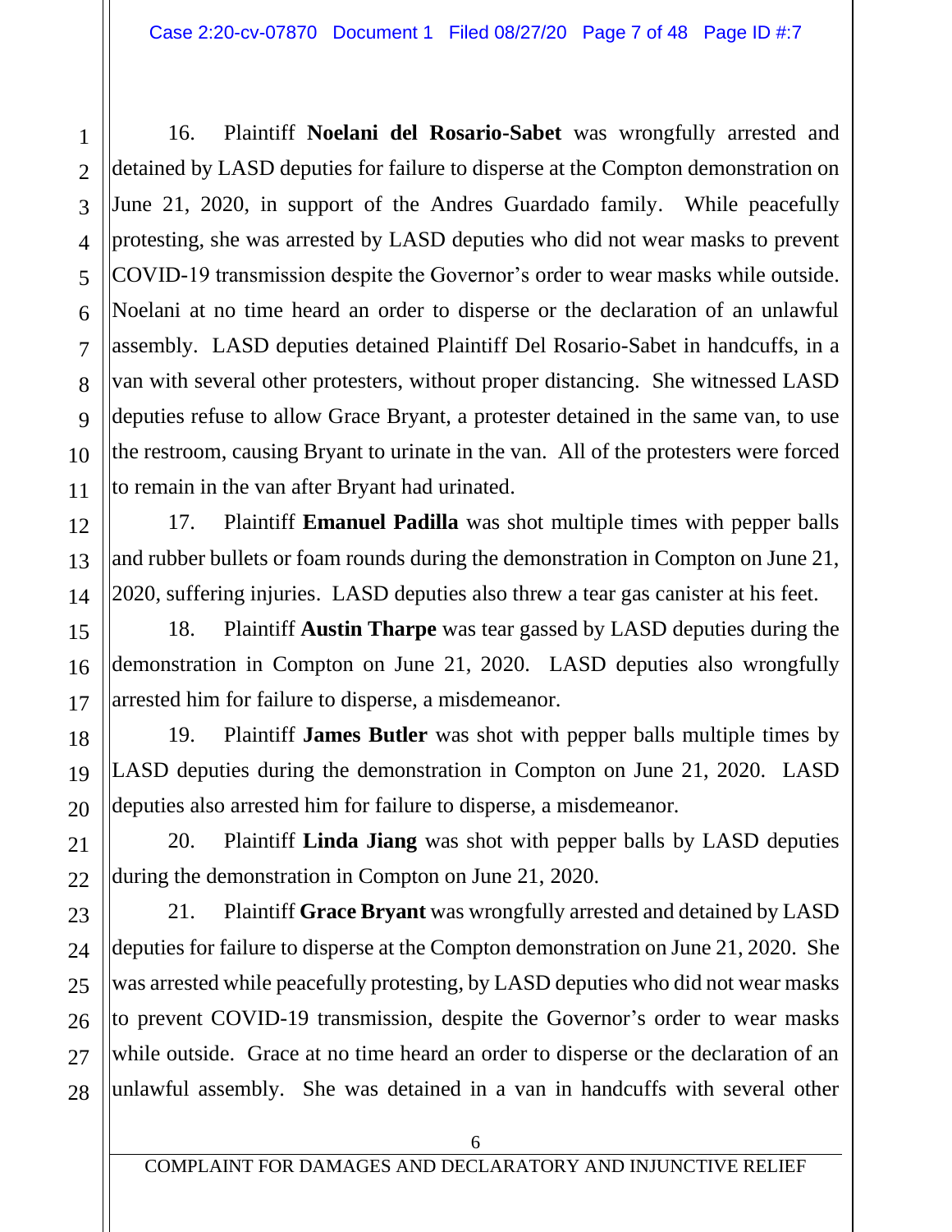16. Plaintiff **Noelani del Rosario-Sabet** was wrongfully arrested and detained by LASD deputies for failure to disperse at the Compton demonstration on June 21, 2020, in support of the Andres Guardado family. While peacefully protesting, she was arrested by LASD deputies who did not wear masks to prevent COVID-19 transmission despite the Governor's order to wear masks while outside. Noelani at no time heard an order to disperse or the declaration of an unlawful assembly. LASD deputies detained Plaintiff Del Rosario-Sabet in handcuffs, in a van with several other protesters, without proper distancing. She witnessed LASD deputies refuse to allow Grace Bryant, a protester detained in the same van, to use the restroom, causing Bryant to urinate in the van. All of the protesters were forced to remain in the van after Bryant had urinated.

17. Plaintiff **Emanuel Padilla** was shot multiple times with pepper balls and rubber bullets or foam rounds during the demonstration in Compton on June 21, 2020, suffering injuries. LASD deputies also threw a tear gas canister at his feet.

18. Plaintiff **Austin Tharpe** was tear gassed by LASD deputies during the demonstration in Compton on June 21, 2020. LASD deputies also wrongfully arrested him for failure to disperse, a misdemeanor.

19. Plaintiff **James Butler** was shot with pepper balls multiple times by LASD deputies during the demonstration in Compton on June 21, 2020. LASD deputies also arrested him for failure to disperse, a misdemeanor.

20. Plaintiff **Linda Jiang** was shot with pepper balls by LASD deputies during the demonstration in Compton on June 21, 2020.

21. Plaintiff **Grace Bryant** was wrongfully arrested and detained by LASD deputies for failure to disperse at the Compton demonstration on June 21, 2020. She was arrested while peacefully protesting, by LASD deputies who did not wear masks to prevent COVID-19 transmission, despite the Governor's order to wear masks while outside. Grace at no time heard an order to disperse or the declaration of an unlawful assembly. She was detained in a van in handcuffs with several other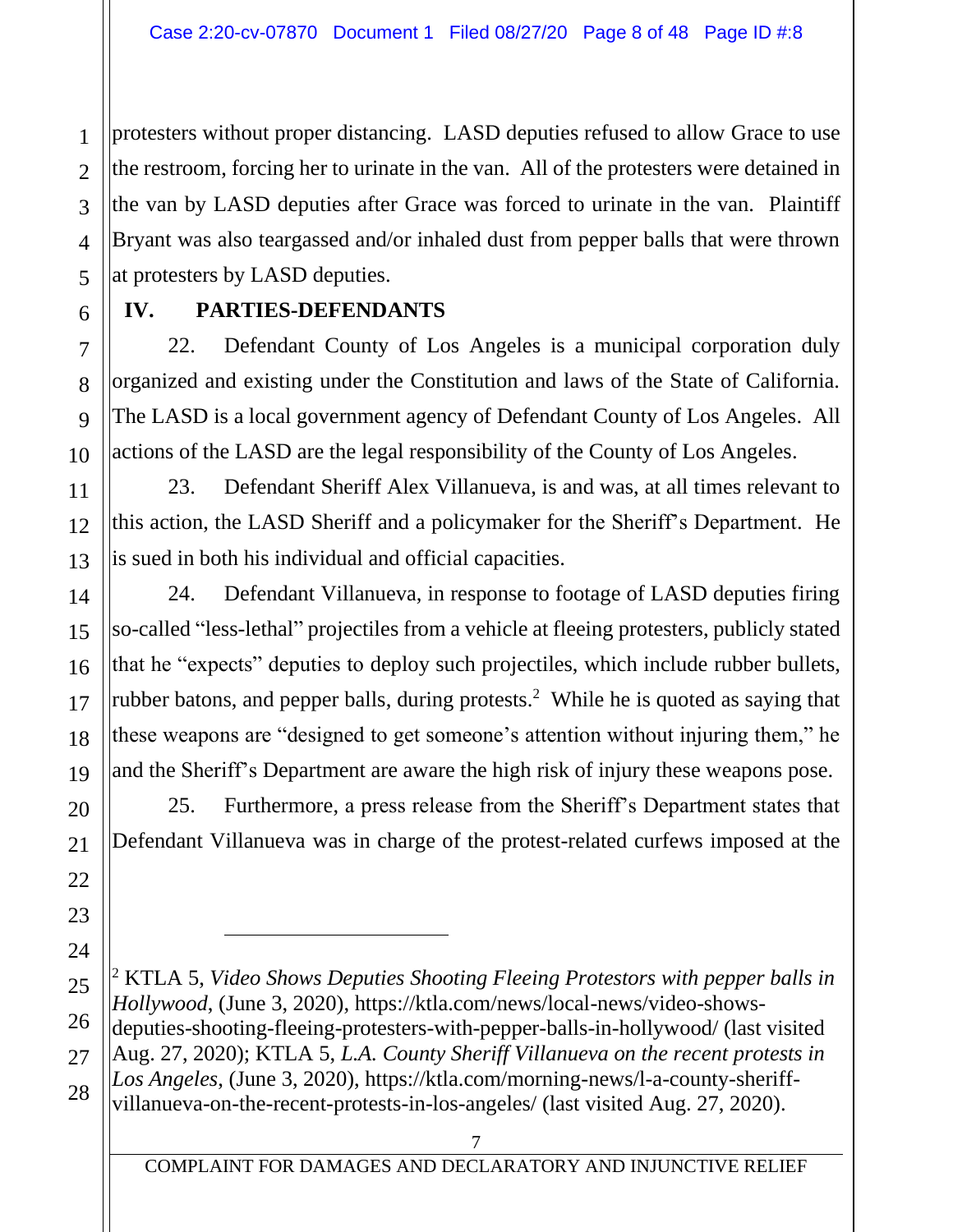protesters without proper distancing. LASD deputies refused to allow Grace to use the restroom, forcing her to urinate in the van. All of the protesters were detained in the van by LASD deputies after Grace was forced to urinate in the van. Plaintiff Bryant was also teargassed and/or inhaled dust from pepper balls that were thrown at protesters by LASD deputies.

## IV. PARTIES-DEFENDANTS

22. Defendant County of Los Angeles is a municipal corporation duly organized and existing under the Constitution and laws of the State of California. The LASD is a local government agency of Defendant County of Los Angeles. All actions of the LASD are the legal responsibility of the County of Los Angeles.

23. Defendant Sheriff Alex Villanueva, is and was, at all times relevant to this action, the LASD Sheriff and a policymaker for the Sheriff's Department. He is sued in both his individual and official capacities.

24. Defendant Villanueva, in response to footage of LASD deputies firing so-called "less-lethal" projectiles from a vehicle at fleeing protesters, publicly stated that he "expects" deputies to deploy such projectiles, which include rubber bullets, rubber batons, and pepper balls, during protests.[2] While he is quoted as saying that these weapons are "designed to get someone's attention without injuring them," he and the Sheriff's Department are aware the high risk of injury these weapons pose.

25. Furthermore, a press release from the Sheriff's Department states that Defendant Villanueva was in charge of the protest-related curfews imposed at the

---

[2] KTLA 5, *Video Shows Deputies Shooting Fleeing Protestors with pepper balls in Hollywood*, (June 3, 2020), https://ktla.com/news/local-news/video-shows-deputies-shooting-fleeing-protesters-with-pepper-balls-in-hollywood/ (last visited Aug. 27, 2020); KTLA 5, *L.A. County Sheriff Villanueva on the recent protests in Los Angeles*, (June 3, 2020), https://ktla.com/morning-news/l-a-county-sheriff-villanueva-on-the-recent-protests-in-los-angeles/ (last visited Aug. 27, 2020).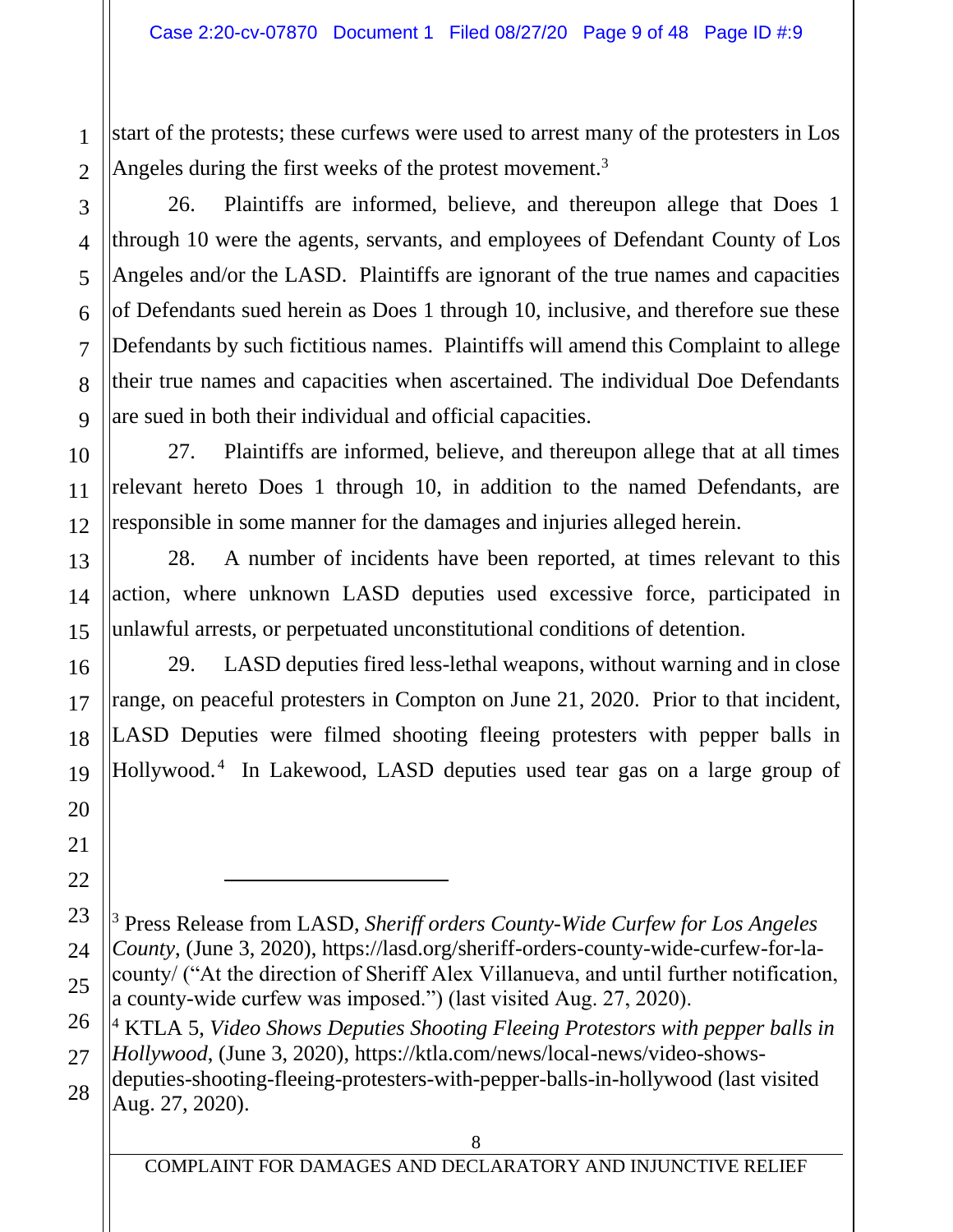start of the protests; these curfews were used to arrest many of the protesters in Los Angeles during the first weeks of the protest movement.[3]

26. Plaintiffs are informed, believe, and thereupon allege that Does 1 through 10 were the agents, servants, and employees of Defendant County of Los Angeles and/or the LASD. Plaintiffs are ignorant of the true names and capacities of Defendants sued herein as Does 1 through 10, inclusive, and therefore sue these Defendants by such fictitious names. Plaintiffs will amend this Complaint to allege their true names and capacities when ascertained. The individual Doe Defendants are sued in both their individual and official capacities.

27. Plaintiffs are informed, believe, and thereupon allege that at all times relevant hereto Does 1 through 10, in addition to the named Defendants, are responsible in some manner for the damages and injuries alleged herein.

28. A number of incidents have been reported, at times relevant to this action, where unknown LASD deputies used excessive force, participated in unlawful arrests, or perpetuated unconstitutional conditions of detention.

29. LASD deputies fired less-lethal weapons, without warning and in close range, on peaceful protesters in Compton on June 21, 2020. Prior to that incident, LASD Deputies were filmed shooting fleeing protesters with pepper balls in Hollywood.[4] In Lakewood, LASD deputies used tear gas on a large group of

---

[3] Press Release from LASD, *Sheriff orders County-Wide Curfew for Los Angeles County*, (June 3, 2020), https://lasd.org/sheriff-orders-county-wide-curfew-for-la-county/ ("At the direction of Sheriff Alex Villanueva, and until further notification, a county-wide curfew was imposed.") (last visited Aug. 27, 2020).

[4] KTLA 5, *Video Shows Deputies Shooting Fleeing Protestors with pepper balls in Hollywood*, (June 3, 2020), https://ktla.com/news/local-news/video-shows-deputies-shooting-fleeing-protesters-with-pepper-balls-in-hollywood (last visited Aug. 27, 2020).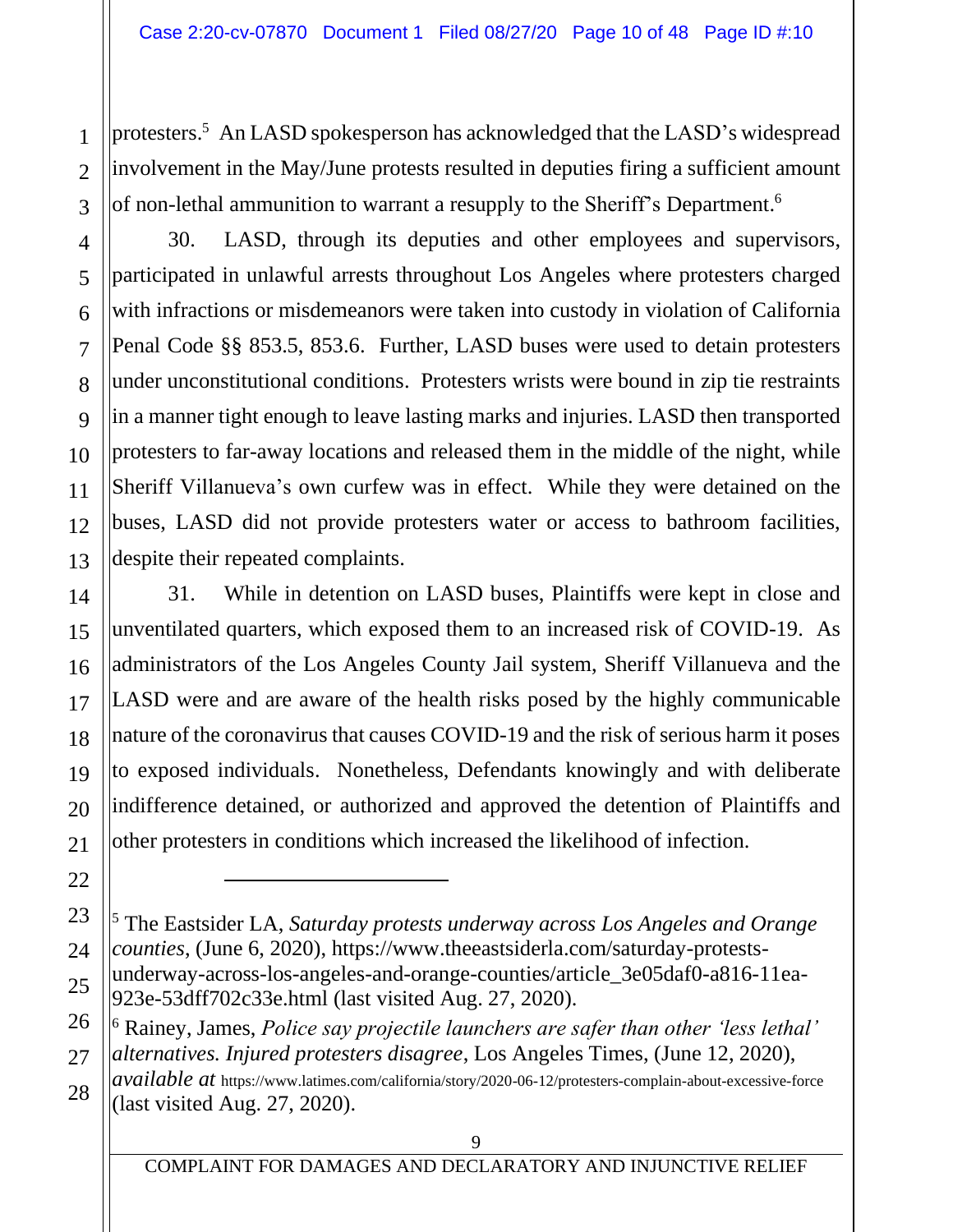protesters.[5] An LASD spokesperson has acknowledged that the LASD's widespread involvement in the May/June protests resulted in deputies firing a sufficient amount of non-lethal ammunition to warrant a resupply to the Sheriff's Department.[6]

30. LASD, through its deputies and other employees and supervisors, participated in unlawful arrests throughout Los Angeles where protesters charged with infractions or misdemeanors were taken into custody in violation of California Penal Code §§ 853.5, 853.6. Further, LASD buses were used to detain protesters under unconstitutional conditions. Protesters wrists were bound in zip tie restraints in a manner tight enough to leave lasting marks and injuries. LASD then transported protesters to far-away locations and released them in the middle of the night, while Sheriff Villanueva's own curfew was in effect. While they were detained on the buses, LASD did not provide protesters water or access to bathroom facilities, despite their repeated complaints.

31. While in detention on LASD buses, Plaintiffs were kept in close and unventilated quarters, which exposed them to an increased risk of COVID-19. As administrators of the Los Angeles County Jail system, Sheriff Villanueva and the LASD were and are aware of the health risks posed by the highly communicable nature of the coronavirus that causes COVID-19 and the risk of serious harm it poses to exposed individuals. Nonetheless, Defendants knowingly and with deliberate indifference detained, or authorized and approved the detention of Plaintiffs and other protesters in conditions which increased the likelihood of infection.

---

[5] The Eastsider LA, *Saturday protests underway across Los Angeles and Orange counties*, (June 6, 2020), https://www.theeastsiderla.com/saturday-protests-underway-across-los-angeles-and-orange-counties/article_3e05daf0-a816-11ea-923e-53dff702c33e.html (last visited Aug. 27, 2020).

[6] Rainey, James, *Police say projectile launchers are safer than other 'less lethal' alternatives. Injured protesters disagree*, Los Angeles Times, (June 12, 2020), *available at* https://www.latimes.com/california/story/2020-06-12/protesters-complain-about-excessive-force (last visited Aug. 27, 2020).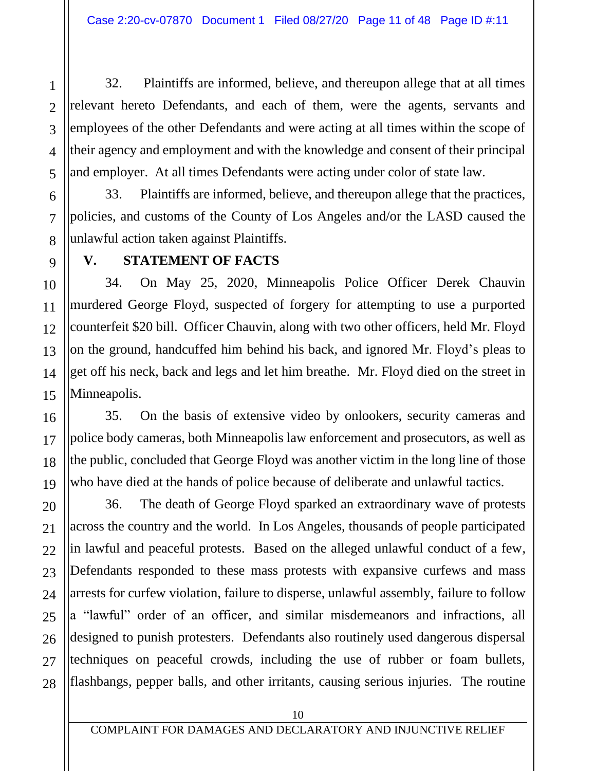32. Plaintiffs are informed, believe, and thereupon allege that at all times relevant hereto Defendants, and each of them, were the agents, servants and employees of the other Defendants and were acting at all times within the scope of their agency and employment and with the knowledge and consent of their principal and employer. At all times Defendants were acting under color of state law.

33. Plaintiffs are informed, believe, and thereupon allege that the practices, policies, and customs of the County of Los Angeles and/or the LASD caused the unlawful action taken against Plaintiffs.

## V. STATEMENT OF FACTS

34. On May 25, 2020, Minneapolis Police Officer Derek Chauvin murdered George Floyd, suspected of forgery for attempting to use a purported counterfeit $20 bill. Officer Chauvin, along with two other officers, held Mr. Floyd on the ground, handcuffed him behind his back, and ignored Mr. Floyd's pleas to get off his neck, back and legs and let him breathe. Mr. Floyd died on the street in Minneapolis.

35. On the basis of extensive video by onlookers, security cameras and police body cameras, both Minneapolis law enforcement and prosecutors, as well as the public, concluded that George Floyd was another victim in the long line of those who have died at the hands of police because of deliberate and unlawful tactics.

36. The death of George Floyd sparked an extraordinary wave of protests across the country and the world. In Los Angeles, thousands of people participated in lawful and peaceful protests. Based on the alleged unlawful conduct of a few, Defendants responded to these mass protests with expansive curfews and mass arrests for curfew violation, failure to disperse, unlawful assembly, failure to follow a "lawful" order of an officer, and similar misdemeanors and infractions, all designed to punish protesters. Defendants also routinely used dangerous dispersal techniques on peaceful crowds, including the use of rubber or foam bullets, flashbangs, pepper balls, and other irritants, causing serious injuries. The routine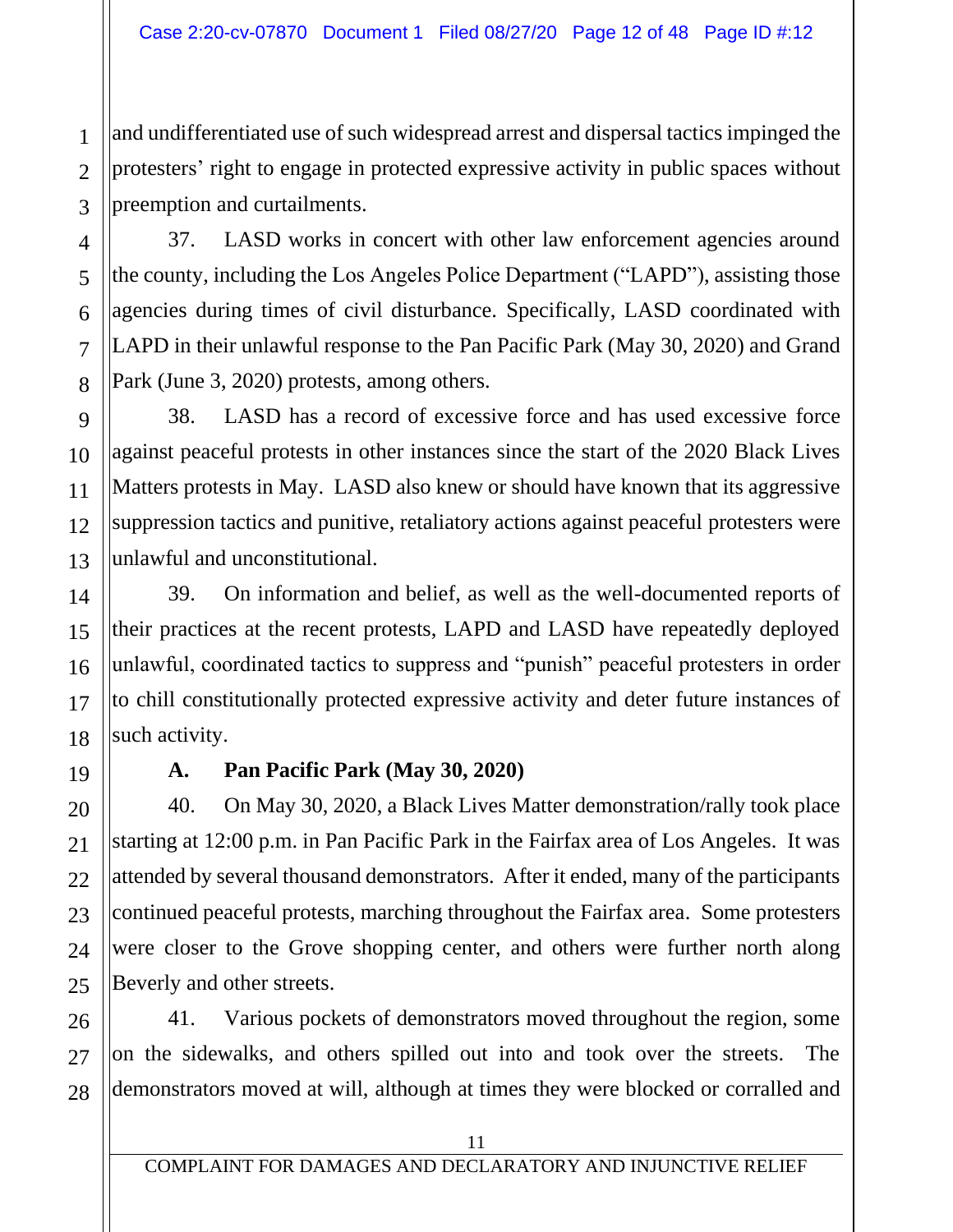and undifferentiated use of such widespread arrest and dispersal tactics impinged the protesters' right to engage in protected expressive activity in public spaces without preemption and curtailments.

37. LASD works in concert with other law enforcement agencies around the county, including the Los Angeles Police Department ("LAPD"), assisting those agencies during times of civil disturbance. Specifically, LASD coordinated with LAPD in their unlawful response to the Pan Pacific Park (May 30, 2020) and Grand Park (June 3, 2020) protests, among others.

38. LASD has a record of excessive force and has used excessive force against peaceful protests in other instances since the start of the 2020 Black Lives Matters protests in May. LASD also knew or should have known that its aggressive suppression tactics and punitive, retaliatory actions against peaceful protesters were unlawful and unconstitutional.

39. On information and belief, as well as the well-documented reports of their practices at the recent protests, LAPD and LASD have repeatedly deployed unlawful, coordinated tactics to suppress and "punish" peaceful protesters in order to chill constitutionally protected expressive activity and deter future instances of such activity.

### A. Pan Pacific Park (May 30, 2020)

40. On May 30, 2020, a Black Lives Matter demonstration/rally took place starting at 12:00 p.m. in Pan Pacific Park in the Fairfax area of Los Angeles. It was attended by several thousand demonstrators. After it ended, many of the participants continued peaceful protests, marching throughout the Fairfax area. Some protesters were closer to the Grove shopping center, and others were further north along Beverly and other streets.

41. Various pockets of demonstrators moved throughout the region, some on the sidewalks, and others spilled out into and took over the streets. The demonstrators moved at will, although at times they were blocked or corralled and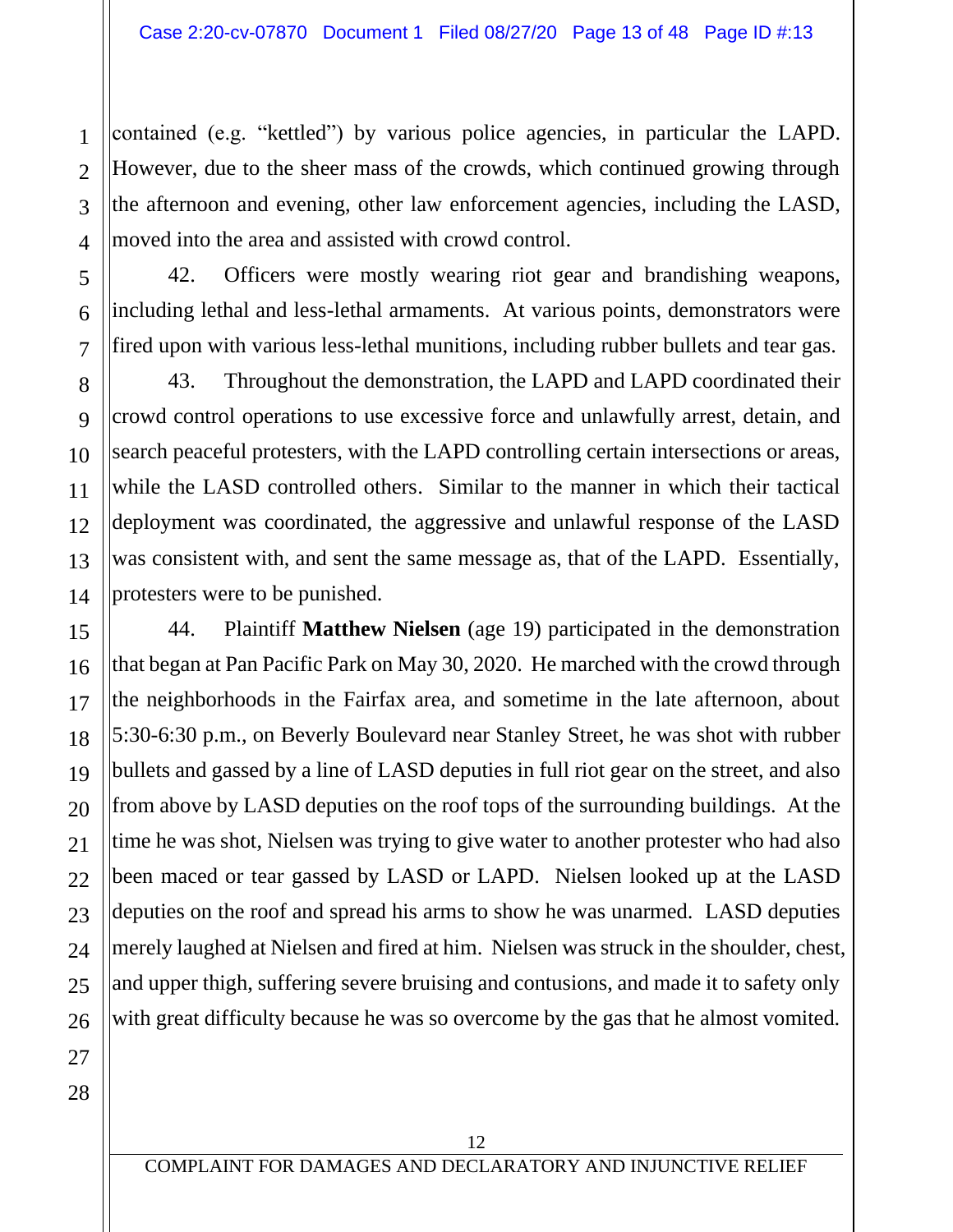contained (e.g. "kettled") by various police agencies, in particular the LAPD. However, due to the sheer mass of the crowds, which continued growing through the afternoon and evening, other law enforcement agencies, including the LASD, moved into the area and assisted with crowd control.

42. Officers were mostly wearing riot gear and brandishing weapons, including lethal and less-lethal armaments. At various points, demonstrators were fired upon with various less-lethal munitions, including rubber bullets and tear gas.

43. Throughout the demonstration, the LAPD and LAPD coordinated their crowd control operations to use excessive force and unlawfully arrest, detain, and search peaceful protesters, with the LAPD controlling certain intersections or areas, while the LASD controlled others. Similar to the manner in which their tactical deployment was coordinated, the aggressive and unlawful response of the LASD was consistent with, and sent the same message as, that of the LAPD. Essentially, protesters were to be punished.

44. Plaintiff **Matthew Nielsen** (age 19) participated in the demonstration that began at Pan Pacific Park on May 30, 2020. He marched with the crowd through the neighborhoods in the Fairfax area, and sometime in the late afternoon, about 5:30-6:30 p.m., on Beverly Boulevard near Stanley Street, he was shot with rubber bullets and gassed by a line of LASD deputies in full riot gear on the street, and also from above by LASD deputies on the roof tops of the surrounding buildings. At the time he was shot, Nielsen was trying to give water to another protester who had also been maced or tear gassed by LASD or LAPD. Nielsen looked up at the LASD deputies on the roof and spread his arms to show he was unarmed. LASD deputies merely laughed at Nielsen and fired at him. Nielsen was struck in the shoulder, chest, and upper thigh, suffering severe bruising and contusions, and made it to safety only with great difficulty because he was so overcome by the gas that he almost vomited.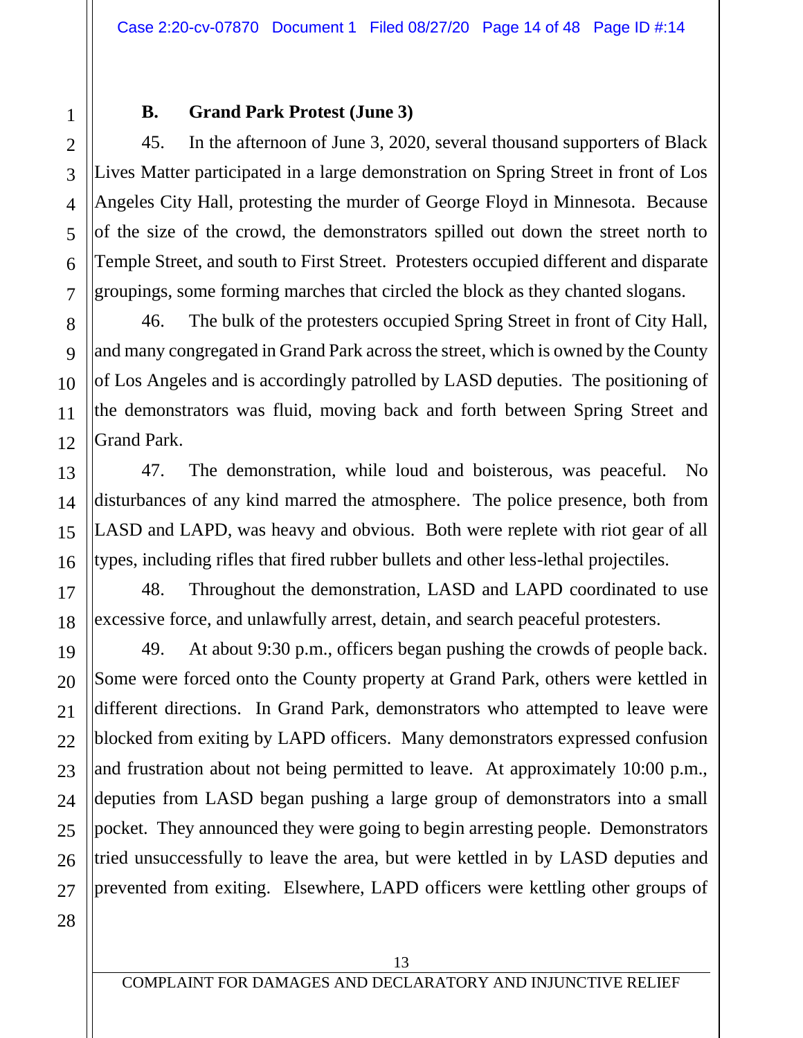### B. Grand Park Protest (June 3)

45. In the afternoon of June 3, 2020, several thousand supporters of Black Lives Matter participated in a large demonstration on Spring Street in front of Los Angeles City Hall, protesting the murder of George Floyd in Minnesota. Because of the size of the crowd, the demonstrators spilled out down the street north to Temple Street, and south to First Street. Protesters occupied different and disparate groupings, some forming marches that circled the block as they chanted slogans.

46. The bulk of the protesters occupied Spring Street in front of City Hall, and many congregated in Grand Park across the street, which is owned by the County of Los Angeles and is accordingly patrolled by LASD deputies. The positioning of the demonstrators was fluid, moving back and forth between Spring Street and Grand Park.

47. The demonstration, while loud and boisterous, was peaceful. No disturbances of any kind marred the atmosphere. The police presence, both from LASD and LAPD, was heavy and obvious. Both were replete with riot gear of all types, including rifles that fired rubber bullets and other less-lethal projectiles.

48. Throughout the demonstration, LASD and LAPD coordinated to use excessive force, and unlawfully arrest, detain, and search peaceful protesters.

49. At about 9:30 p.m., officers began pushing the crowds of people back. Some were forced onto the County property at Grand Park, others were kettled in different directions. In Grand Park, demonstrators who attempted to leave were blocked from exiting by LAPD officers. Many demonstrators expressed confusion and frustration about not being permitted to leave. At approximately 10:00 p.m., deputies from LASD began pushing a large group of demonstrators into a small pocket. They announced they were going to begin arresting people. Demonstrators tried unsuccessfully to leave the area, but were kettled in by LASD deputies and prevented from exiting. Elsewhere, LAPD officers were kettling other groups of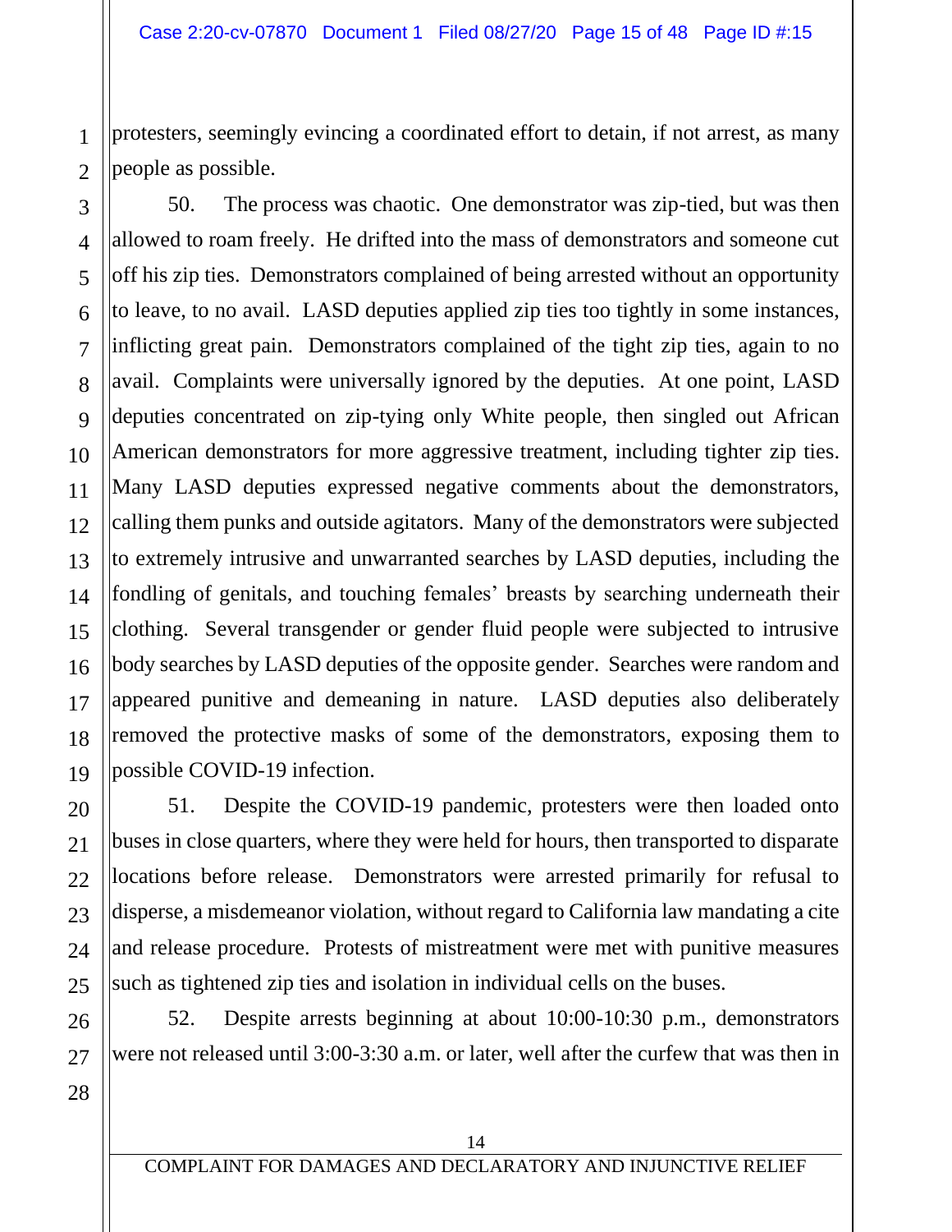protesters, seemingly evincing a coordinated effort to detain, if not arrest, as many people as possible.

50. The process was chaotic. One demonstrator was zip-tied, but was then allowed to roam freely. He drifted into the mass of demonstrators and someone cut off his zip ties. Demonstrators complained of being arrested without an opportunity to leave, to no avail. LASD deputies applied zip ties too tightly in some instances, inflicting great pain. Demonstrators complained of the tight zip ties, again to no avail. Complaints were universally ignored by the deputies. At one point, LASD deputies concentrated on zip-tying only White people, then singled out African American demonstrators for more aggressive treatment, including tighter zip ties. Many LASD deputies expressed negative comments about the demonstrators, calling them punks and outside agitators. Many of the demonstrators were subjected to extremely intrusive and unwarranted searches by LASD deputies, including the fondling of genitals, and touching females' breasts by searching underneath their clothing. Several transgender or gender fluid people were subjected to intrusive body searches by LASD deputies of the opposite gender. Searches were random and appeared punitive and demeaning in nature. LASD deputies also deliberately removed the protective masks of some of the demonstrators, exposing them to possible COVID-19 infection.

51. Despite the COVID-19 pandemic, protesters were then loaded onto buses in close quarters, where they were held for hours, then transported to disparate locations before release. Demonstrators were arrested primarily for refusal to disperse, a misdemeanor violation, without regard to California law mandating a cite and release procedure. Protests of mistreatment were met with punitive measures such as tightened zip ties and isolation in individual cells on the buses.

52. Despite arrests beginning at about 10:00-10:30 p.m., demonstrators were not released until 3:00-3:30 a.m. or later, well after the curfew that was then in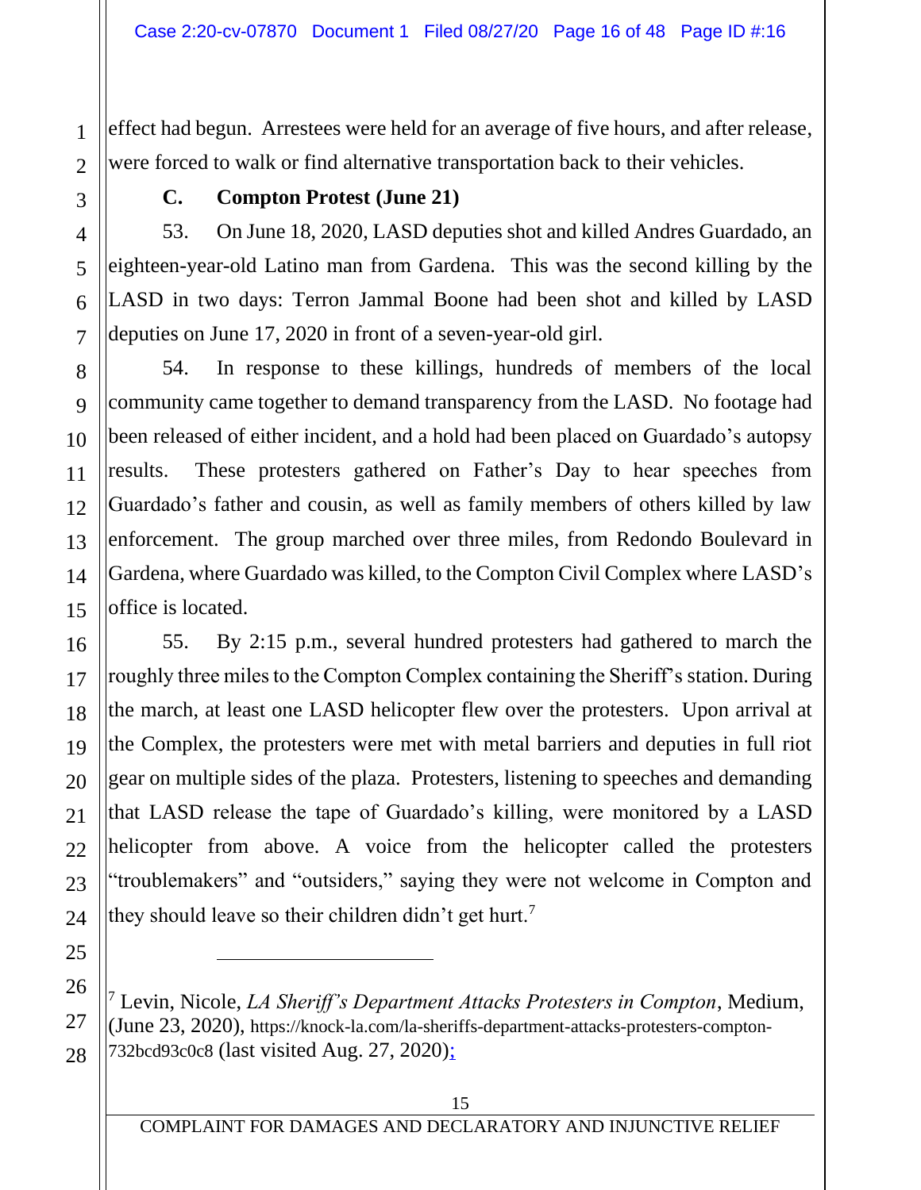effect had begun. Arrestees were held for an average of five hours, and after release, were forced to walk or find alternative transportation back to their vehicles.

### C. Compton Protest (June 21)

53. On June 18, 2020, LASD deputies shot and killed Andres Guardado, an eighteen-year-old Latino man from Gardena. This was the second killing by the LASD in two days: Terron Jammal Boone had been shot and killed by LASD deputies on June 17, 2020 in front of a seven-year-old girl.

54. In response to these killings, hundreds of members of the local community came together to demand transparency from the LASD. No footage had been released of either incident, and a hold had been placed on Guardado's autopsy results. These protesters gathered on Father's Day to hear speeches from Guardado's father and cousin, as well as family members of others killed by law enforcement. The group marched over three miles, from Redondo Boulevard in Gardena, where Guardado was killed, to the Compton Civil Complex where LASD's office is located.

55. By 2:15 p.m., several hundred protesters had gathered to march the roughly three miles to the Compton Complex containing the Sheriff's station. During the march, at least one LASD helicopter flew over the protesters. Upon arrival at the Complex, the protesters were met with metal barriers and deputies in full riot gear on multiple sides of the plaza. Protesters, listening to speeches and demanding that LASD release the tape of Guardado's killing, were monitored by a LASD helicopter from above. A voice from the helicopter called the protesters "troublemakers" and "outsiders," saying they were not welcome in Compton and they should leave so their children didn't get hurt.[7]

---

[7] Levin, Nicole, *LA Sheriff's Department Attacks Protesters in Compton*, Medium, (June 23, 2020), https://knock-la.com/la-sheriffs-department-attacks-protesters-compton-732bcd93c0c8 (last visited Aug. 27, 2020);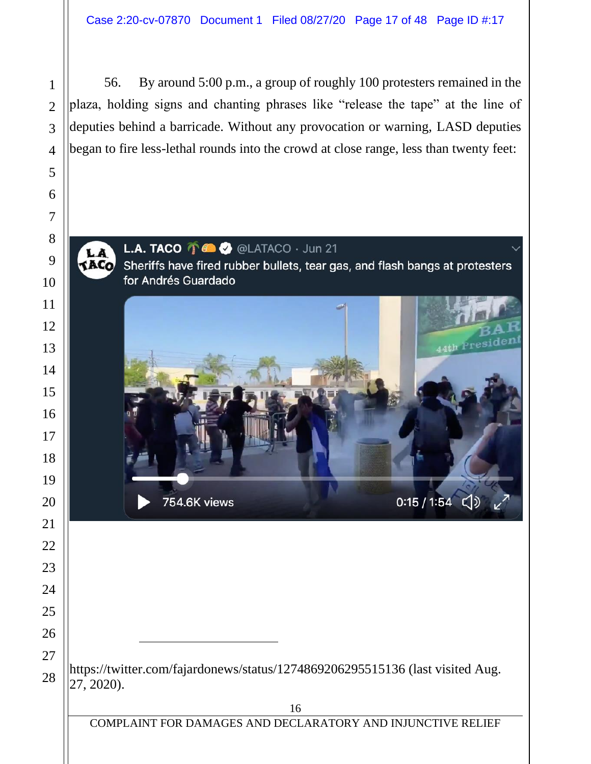56. By around 5:00 p.m., a group of roughly 100 protesters remained in the plaza, holding signs and chanting phrases like "release the tape" at the line of deputies behind a barricade. Without any provocation or warning, LASD deputies began to fire less-lethal rounds into the crowd at close range, less than twenty feet:

L.A. TACO @LATACO · Jun 21

Sheriffs have fired rubber bullets, tear gas, and flash bangs at protesters for Andrés Guardado

754.6K views 0:15 / 1:54

---

https://twitter.com/fajardonews/status/1274869206295515136 (last visited Aug. 27, 2020).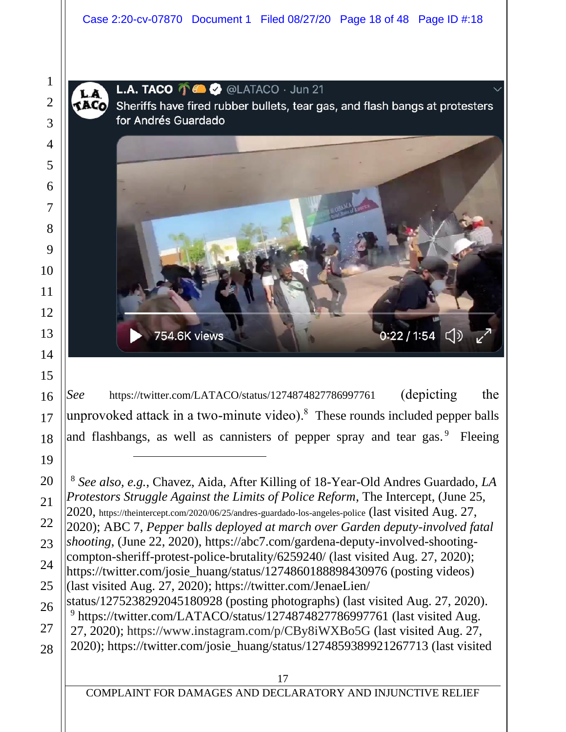L.A. TACO @LATACO · Jun 21
Sheriffs have fired rubber bullets, tear gas, and flash bangs at protesters for Andrés Guardado

754.6K views 0:22 / 1:54

*See* https://twitter.com/LATACO/status/1274874827786997761 (depicting the unprovoked attack in a two-minute video).[8] These rounds included pepper balls and flashbangs, as well as cannisters of pepper spray and tear gas.[9] Fleeing

---

[8] *See also, e.g.*, Chavez, Aida, After Killing of 18-Year-Old Andres Guardado, *LA Protestors Struggle Against the Limits of Police Reform*, The Intercept, (June 25, 2020, https://theintercept.com/2020/06/25/andres-guardado-los-angeles-police (last visited Aug. 27, 2020); ABC 7, *Pepper balls deployed at march over Garden deputy-involved fatal shooting*, (June 22, 2020), https://abc7.com/gardena-deputy-involved-shooting-compton-sheriff-protest-police-brutality/6259240/ (last visited Aug. 27, 2020); https://twitter.com/josie_huang/status/1274860188898430976 (posting videos) (last visited Aug. 27, 2020); https://twitter.com/JenaeLien/status/1275238292045180928 (posting photographs) (last visited Aug. 27, 2020).

[9] https://twitter.com/LATACO/status/1274874827786997761 (last visited Aug. 27, 2020); https://www.instagram.com/p/CBy8iWXBo5G (last visited Aug. 27, 2020); https://twitter.com/josie_huang/status/1274859389921267713 (last visited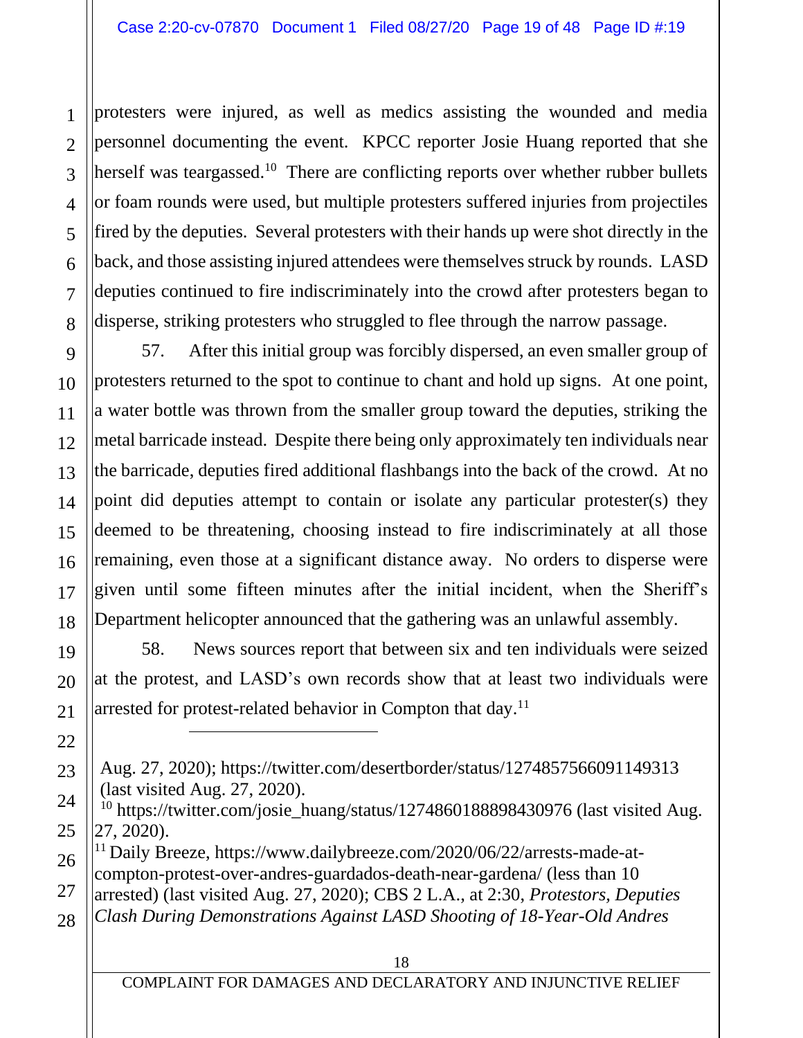protesters were injured, as well as medics assisting the wounded and media personnel documenting the event. KPCC reporter Josie Huang reported that she herself was teargassed.[10] There are conflicting reports over whether rubber bullets or foam rounds were used, but multiple protesters suffered injuries from projectiles fired by the deputies. Several protesters with their hands up were shot directly in the back, and those assisting injured attendees were themselves struck by rounds. LASD deputies continued to fire indiscriminately into the crowd after protesters began to disperse, striking protesters who struggled to flee through the narrow passage.

57. After this initial group was forcibly dispersed, an even smaller group of protesters returned to the spot to continue to chant and hold up signs. At one point, a water bottle was thrown from the smaller group toward the deputies, striking the metal barricade instead. Despite there being only approximately ten individuals near the barricade, deputies fired additional flashbangs into the back of the crowd. At no point did deputies attempt to contain or isolate any particular protester(s) they deemed to be threatening, choosing instead to fire indiscriminately at all those remaining, even those at a significant distance away. No orders to disperse were given until some fifteen minutes after the initial incident, when the Sheriff's Department helicopter announced that the gathering was an unlawful assembly.

58. News sources report that between six and ten individuals were seized at the protest, and LASD's own records show that at least two individuals were arrested for protest-related behavior in Compton that day.[11]

---

Aug. 27, 2020); https://twitter.com/desertborder/status/1274857566091149313 (last visited Aug. 27, 2020).

[10] https://twitter.com/josie_huang/status/1274860188898430976 (last visited Aug. 27, 2020).

[11] Daily Breeze, https://www.dailybreeze.com/2020/06/22/arrests-made-at-compton-protest-over-andres-guardados-death-near-gardena/ (less than 10 arrested) (last visited Aug. 27, 2020); CBS 2 L.A., at 2:30, *Protestors, Deputies Clash During Demonstrations Against LASD Shooting of 18-Year-Old Andres*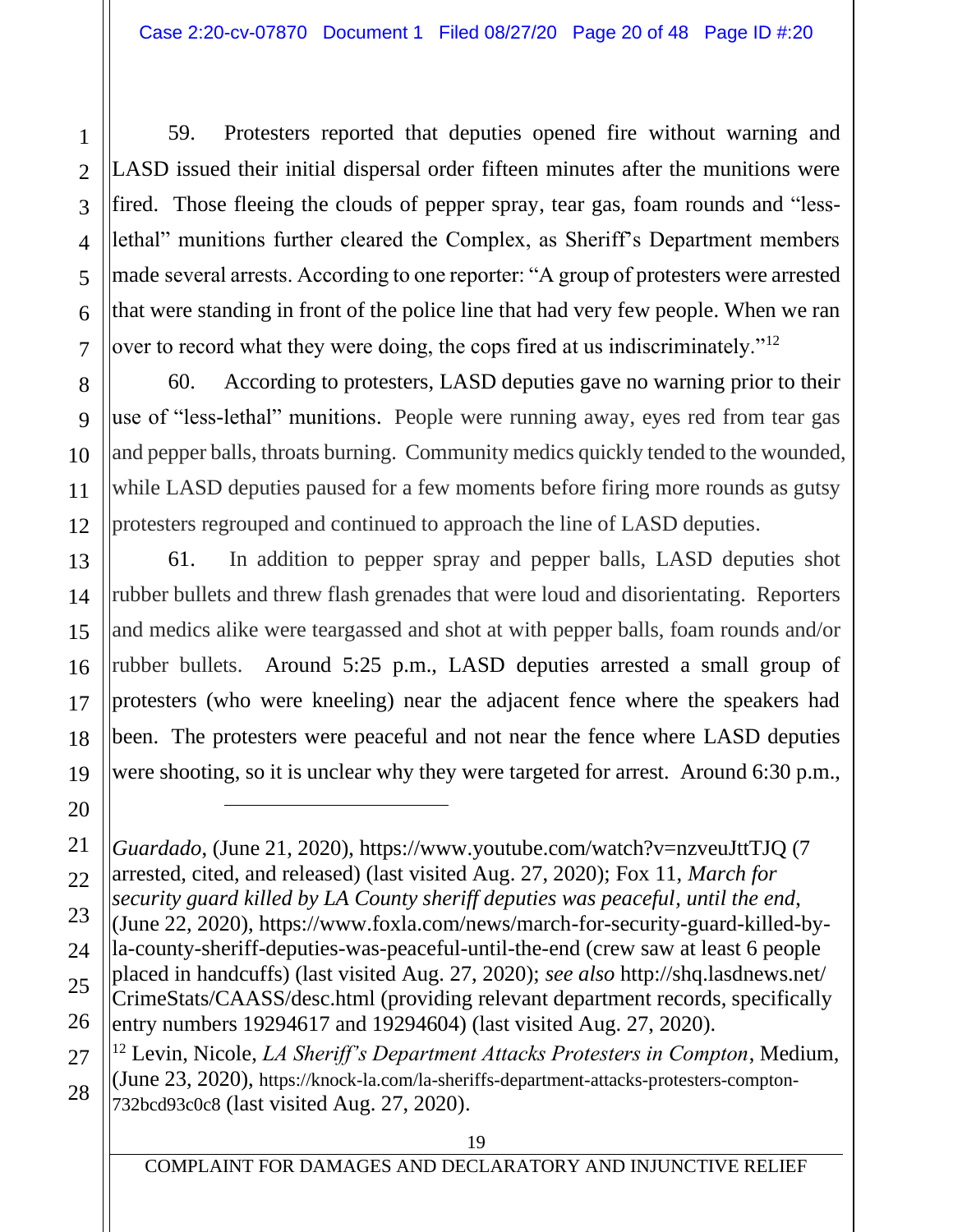59. Protesters reported that deputies opened fire without warning and LASD issued their initial dispersal order fifteen minutes after the munitions were fired. Those fleeing the clouds of pepper spray, tear gas, foam rounds and "less-lethal" munitions further cleared the Complex, as Sheriff's Department members made several arrests. According to one reporter: "A group of protesters were arrested that were standing in front of the police line that had very few people. When we ran over to record what they were doing, the cops fired at us indiscriminately."[12]

60. According to protesters, LASD deputies gave no warning prior to their use of "less-lethal" munitions. People were running away, eyes red from tear gas and pepper balls, throats burning. Community medics quickly tended to the wounded, while LASD deputies paused for a few moments before firing more rounds as gutsy protesters regrouped and continued to approach the line of LASD deputies.

61. In addition to pepper spray and pepper balls, LASD deputies shot rubber bullets and threw flash grenades that were loud and disorientating. Reporters and medics alike were teargassed and shot at with pepper balls, foam rounds and/or rubber bullets. Around 5:25 p.m., LASD deputies arrested a small group of protesters (who were kneeling) near the adjacent fence where the speakers had been. The protesters were peaceful and not near the fence where LASD deputies were shooting, so it is unclear why they were targeted for arrest. Around 6:30 p.m.,

---

*Guardado*, (June 21, 2020), https://www.youtube.com/watch?v=nzveuJttTJQ (7 arrested, cited, and released) (last visited Aug. 27, 2020); Fox 11, *March for security guard killed by LA County sheriff deputies was peaceful, until the end*, (June 22, 2020), https://www.foxla.com/news/march-for-security-guard-killed-by-la-county-sheriff-deputies-was-peaceful-until-the-end (crew saw at least 6 people placed in handcuffs) (last visited Aug. 27, 2020); *see also* http://shq.lasdnews.net/CrimeStats/CAASS/desc.html (providing relevant department records, specifically entry numbers 19294617 and 19294604) (last visited Aug. 27, 2020).

[12] Levin, Nicole, *LA Sheriff's Department Attacks Protesters in Compton*, Medium, (June 23, 2020), https://knock-la.com/la-sheriffs-department-attacks-protesters-compton-732bcd93c0c8 (last visited Aug. 27, 2020).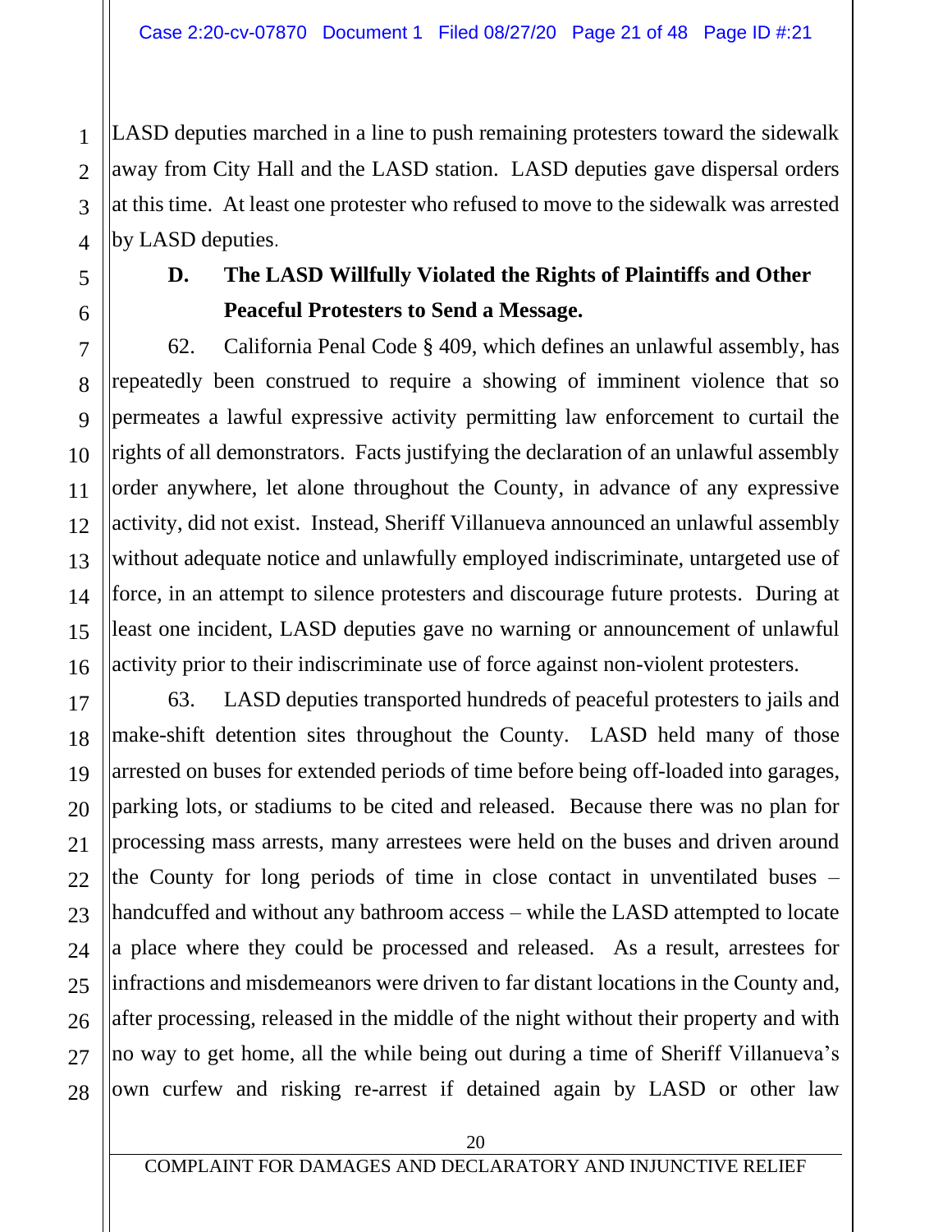LASD deputies marched in a line to push remaining protesters toward the sidewalk away from City Hall and the LASD station. LASD deputies gave dispersal orders at this time. At least one protester who refused to move to the sidewalk was arrested by LASD deputies.

### D. The LASD Willfully Violated the Rights of Plaintiffs and Other Peaceful Protesters to Send a Message.

62. California Penal Code § 409, which defines an unlawful assembly, has repeatedly been construed to require a showing of imminent violence that so permeates a lawful expressive activity permitting law enforcement to curtail the rights of all demonstrators. Facts justifying the declaration of an unlawful assembly order anywhere, let alone throughout the County, in advance of any expressive activity, did not exist. Instead, Sheriff Villanueva announced an unlawful assembly without adequate notice and unlawfully employed indiscriminate, untargeted use of force, in an attempt to silence protesters and discourage future protests. During at least one incident, LASD deputies gave no warning or announcement of unlawful activity prior to their indiscriminate use of force against non-violent protesters.

63. LASD deputies transported hundreds of peaceful protesters to jails and make-shift detention sites throughout the County. LASD held many of those arrested on buses for extended periods of time before being off-loaded into garages, parking lots, or stadiums to be cited and released. Because there was no plan for processing mass arrests, many arrestees were held on the buses and driven around the County for long periods of time in close contact in unventilated buses – handcuffed and without any bathroom access – while the LASD attempted to locate a place where they could be processed and released. As a result, arrestees for infractions and misdemeanors were driven to far distant locations in the County and, after processing, released in the middle of the night without their property and with no way to get home, all the while being out during a time of Sheriff Villanueva's own curfew and risking re-arrest if detained again by LASD or other law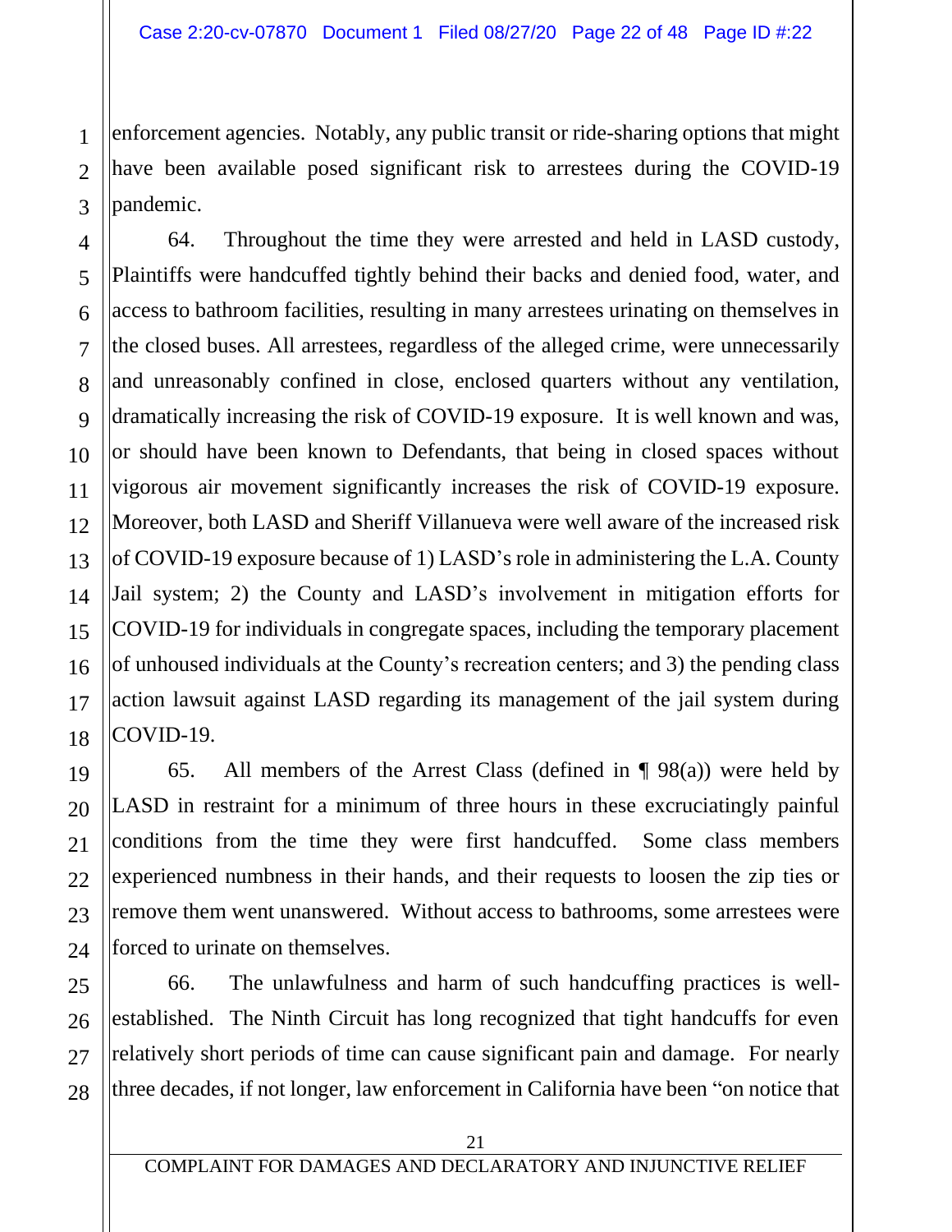enforcement agencies. Notably, any public transit or ride-sharing options that might have been available posed significant risk to arrestees during the COVID-19 pandemic.

64. Throughout the time they were arrested and held in LASD custody, Plaintiffs were handcuffed tightly behind their backs and denied food, water, and access to bathroom facilities, resulting in many arrestees urinating on themselves in the closed buses. All arrestees, regardless of the alleged crime, were unnecessarily and unreasonably confined in close, enclosed quarters without any ventilation, dramatically increasing the risk of COVID-19 exposure. It is well known and was, or should have been known to Defendants, that being in closed spaces without vigorous air movement significantly increases the risk of COVID-19 exposure. Moreover, both LASD and Sheriff Villanueva were well aware of the increased risk of COVID-19 exposure because of 1) LASD's role in administering the L.A. County Jail system; 2) the County and LASD's involvement in mitigation efforts for COVID-19 for individuals in congregate spaces, including the temporary placement of unhoused individuals at the County's recreation centers; and 3) the pending class action lawsuit against LASD regarding its management of the jail system during COVID-19.

65. All members of the Arrest Class (defined in ¶ 98(a)) were held by LASD in restraint for a minimum of three hours in these excruciatingly painful conditions from the time they were first handcuffed. Some class members experienced numbness in their hands, and their requests to loosen the zip ties or remove them went unanswered. Without access to bathrooms, some arrestees were forced to urinate on themselves.

66. The unlawfulness and harm of such handcuffing practices is well-established. The Ninth Circuit has long recognized that tight handcuffs for even relatively short periods of time can cause significant pain and damage. For nearly three decades, if not longer, law enforcement in California have been "on notice that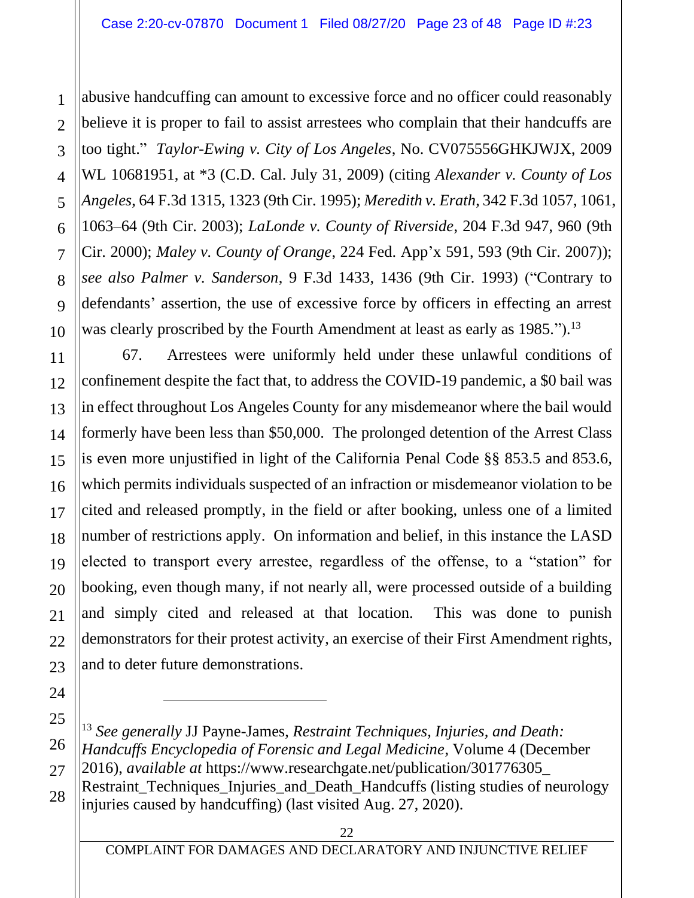abusive handcuffing can amount to excessive force and no officer could reasonably believe it is proper to fail to assist arrestees who complain that their handcuffs are too tight." *Taylor-Ewing v. City of Los Angeles*, No. CV075556GHKJWJX, 2009 WL 10681951, at *3 (C.D. Cal. July 31, 2009) (citing *Alexander v. County of Los Angeles*, 64 F.3d 1315, 1323 (9th Cir. 1995); *Meredith v. Erath*, 342 F.3d 1057, 1061, 1063–64 (9th Cir. 2003); *LaLonde v. County of Riverside*, 204 F.3d 947, 960 (9th Cir. 2000); *Maley v. County of Orange*, 224 Fed. App'x 591, 593 (9th Cir. 2007)); *see also Palmer v. Sanderson*, 9 F.3d 1433, 1436 (9th Cir. 1993) ("Contrary to defendants' assertion, the use of excessive force by officers in effecting an arrest was clearly proscribed by the Fourth Amendment at least as early as 1985.").[13]

67. Arrestees were uniformly held under these unlawful conditions of confinement despite the fact that, to address the COVID-19 pandemic, a $0 bail was in effect throughout Los Angeles County for any misdemeanor where the bail would formerly have been less than $50,000. The prolonged detention of the Arrest Class is even more unjustified in light of the California Penal Code §§ 853.5 and 853.6, which permits individuals suspected of an infraction or misdemeanor violation to be cited and released promptly, in the field or after booking, unless one of a limited number of restrictions apply. On information and belief, in this instance the LASD elected to transport every arrestee, regardless of the offense, to a "station" for booking, even though many, if not nearly all, were processed outside of a building and simply cited and released at that location. This was done to punish demonstrators for their protest activity, an exercise of their First Amendment rights, and to deter future demonstrations.

---

[13] *See generally* JJ Payne-James, *Restraint Techniques, Injuries, and Death: Handcuffs Encyclopedia of Forensic and Legal Medicine*, Volume 4 (December 2016), *available at* https://www.researchgate.net/publication/301776305_Restraint_Techniques_Injuries_and_Death_Handcuffs (listing studies of neurology injuries caused by handcuffing) (last visited Aug. 27, 2020).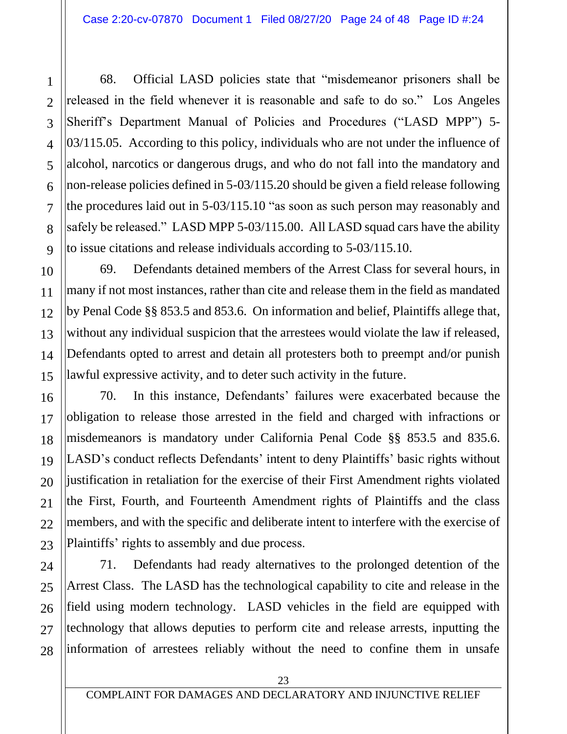68. Official LASD policies state that "misdemeanor prisoners shall be released in the field whenever it is reasonable and safe to do so." Los Angeles Sheriff's Department Manual of Policies and Procedures ("LASD MPP") 5-03/115.05. According to this policy, individuals who are not under the influence of alcohol, narcotics or dangerous drugs, and who do not fall into the mandatory and non-release policies defined in 5-03/115.20 should be given a field release following the procedures laid out in 5-03/115.10 "as soon as such person may reasonably and safely be released." LASD MPP 5-03/115.00. All LASD squad cars have the ability to issue citations and release individuals according to 5-03/115.10.

69. Defendants detained members of the Arrest Class for several hours, in many if not most instances, rather than cite and release them in the field as mandated by Penal Code §§ 853.5 and 853.6. On information and belief, Plaintiffs allege that, without any individual suspicion that the arrestees would violate the law if released, Defendants opted to arrest and detain all protesters both to preempt and/or punish lawful expressive activity, and to deter such activity in the future.

70. In this instance, Defendants' failures were exacerbated because the obligation to release those arrested in the field and charged with infractions or misdemeanors is mandatory under California Penal Code §§ 853.5 and 835.6. LASD's conduct reflects Defendants' intent to deny Plaintiffs' basic rights without justification in retaliation for the exercise of their First Amendment rights violated the First, Fourth, and Fourteenth Amendment rights of Plaintiffs and the class members, and with the specific and deliberate intent to interfere with the exercise of Plaintiffs' rights to assembly and due process.

71. Defendants had ready alternatives to the prolonged detention of the Arrest Class. The LASD has the technological capability to cite and release in the field using modern technology. LASD vehicles in the field are equipped with technology that allows deputies to perform cite and release arrests, inputting the information of arrestees reliably without the need to confine them in unsafe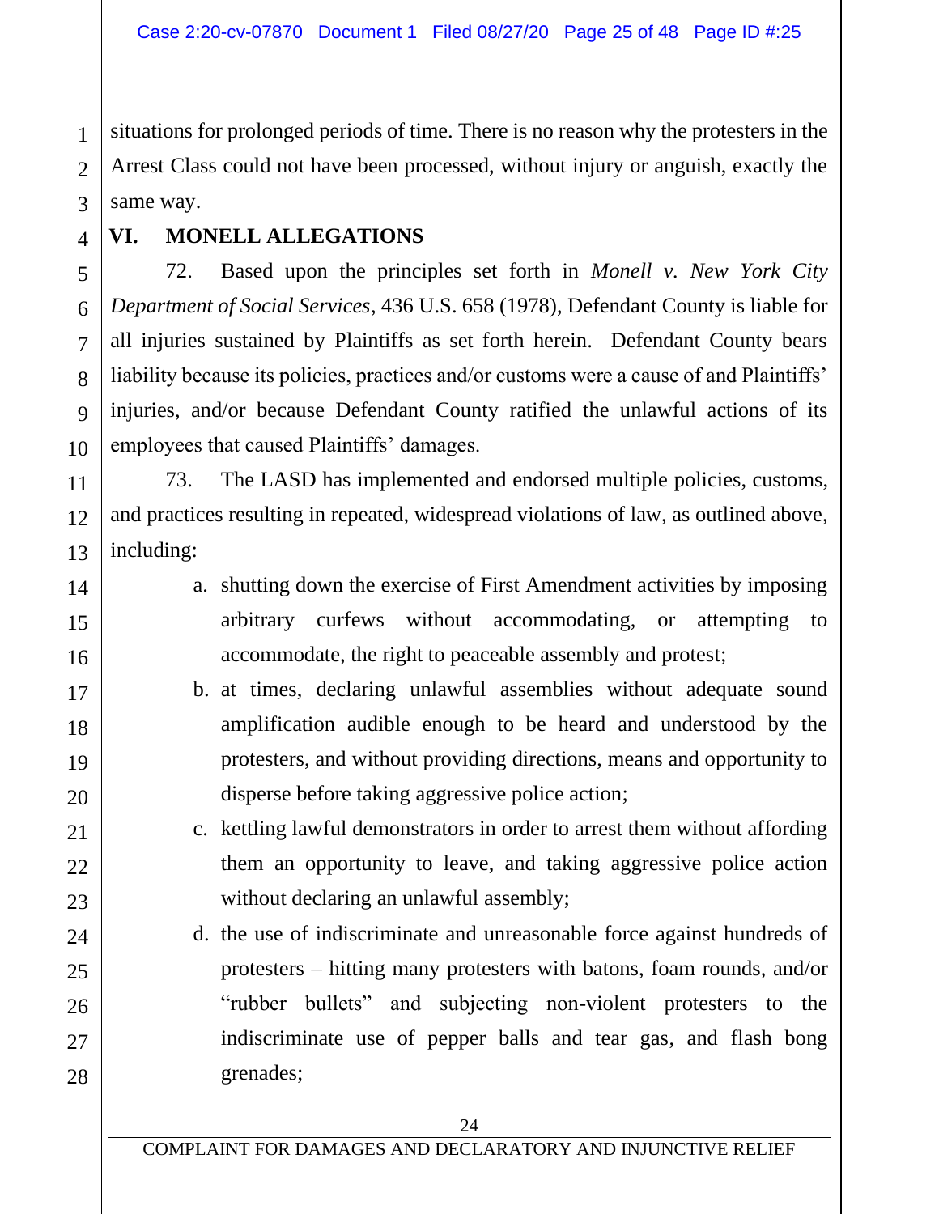situations for prolonged periods of time. There is no reason why the protesters in the Arrest Class could not have been processed, without injury or anguish, exactly the same way.

## VI. MONELL ALLEGATIONS

72. Based upon the principles set forth in *Monell v. New York City Department of Social Services*, 436 U.S. 658 (1978), Defendant County is liable for all injuries sustained by Plaintiffs as set forth herein. Defendant County bears liability because its policies, practices and/or customs were a cause of and Plaintiffs' injuries, and/or because Defendant County ratified the unlawful actions of its employees that caused Plaintiffs' damages.

73. The LASD has implemented and endorsed multiple policies, customs, and practices resulting in repeated, widespread violations of law, as outlined above, including:

a. shutting down the exercise of First Amendment activities by imposing arbitrary curfews without accommodating, or attempting to accommodate, the right to peaceable assembly and protest;

b. at times, declaring unlawful assemblies without adequate sound amplification audible enough to be heard and understood by the protesters, and without providing directions, means and opportunity to disperse before taking aggressive police action;

c. kettling lawful demonstrators in order to arrest them without affording them an opportunity to leave, and taking aggressive police action without declaring an unlawful assembly;

d. the use of indiscriminate and unreasonable force against hundreds of protesters – hitting many protesters with batons, foam rounds, and/or "rubber bullets" and subjecting non-violent protesters to the indiscriminate use of pepper balls and tear gas, and flash bong grenades;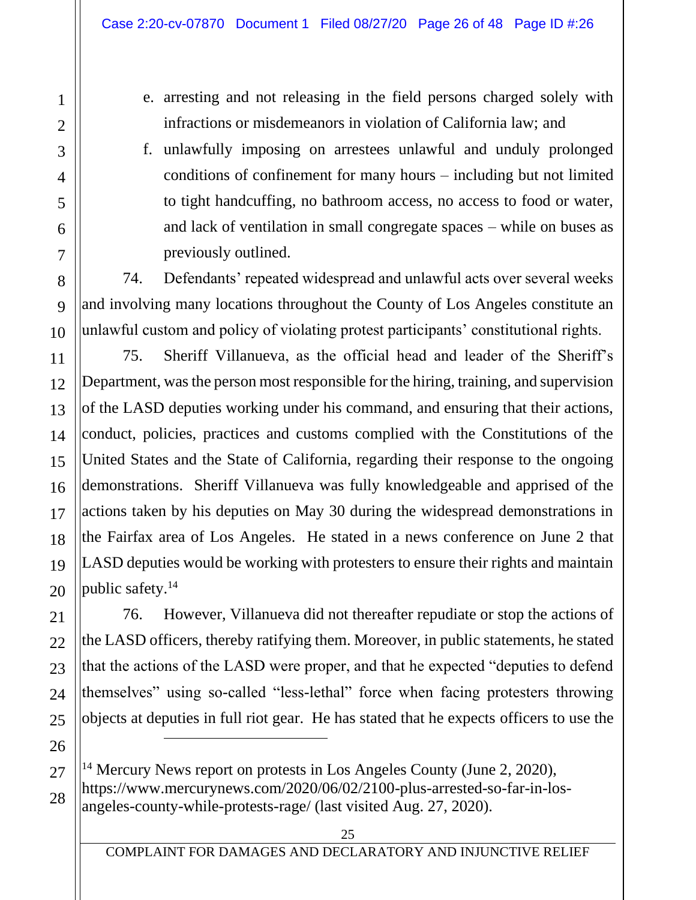e. arresting and not releasing in the field persons charged solely with infractions or misdemeanors in violation of California law; and

f. unlawfully imposing on arrestees unlawful and unduly prolonged conditions of confinement for many hours – including but not limited to tight handcuffing, no bathroom access, no access to food or water, and lack of ventilation in small congregate spaces – while on buses as previously outlined.

74. Defendants' repeated widespread and unlawful acts over several weeks and involving many locations throughout the County of Los Angeles constitute an unlawful custom and policy of violating protest participants' constitutional rights.

75. Sheriff Villanueva, as the official head and leader of the Sheriff's Department, was the person most responsible for the hiring, training, and supervision of the LASD deputies working under his command, and ensuring that their actions, conduct, policies, practices and customs complied with the Constitutions of the United States and the State of California, regarding their response to the ongoing demonstrations. Sheriff Villanueva was fully knowledgeable and apprised of the actions taken by his deputies on May 30 during the widespread demonstrations in the Fairfax area of Los Angeles. He stated in a news conference on June 2 that LASD deputies would be working with protesters to ensure their rights and maintain public safety.[14]

76. However, Villanueva did not thereafter repudiate or stop the actions of the LASD officers, thereby ratifying them. Moreover, in public statements, he stated that the actions of the LASD were proper, and that he expected "deputies to defend themselves" using so-called "less-lethal" force when facing protesters throwing objects at deputies in full riot gear. He has stated that he expects officers to use the

[14] Mercury News report on protests in Los Angeles County (June 2, 2020), https://www.mercurynews.com/2020/06/02/2100-plus-arrested-so-far-in-los-angeles-county-while-protests-rage/ (last visited Aug. 27, 2020).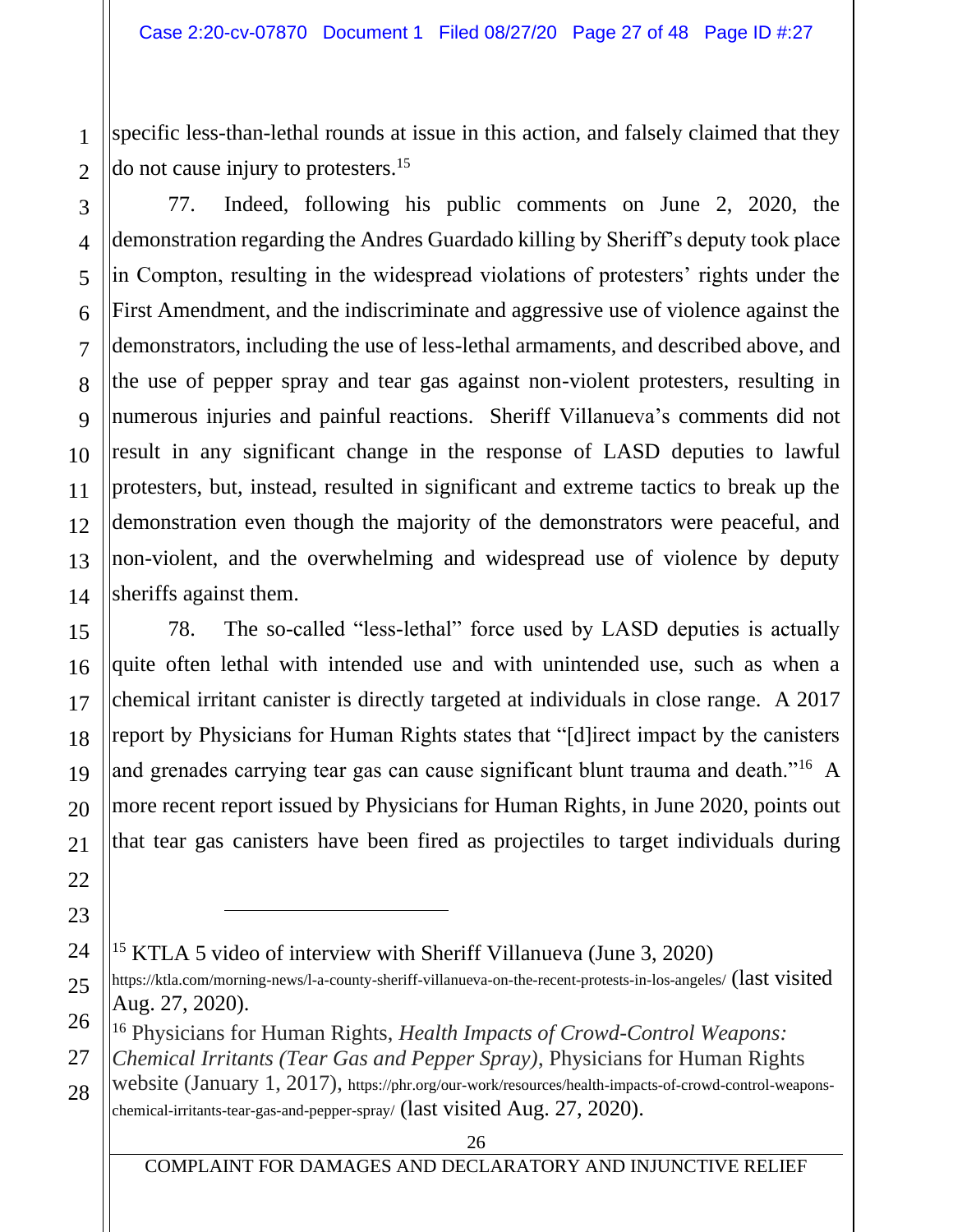specific less-than-lethal rounds at issue in this action, and falsely claimed that they do not cause injury to protesters.[15]

77. Indeed, following his public comments on June 2, 2020, the demonstration regarding the Andres Guardado killing by Sheriff's deputy took place in Compton, resulting in the widespread violations of protesters' rights under the First Amendment, and the indiscriminate and aggressive use of violence against the demonstrators, including the use of less-lethal armaments, and described above, and the use of pepper spray and tear gas against non-violent protesters, resulting in numerous injuries and painful reactions. Sheriff Villanueva's comments did not result in any significant change in the response of LASD deputies to lawful protesters, but, instead, resulted in significant and extreme tactics to break up the demonstration even though the majority of the demonstrators were peaceful, and non-violent, and the overwhelming and widespread use of violence by deputy sheriffs against them.

78. The so-called "less-lethal" force used by LASD deputies is actually quite often lethal with intended use and with unintended use, such as when a chemical irritant canister is directly targeted at individuals in close range. A 2017 report by Physicians for Human Rights states that "[d]irect impact by the canisters and grenades carrying tear gas can cause significant blunt trauma and death."[16] A more recent report issued by Physicians for Human Rights, in June 2020, points out that tear gas canisters have been fired as projectiles to target individuals during

---

[15] KTLA 5 video of interview with Sheriff Villanueva (June 3, 2020) https://ktla.com/morning-news/l-a-county-sheriff-villanueva-on-the-recent-protests-in-los-angeles/ (last visited Aug. 27, 2020).

[16] Physicians for Human Rights, *Health Impacts of Crowd-Control Weapons: Chemical Irritants (Tear Gas and Pepper Spray)*, Physicians for Human Rights website (January 1, 2017), https://phr.org/our-work/resources/health-impacts-of-crowd-control-weapons-chemical-irritants-tear-gas-and-pepper-spray/ (last visited Aug. 27, 2020).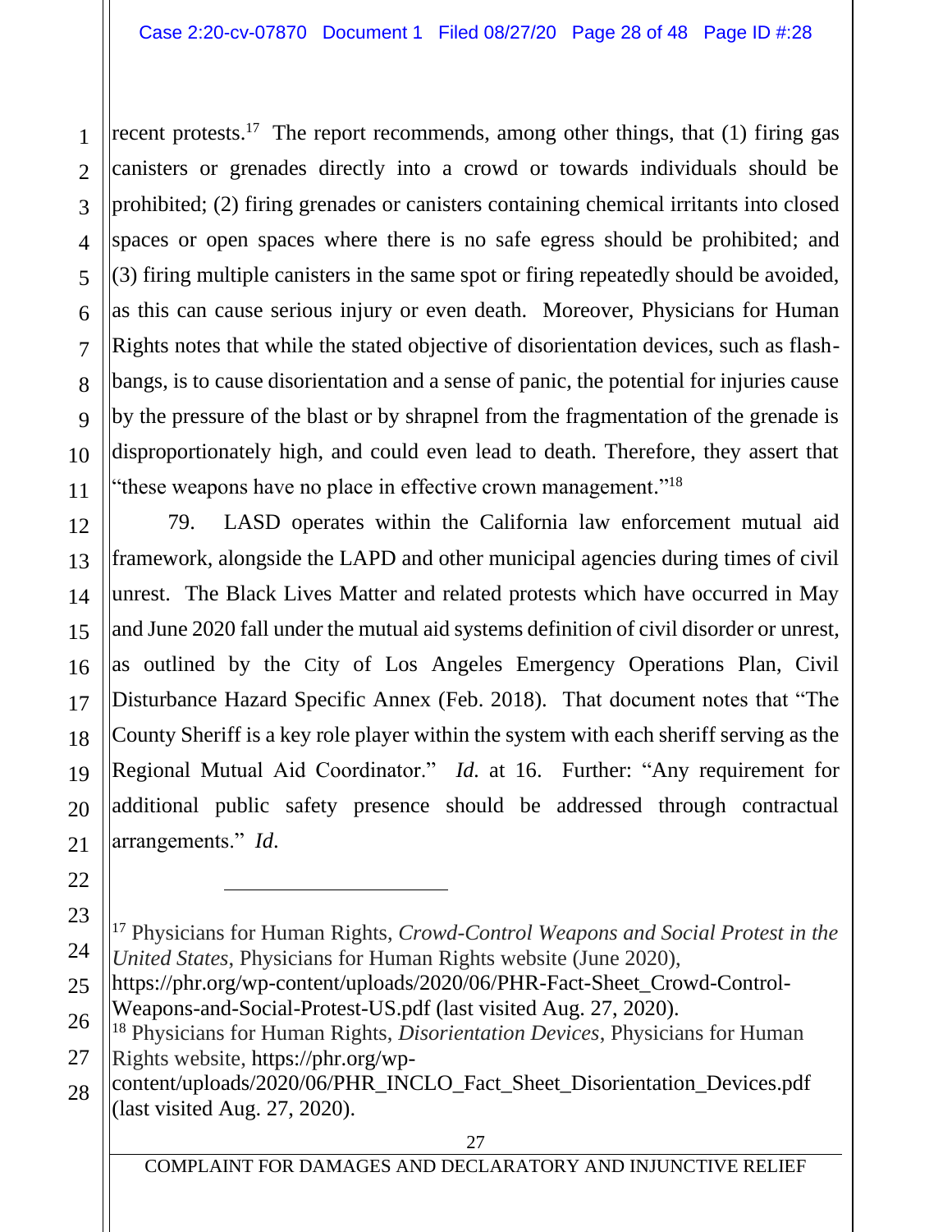recent protests.[17] The report recommends, among other things, that (1) firing gas canisters or grenades directly into a crowd or towards individuals should be prohibited; (2) firing grenades or canisters containing chemical irritants into closed spaces or open spaces where there is no safe egress should be prohibited; and (3) firing multiple canisters in the same spot or firing repeatedly should be avoided, as this can cause serious injury or even death. Moreover, Physicians for Human Rights notes that while the stated objective of disorientation devices, such as flash-bangs, is to cause disorientation and a sense of panic, the potential for injuries cause by the pressure of the blast or by shrapnel from the fragmentation of the grenade is disproportionately high, and could even lead to death. Therefore, they assert that "these weapons have no place in effective crown management."[18]

79. LASD operates within the California law enforcement mutual aid framework, alongside the LAPD and other municipal agencies during times of civil unrest. The Black Lives Matter and related protests which have occurred in May and June 2020 fall under the mutual aid systems definition of civil disorder or unrest, as outlined by the City of Los Angeles Emergency Operations Plan, Civil Disturbance Hazard Specific Annex (Feb. 2018). That document notes that "The County Sheriff is a key role player within the system with each sheriff serving as the Regional Mutual Aid Coordinator." *Id.* at 16. Further: "Any requirement for additional public safety presence should be addressed through contractual arrangements." *Id.*

---

[17] Physicians for Human Rights, *Crowd-Control Weapons and Social Protest in the United States*, Physicians for Human Rights website (June 2020), https://phr.org/wp-content/uploads/2020/06/PHR-Fact-Sheet_Crowd-Control-Weapons-and-Social-Protest-US.pdf (last visited Aug. 27, 2020).

[18] Physicians for Human Rights, *Disorientation Devices*, Physicians for Human Rights website, https://phr.org/wp-content/uploads/2020/06/PHR_INCLO_Fact_Sheet_Disorientation_Devices.pdf (last visited Aug. 27, 2020).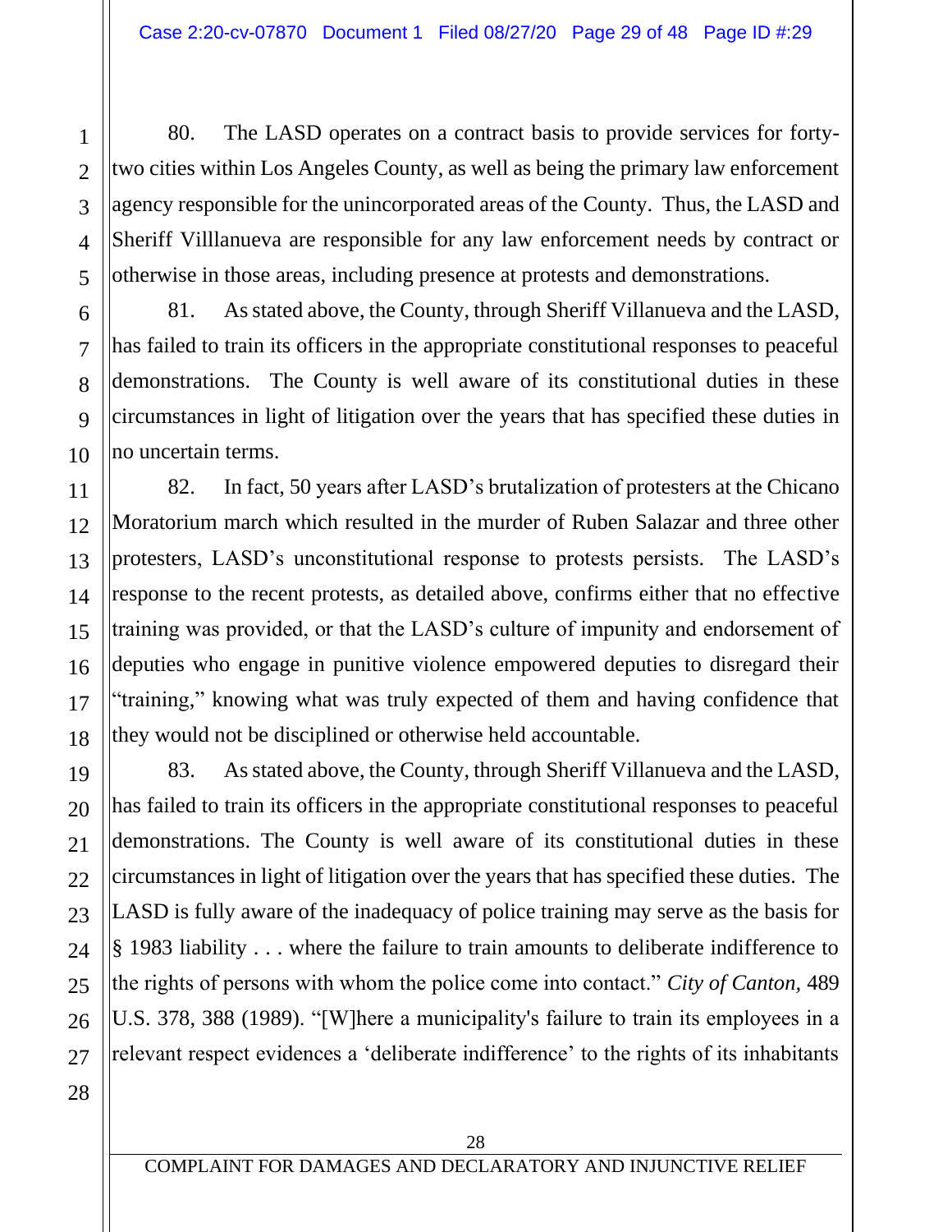80. The LASD operates on a contract basis to provide services for forty-two cities within Los Angeles County, as well as being the primary law enforcement agency responsible for the unincorporated areas of the County. Thus, the LASD and Sheriff Villlanueva are responsible for any law enforcement needs by contract or otherwise in those areas, including presence at protests and demonstrations.

81. As stated above, the County, through Sheriff Villanueva and the LASD, has failed to train its officers in the appropriate constitutional responses to peaceful demonstrations. The County is well aware of its constitutional duties in these circumstances in light of litigation over the years that has specified these duties in no uncertain terms.

82. In fact, 50 years after LASD's brutalization of protesters at the Chicano Moratorium march which resulted in the murder of Ruben Salazar and three other protesters, LASD's unconstitutional response to protests persists. The LASD's response to the recent protests, as detailed above, confirms either that no effective training was provided, or that the LASD's culture of impunity and endorsement of deputies who engage in punitive violence empowered deputies to disregard their "training," knowing what was truly expected of them and having confidence that they would not be disciplined or otherwise held accountable.

83. As stated above, the County, through Sheriff Villanueva and the LASD, has failed to train its officers in the appropriate constitutional responses to peaceful demonstrations. The County is well aware of its constitutional duties in these circumstances in light of litigation over the years that has specified these duties. The LASD is fully aware of the inadequacy of police training may serve as the basis for § 1983 liability . . . where the failure to train amounts to deliberate indifference to the rights of persons with whom the police come into contact." *City of Canton,* 489 U.S. 378, 388 (1989). "[W]here a municipality's failure to train its employees in a relevant respect evidences a 'deliberate indifference' to the rights of its inhabitants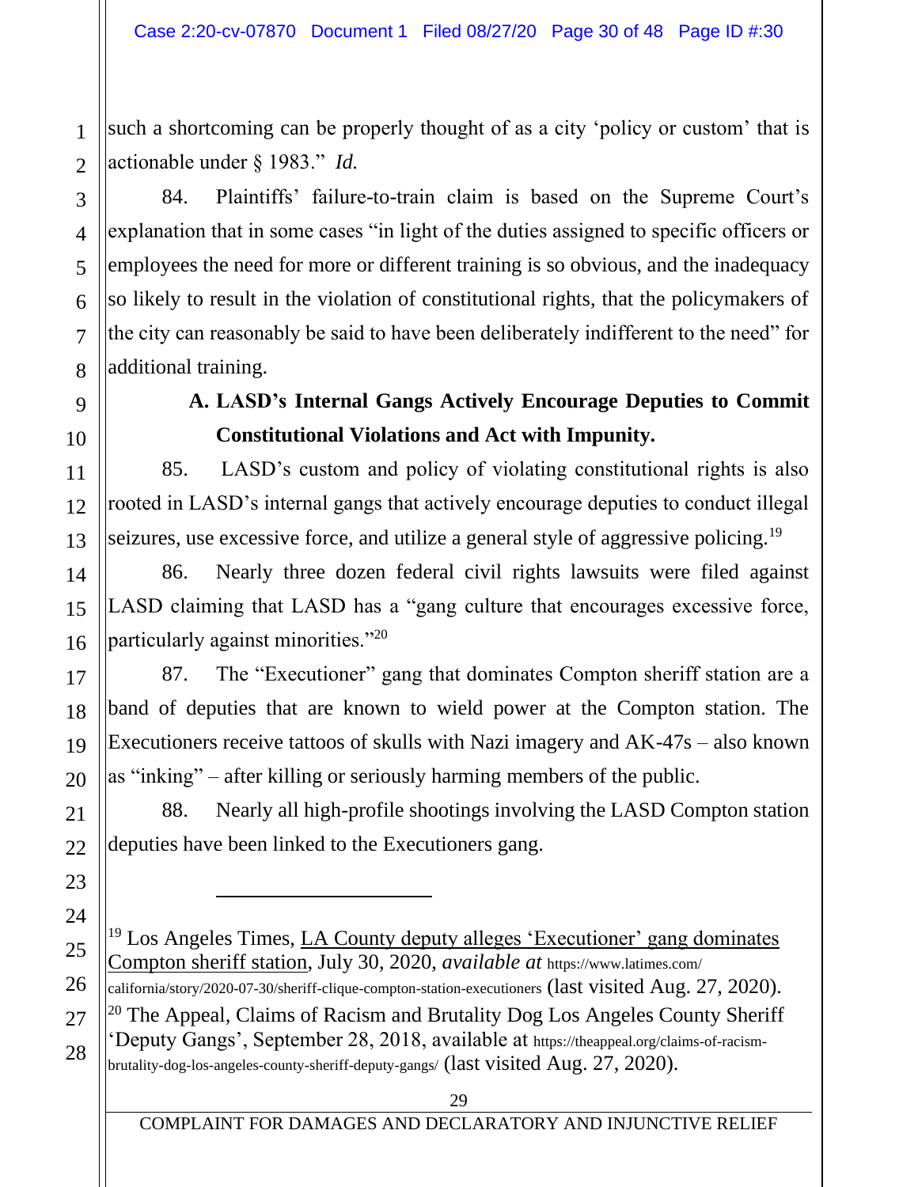such a shortcoming can be properly thought of as a city 'policy or custom' that is actionable under § 1983." *Id.*

84. Plaintiffs' failure-to-train claim is based on the Supreme Court's explanation that in some cases "in light of the duties assigned to specific officers or employees the need for more or different training is so obvious, and the inadequacy so likely to result in the violation of constitutional rights, that the policymakers of the city can reasonably be said to have been deliberately indifferent to the need" for additional training.

### A. LASD's Internal Gangs Actively Encourage Deputies to Commit Constitutional Violations and Act with Impunity.

85. LASD's custom and policy of violating constitutional rights is also rooted in LASD's internal gangs that actively encourage deputies to conduct illegal seizures, use excessive force, and utilize a general style of aggressive policing.[19]

86. Nearly three dozen federal civil rights lawsuits were filed against LASD claiming that LASD has a "gang culture that encourages excessive force, particularly against minorities."[20]

87. The "Executioner" gang that dominates Compton sheriff station are a band of deputies that are known to wield power at the Compton station. The Executioners receive tattoos of skulls with Nazi imagery and AK-47s – also known as "inking" – after killing or seriously harming members of the public.

88. Nearly all high-profile shootings involving the LASD Compton station deputies have been linked to the Executioners gang.

---

[19] Los Angeles Times, LA County deputy alleges 'Executioner' gang dominates Compton sheriff station, July 30, 2020, *available at* https://www.latimes.com/california/story/2020-07-30/sheriff-clique-compton-station-executioners (last visited Aug. 27, 2020).

[20] The Appeal, Claims of Racism and Brutality Dog Los Angeles County Sheriff 'Deputy Gangs', September 28, 2018, available at https://theappeal.org/claims-of-racism-brutality-dog-los-angeles-county-sheriff-deputy-gangs/ (last visited Aug. 27, 2020).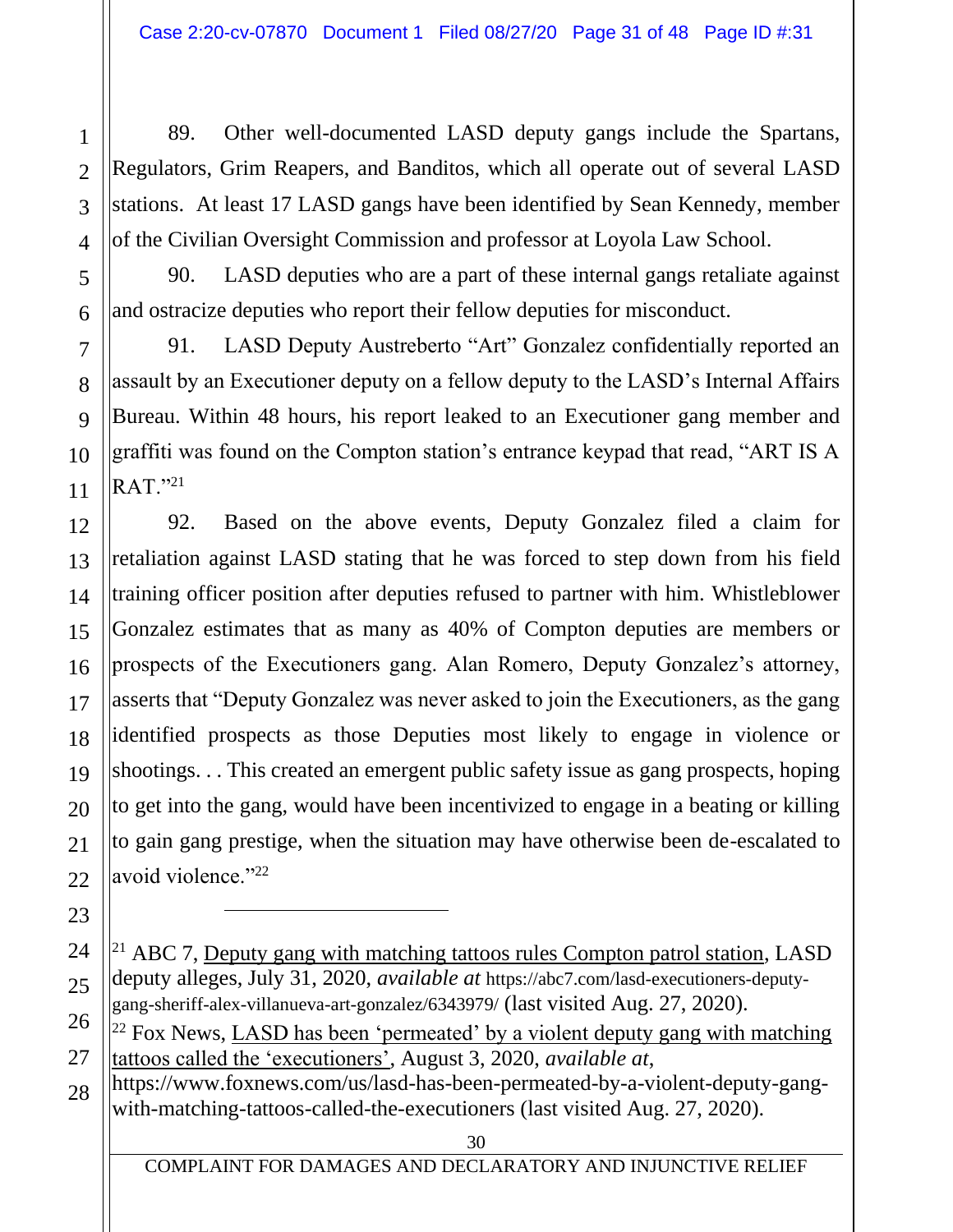89. Other well-documented LASD deputy gangs include the Spartans, Regulators, Grim Reapers, and Banditos, which all operate out of several LASD stations. At least 17 LASD gangs have been identified by Sean Kennedy, member of the Civilian Oversight Commission and professor at Loyola Law School.

90. LASD deputies who are a part of these internal gangs retaliate against and ostracize deputies who report their fellow deputies for misconduct.

91. LASD Deputy Austreberto "Art" Gonzalez confidentially reported an assault by an Executioner deputy on a fellow deputy to the LASD's Internal Affairs Bureau. Within 48 hours, his report leaked to an Executioner gang member and graffiti was found on the Compton station's entrance keypad that read, "ART IS A RAT."[21]

92. Based on the above events, Deputy Gonzalez filed a claim for retaliation against LASD stating that he was forced to step down from his field training officer position after deputies refused to partner with him. Whistleblower Gonzalez estimates that as many as 40% of Compton deputies are members or prospects of the Executioners gang. Alan Romero, Deputy Gonzalez's attorney, asserts that "Deputy Gonzalez was never asked to join the Executioners, as the gang identified prospects as those Deputies most likely to engage in violence or shootings. . . This created an emergent public safety issue as gang prospects, hoping to get into the gang, would have been incentivized to engage in a beating or killing to gain gang prestige, when the situation may have otherwise been de-escalated to avoid violence."[22]

---

[21] ABC 7, Deputy gang with matching tattoos rules Compton patrol station, LASD deputy alleges, July 31, 2020, *available at* https://abc7.com/lasd-executioners-deputy-gang-sheriff-alex-villanueva-art-gonzalez/6343979/ (last visited Aug. 27, 2020).

[22] Fox News, LASD has been 'permeated' by a violent deputy gang with matching tattoos called the 'executioners', August 3, 2020, *available at*, https://www.foxnews.com/us/lasd-has-been-permeated-by-a-violent-deputy-gang-with-matching-tattoos-called-the-executioners (last visited Aug. 27, 2020).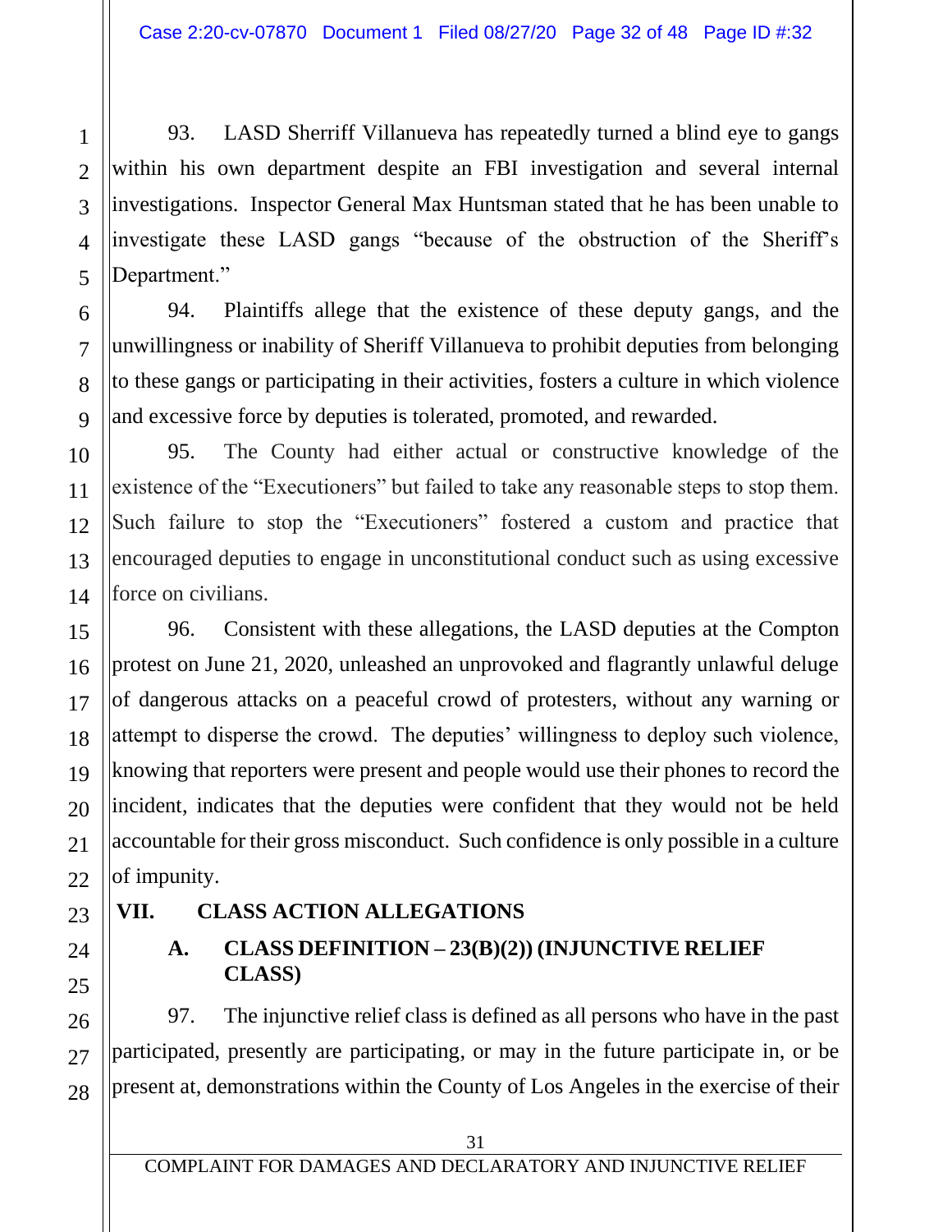93. LASD Sherriff Villanueva has repeatedly turned a blind eye to gangs within his own department despite an FBI investigation and several internal investigations. Inspector General Max Huntsman stated that he has been unable to investigate these LASD gangs "because of the obstruction of the Sheriff's Department."

94. Plaintiffs allege that the existence of these deputy gangs, and the unwillingness or inability of Sheriff Villanueva to prohibit deputies from belonging to these gangs or participating in their activities, fosters a culture in which violence and excessive force by deputies is tolerated, promoted, and rewarded.

95. The County had either actual or constructive knowledge of the existence of the "Executioners" but failed to take any reasonable steps to stop them. Such failure to stop the "Executioners" fostered a custom and practice that encouraged deputies to engage in unconstitutional conduct such as using excessive force on civilians.

96. Consistent with these allegations, the LASD deputies at the Compton protest on June 21, 2020, unleashed an unprovoked and flagrantly unlawful deluge of dangerous attacks on a peaceful crowd of protesters, without any warning or attempt to disperse the crowd. The deputies' willingness to deploy such violence, knowing that reporters were present and people would use their phones to record the incident, indicates that the deputies were confident that they would not be held accountable for their gross misconduct. Such confidence is only possible in a culture of impunity.

## VII. CLASS ACTION ALLEGATIONS

### A. CLASS DEFINITION – 23(B)(2)) (INJUNCTIVE RELIEF CLASS)

97. The injunctive relief class is defined as all persons who have in the past participated, presently are participating, or may in the future participate in, or be present at, demonstrations within the County of Los Angeles in the exercise of their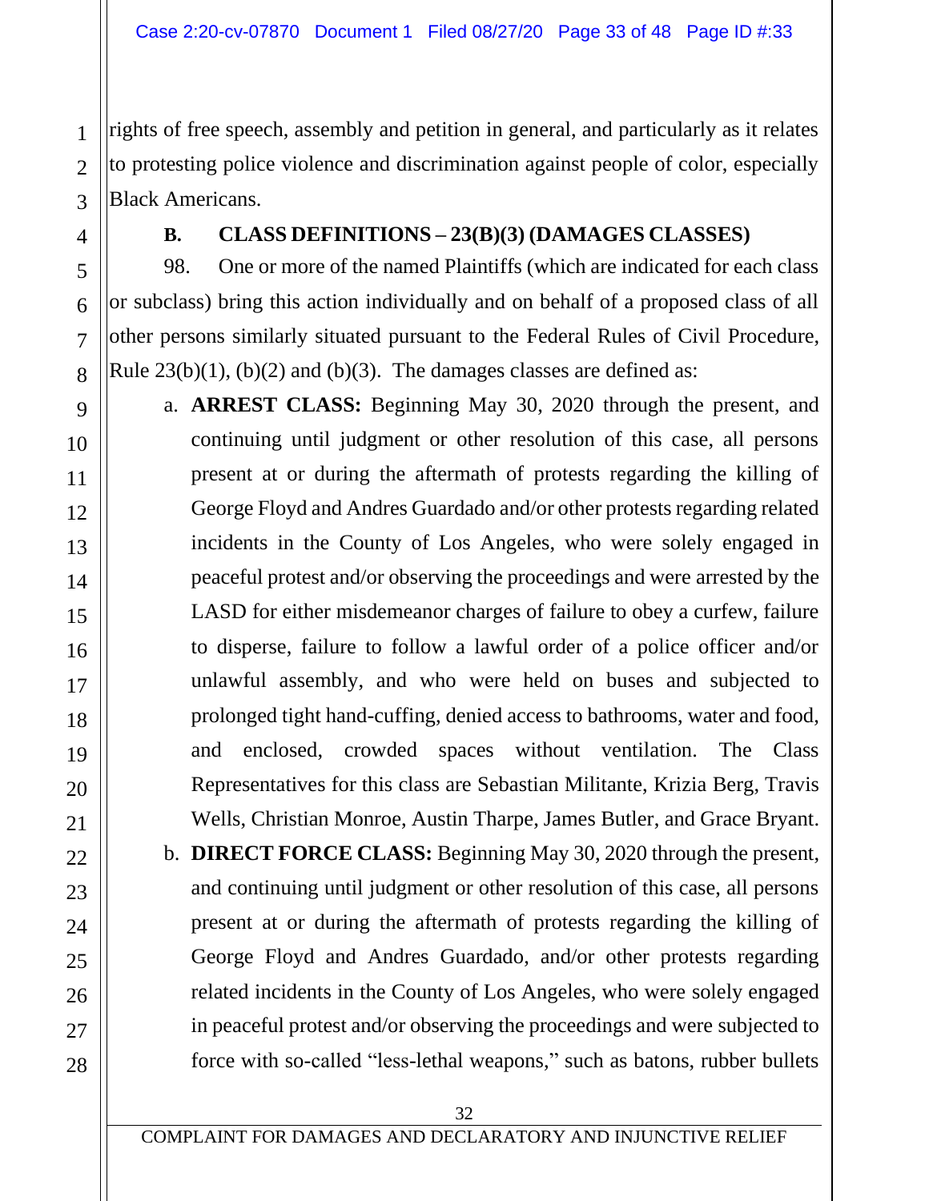rights of free speech, assembly and petition in general, and particularly as it relates to protesting police violence and discrimination against people of color, especially Black Americans.

### B. CLASS DEFINITIONS – 23(B)(3) (DAMAGES CLASSES)

98. One or more of the named Plaintiffs (which are indicated for each class or subclass) bring this action individually and on behalf of a proposed class of all other persons similarly situated pursuant to the Federal Rules of Civil Procedure, Rule 23(b)(1), (b)(2) and (b)(3). The damages classes are defined as:

a. **ARREST CLASS:** Beginning May 30, 2020 through the present, and continuing until judgment or other resolution of this case, all persons present at or during the aftermath of protests regarding the killing of George Floyd and Andres Guardado and/or other protests regarding related incidents in the County of Los Angeles, who were solely engaged in peaceful protest and/or observing the proceedings and were arrested by the LASD for either misdemeanor charges of failure to obey a curfew, failure to disperse, failure to follow a lawful order of a police officer and/or unlawful assembly, and who were held on buses and subjected to prolonged tight hand-cuffing, denied access to bathrooms, water and food, and enclosed, crowded spaces without ventilation. The Class Representatives for this class are Sebastian Militante, Krizia Berg, Travis Wells, Christian Monroe, Austin Tharpe, James Butler, and Grace Bryant.

b. **DIRECT FORCE CLASS:** Beginning May 30, 2020 through the present, and continuing until judgment or other resolution of this case, all persons present at or during the aftermath of protests regarding the killing of George Floyd and Andres Guardado, and/or other protests regarding related incidents in the County of Los Angeles, who were solely engaged in peaceful protest and/or observing the proceedings and were subjected to force with so-called "less-lethal weapons," such as batons, rubber bullets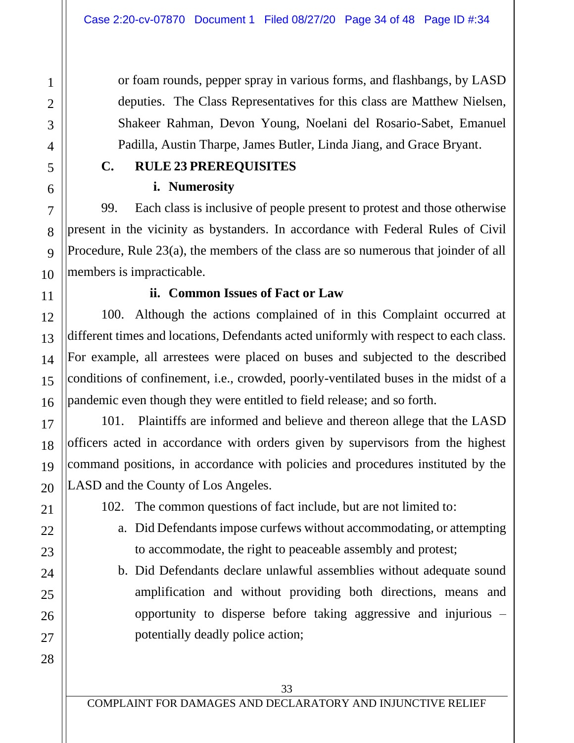or foam rounds, pepper spray in various forms, and flashbangs, by LASD deputies. The Class Representatives for this class are Matthew Nielsen, Shakeer Rahman, Devon Young, Noelani del Rosario-Sabet, Emanuel Padilla, Austin Tharpe, James Butler, Linda Jiang, and Grace Bryant.

### C. RULE 23 PREREQUISITES

#### i. Numerosity

99. Each class is inclusive of people present to protest and those otherwise present in the vicinity as bystanders. In accordance with Federal Rules of Civil Procedure, Rule 23(a), the members of the class are so numerous that joinder of all members is impracticable.

#### ii. Common Issues of Fact or Law

100. Although the actions complained of in this Complaint occurred at different times and locations, Defendants acted uniformly with respect to each class. For example, all arrestees were placed on buses and subjected to the described conditions of confinement, i.e., crowded, poorly-ventilated buses in the midst of a pandemic even though they were entitled to field release; and so forth.

101. Plaintiffs are informed and believe and thereon allege that the LASD officers acted in accordance with orders given by supervisors from the highest command positions, in accordance with policies and procedures instituted by the LASD and the County of Los Angeles.

102. The common questions of fact include, but are not limited to:

a. Did Defendants impose curfews without accommodating, or attempting to accommodate, the right to peaceable assembly and protest;

b. Did Defendants declare unlawful assemblies without adequate sound amplification and without providing both directions, means and opportunity to disperse before taking aggressive and injurious – potentially deadly police action;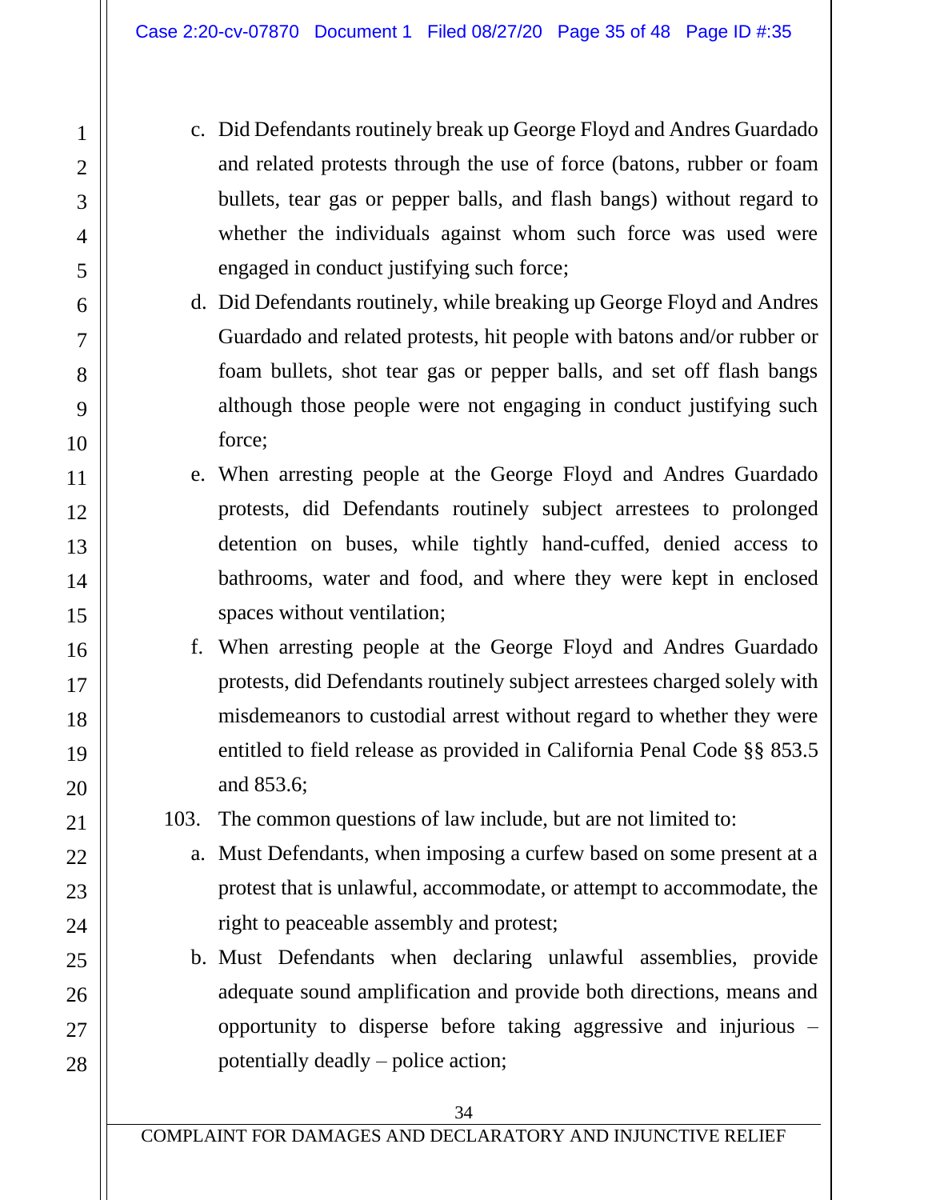c. Did Defendants routinely break up George Floyd and Andres Guardado and related protests through the use of force (batons, rubber or foam bullets, tear gas or pepper balls, and flash bangs) without regard to whether the individuals against whom such force was used were engaged in conduct justifying such force;

d. Did Defendants routinely, while breaking up George Floyd and Andres Guardado and related protests, hit people with batons and/or rubber or foam bullets, shot tear gas or pepper balls, and set off flash bangs although those people were not engaging in conduct justifying such force;

e. When arresting people at the George Floyd and Andres Guardado protests, did Defendants routinely subject arrestees to prolonged detention on buses, while tightly hand-cuffed, denied access to bathrooms, water and food, and where they were kept in enclosed spaces without ventilation;

f. When arresting people at the George Floyd and Andres Guardado protests, did Defendants routinely subject arrestees charged solely with misdemeanors to custodial arrest without regard to whether they were entitled to field release as provided in California Penal Code §§ 853.5 and 853.6;

103. The common questions of law include, but are not limited to:

a. Must Defendants, when imposing a curfew based on some present at a protest that is unlawful, accommodate, or attempt to accommodate, the right to peaceable assembly and protest;

b. Must Defendants when declaring unlawful assemblies, provide adequate sound amplification and provide both directions, means and opportunity to disperse before taking aggressive and injurious – potentially deadly – police action;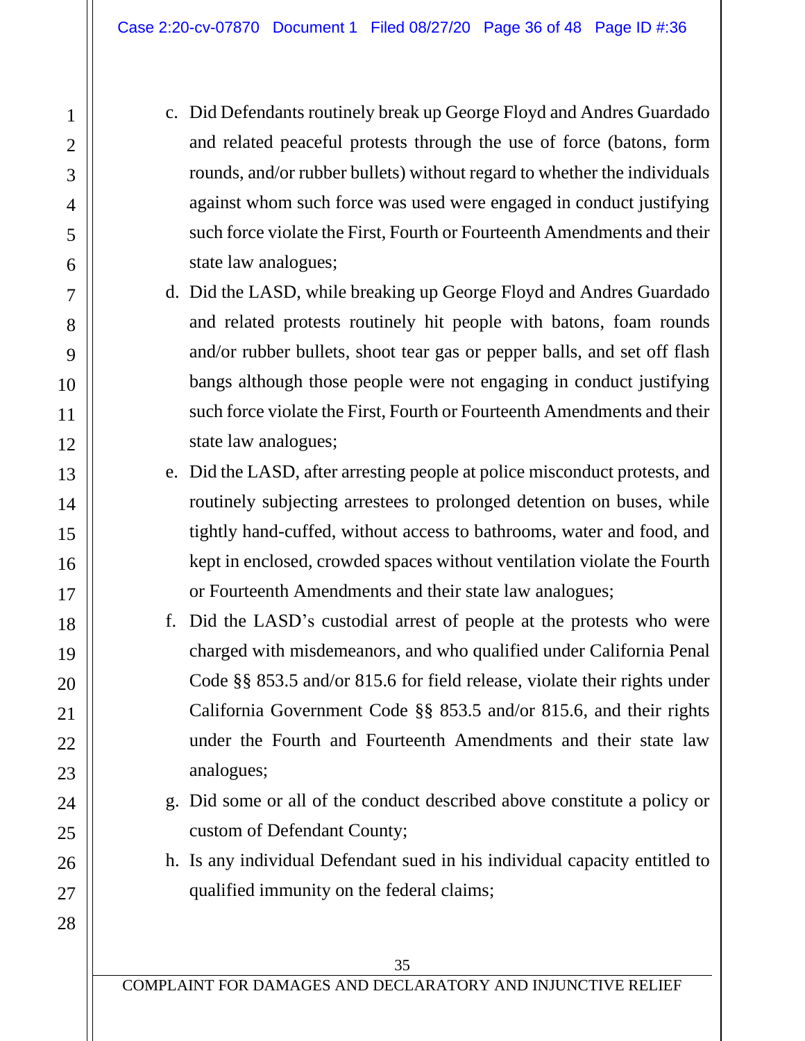c. Did Defendants routinely break up George Floyd and Andres Guardado and related peaceful protests through the use of force (batons, form rounds, and/or rubber bullets) without regard to whether the individuals against whom such force was used were engaged in conduct justifying such force violate the First, Fourth or Fourteenth Amendments and their state law analogues;

d. Did the LASD, while breaking up George Floyd and Andres Guardado and related protests routinely hit people with batons, foam rounds and/or rubber bullets, shoot tear gas or pepper balls, and set off flash bangs although those people were not engaging in conduct justifying such force violate the First, Fourth or Fourteenth Amendments and their state law analogues;

e. Did the LASD, after arresting people at police misconduct protests, and routinely subjecting arrestees to prolonged detention on buses, while tightly hand-cuffed, without access to bathrooms, water and food, and kept in enclosed, crowded spaces without ventilation violate the Fourth or Fourteenth Amendments and their state law analogues;

f. Did the LASD's custodial arrest of people at the protests who were charged with misdemeanors, and who qualified under California Penal Code §§ 853.5 and/or 815.6 for field release, violate their rights under California Government Code §§ 853.5 and/or 815.6, and their rights under the Fourth and Fourteenth Amendments and their state law analogues;

g. Did some or all of the conduct described above constitute a policy or custom of Defendant County;

h. Is any individual Defendant sued in his individual capacity entitled to qualified immunity on the federal claims;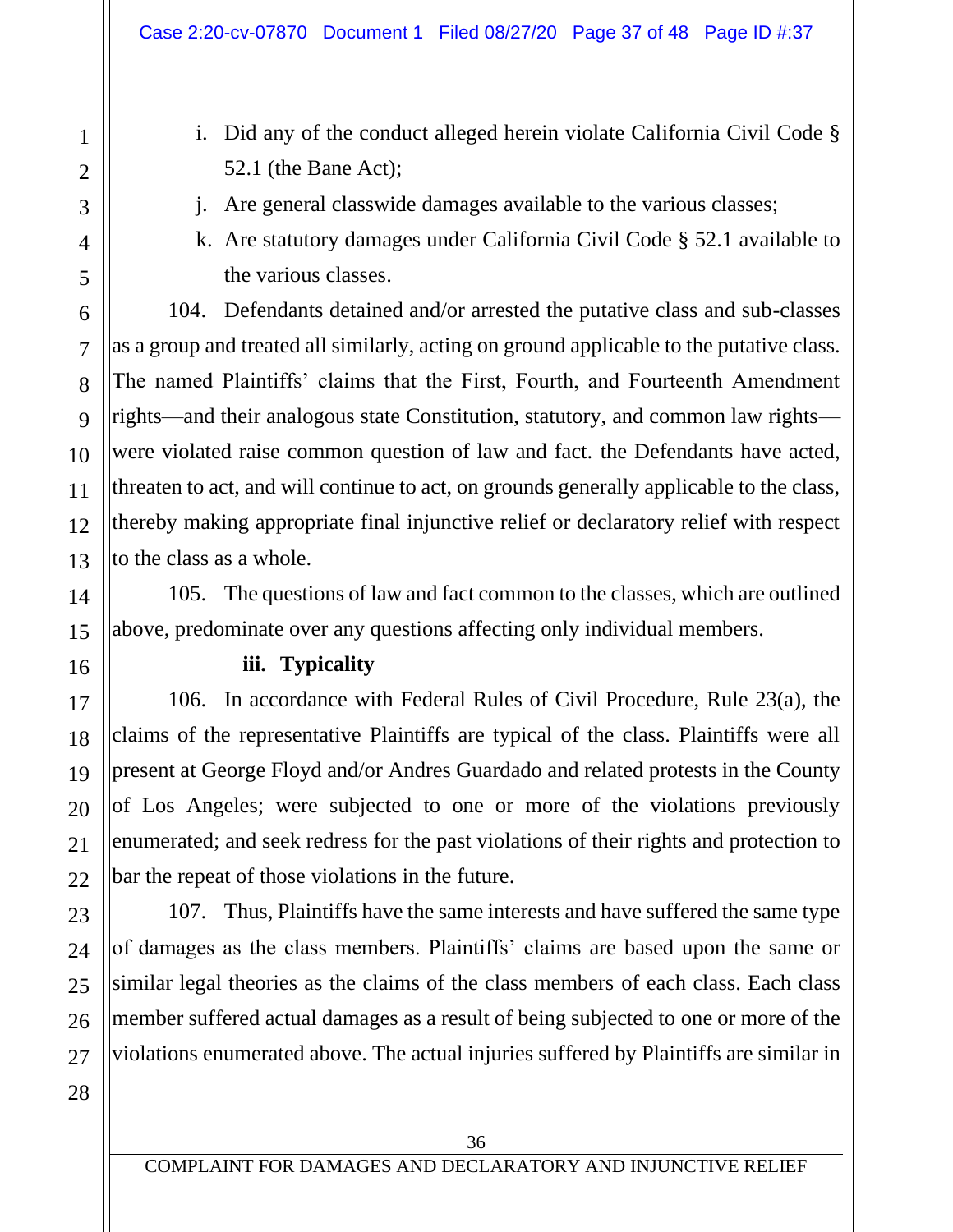i. Did any of the conduct alleged herein violate California Civil Code § 52.1 (the Bane Act);

j. Are general classwide damages available to the various classes;

k. Are statutory damages under California Civil Code § 52.1 available to the various classes.

104. Defendants detained and/or arrested the putative class and sub-classes as a group and treated all similarly, acting on ground applicable to the putative class. The named Plaintiffs' claims that the First, Fourth, and Fourteenth Amendment rights—and their analogous state Constitution, statutory, and common law rights—were violated raise common question of law and fact. the Defendants have acted, threaten to act, and will continue to act, on grounds generally applicable to the class, thereby making appropriate final injunctive relief or declaratory relief with respect to the class as a whole.

105. The questions of law and fact common to the classes, which are outlined above, predominate over any questions affecting only individual members.

**iii. Typicality**

106. In accordance with Federal Rules of Civil Procedure, Rule 23(a), the claims of the representative Plaintiffs are typical of the class. Plaintiffs were all present at George Floyd and/or Andres Guardado and related protests in the County of Los Angeles; were subjected to one or more of the violations previously enumerated; and seek redress for the past violations of their rights and protection to bar the repeat of those violations in the future.

107. Thus, Plaintiffs have the same interests and have suffered the same type of damages as the class members. Plaintiffs' claims are based upon the same or similar legal theories as the claims of the class members of each class. Each class member suffered actual damages as a result of being subjected to one or more of the violations enumerated above. The actual injuries suffered by Plaintiffs are similar in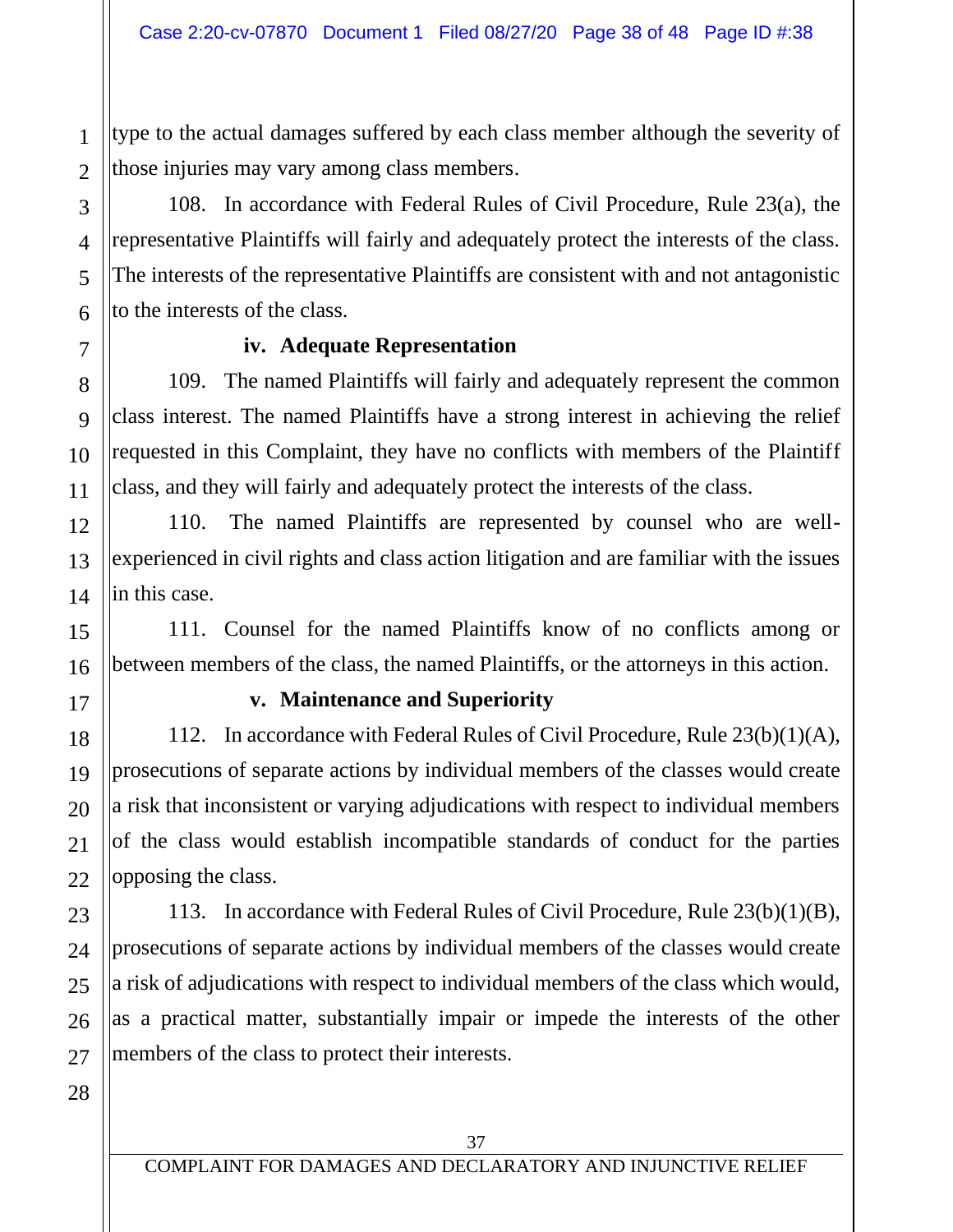type to the actual damages suffered by each class member although the severity of those injuries may vary among class members.

108. In accordance with Federal Rules of Civil Procedure, Rule 23(a), the representative Plaintiffs will fairly and adequately protect the interests of the class. The interests of the representative Plaintiffs are consistent with and not antagonistic to the interests of the class.

**iv. Adequate Representation**

109. The named Plaintiffs will fairly and adequately represent the common class interest. The named Plaintiffs have a strong interest in achieving the relief requested in this Complaint, they have no conflicts with members of the Plaintiff class, and they will fairly and adequately protect the interests of the class.

110. The named Plaintiffs are represented by counsel who are well-experienced in civil rights and class action litigation and are familiar with the issues in this case.

111. Counsel for the named Plaintiffs know of no conflicts among or between members of the class, the named Plaintiffs, or the attorneys in this action.

**v. Maintenance and Superiority**

112. In accordance with Federal Rules of Civil Procedure, Rule 23(b)(1)(A), prosecutions of separate actions by individual members of the classes would create a risk that inconsistent or varying adjudications with respect to individual members of the class would establish incompatible standards of conduct for the parties opposing the class.

113. In accordance with Federal Rules of Civil Procedure, Rule 23(b)(1)(B), prosecutions of separate actions by individual members of the classes would create a risk of adjudications with respect to individual members of the class which would, as a practical matter, substantially impair or impede the interests of the other members of the class to protect their interests.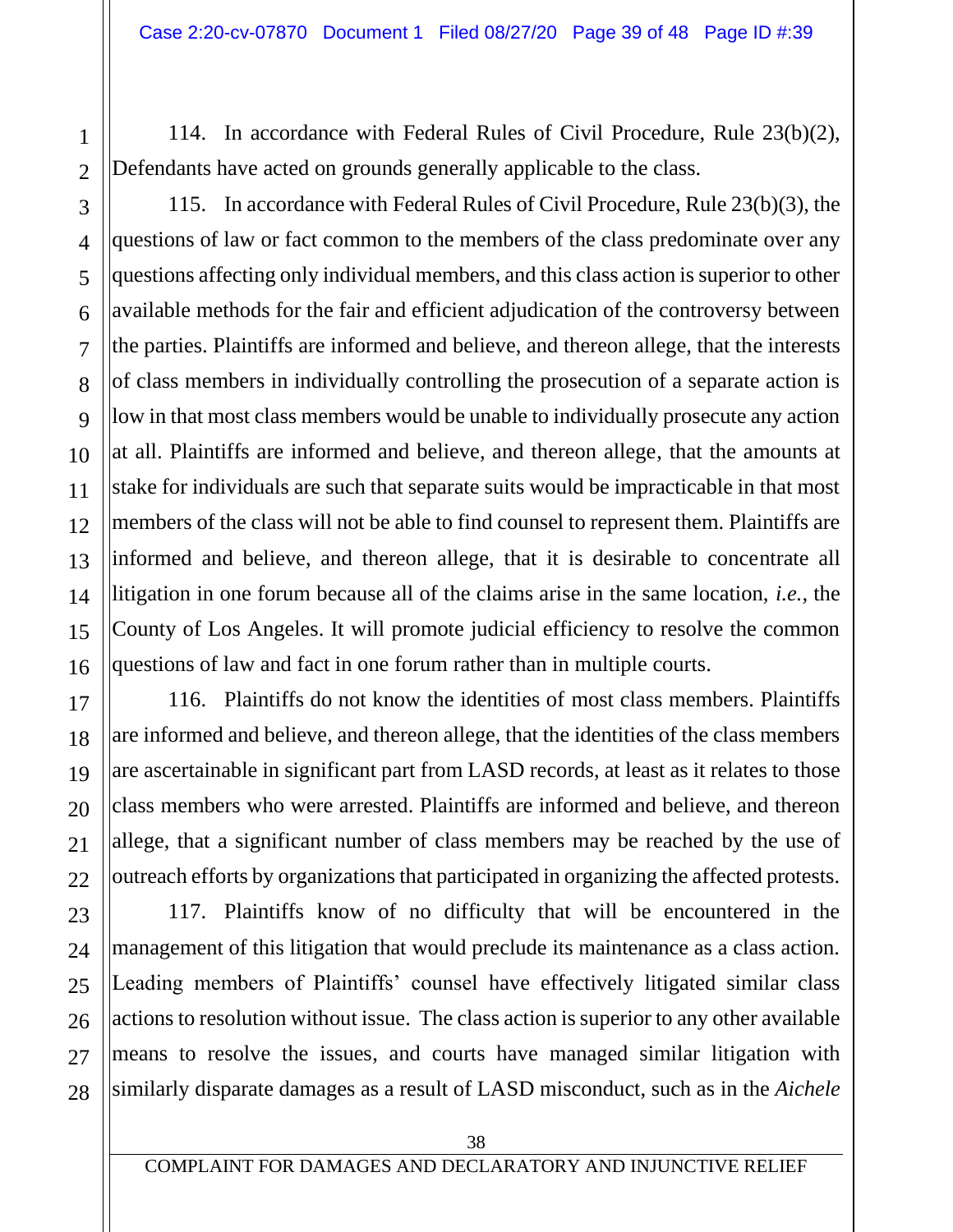114. In accordance with Federal Rules of Civil Procedure, Rule 23(b)(2), Defendants have acted on grounds generally applicable to the class.

115. In accordance with Federal Rules of Civil Procedure, Rule 23(b)(3), the questions of law or fact common to the members of the class predominate over any questions affecting only individual members, and this class action is superior to other available methods for the fair and efficient adjudication of the controversy between the parties. Plaintiffs are informed and believe, and thereon allege, that the interests of class members in individually controlling the prosecution of a separate action is low in that most class members would be unable to individually prosecute any action at all. Plaintiffs are informed and believe, and thereon allege, that the amounts at stake for individuals are such that separate suits would be impracticable in that most members of the class will not be able to find counsel to represent them. Plaintiffs are informed and believe, and thereon allege, that it is desirable to concentrate all litigation in one forum because all of the claims arise in the same location, *i.e.*, the County of Los Angeles. It will promote judicial efficiency to resolve the common questions of law and fact in one forum rather than in multiple courts.

116. Plaintiffs do not know the identities of most class members. Plaintiffs are informed and believe, and thereon allege, that the identities of the class members are ascertainable in significant part from LASD records, at least as it relates to those class members who were arrested. Plaintiffs are informed and believe, and thereon allege, that a significant number of class members may be reached by the use of outreach efforts by organizations that participated in organizing the affected protests.

117. Plaintiffs know of no difficulty that will be encountered in the management of this litigation that would preclude its maintenance as a class action. Leading members of Plaintiffs' counsel have effectively litigated similar class actions to resolution without issue. The class action is superior to any other available means to resolve the issues, and courts have managed similar litigation with similarly disparate damages as a result of LASD misconduct, such as in the *Aichele*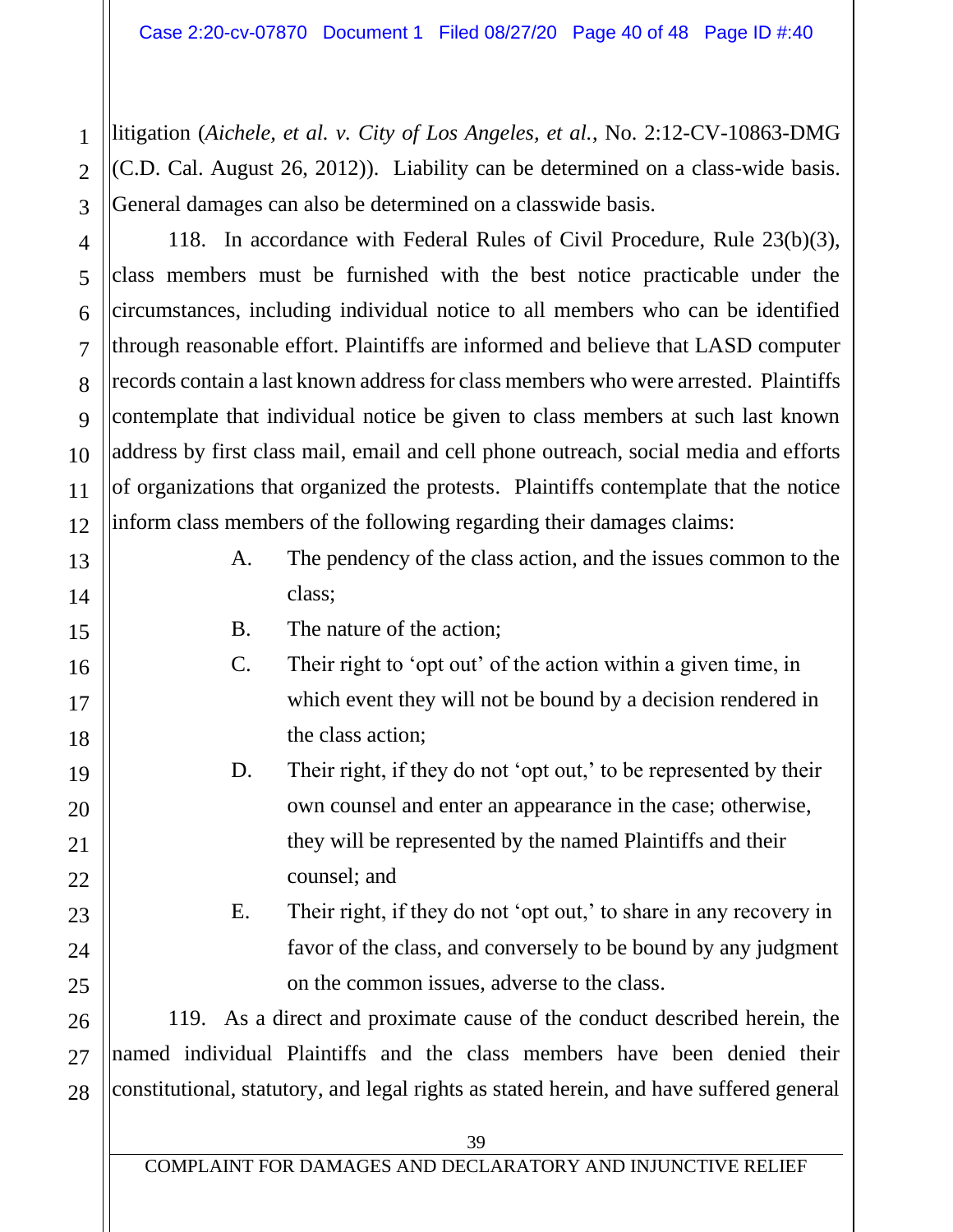litigation (*Aichele, et al. v. City of Los Angeles, et al.*, No. 2:12-CV-10863-DMG (C.D. Cal. August 26, 2012)). Liability can be determined on a class-wide basis. General damages can also be determined on a classwide basis.

118. In accordance with Federal Rules of Civil Procedure, Rule 23(b)(3), class members must be furnished with the best notice practicable under the circumstances, including individual notice to all members who can be identified through reasonable effort. Plaintiffs are informed and believe that LASD computer records contain a last known address for class members who were arrested. Plaintiffs contemplate that individual notice be given to class members at such last known address by first class mail, email and cell phone outreach, social media and efforts of organizations that organized the protests. Plaintiffs contemplate that the notice inform class members of the following regarding their damages claims:

A. The pendency of the class action, and the issues common to the class;

B. The nature of the action;

C. Their right to 'opt out' of the action within a given time, in which event they will not be bound by a decision rendered in the class action;

D. Their right, if they do not 'opt out,' to be represented by their own counsel and enter an appearance in the case; otherwise, they will be represented by the named Plaintiffs and their counsel; and

E. Their right, if they do not 'opt out,' to share in any recovery in favor of the class, and conversely to be bound by any judgment on the common issues, adverse to the class.

119. As a direct and proximate cause of the conduct described herein, the named individual Plaintiffs and the class members have been denied their constitutional, statutory, and legal rights as stated herein, and have suffered general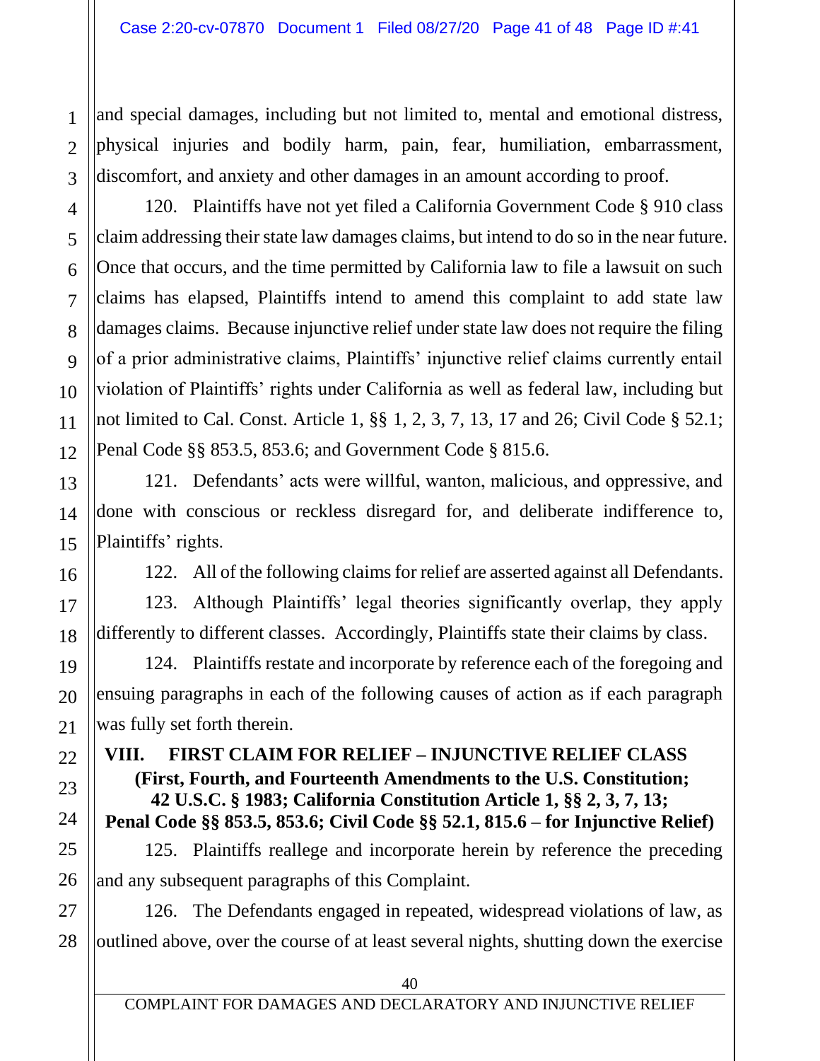and special damages, including but not limited to, mental and emotional distress, physical injuries and bodily harm, pain, fear, humiliation, embarrassment, discomfort, and anxiety and other damages in an amount according to proof.

120. Plaintiffs have not yet filed a California Government Code § 910 class claim addressing their state law damages claims, but intend to do so in the near future. Once that occurs, and the time permitted by California law to file a lawsuit on such claims has elapsed, Plaintiffs intend to amend this complaint to add state law damages claims. Because injunctive relief under state law does not require the filing of a prior administrative claims, Plaintiffs' injunctive relief claims currently entail violation of Plaintiffs' rights under California as well as federal law, including but not limited to Cal. Const. Article 1, §§ 1, 2, 3, 7, 13, 17 and 26; Civil Code § 52.1; Penal Code §§ 853.5, 853.6; and Government Code § 815.6.

121. Defendants' acts were willful, wanton, malicious, and oppressive, and done with conscious or reckless disregard for, and deliberate indifference to, Plaintiffs' rights.

122. All of the following claims for relief are asserted against all Defendants.

123. Although Plaintiffs' legal theories significantly overlap, they apply differently to different classes. Accordingly, Plaintiffs state their claims by class.

124. Plaintiffs restate and incorporate by reference each of the foregoing and ensuing paragraphs in each of the following causes of action as if each paragraph was fully set forth therein.

## VIII. FIRST CLAIM FOR RELIEF – INJUNCTIVE RELIEF CLASS

**(First, Fourth, and Fourteenth Amendments to the U.S. Constitution; 42 U.S.C. § 1983; California Constitution Article 1, §§ 2, 3, 7, 13; Penal Code §§ 853.5, 853.6; Civil Code §§ 52.1, 815.6 – for Injunctive Relief)**

125. Plaintiffs reallege and incorporate herein by reference the preceding and any subsequent paragraphs of this Complaint.

126. The Defendants engaged in repeated, widespread violations of law, as outlined above, over the course of at least several nights, shutting down the exercise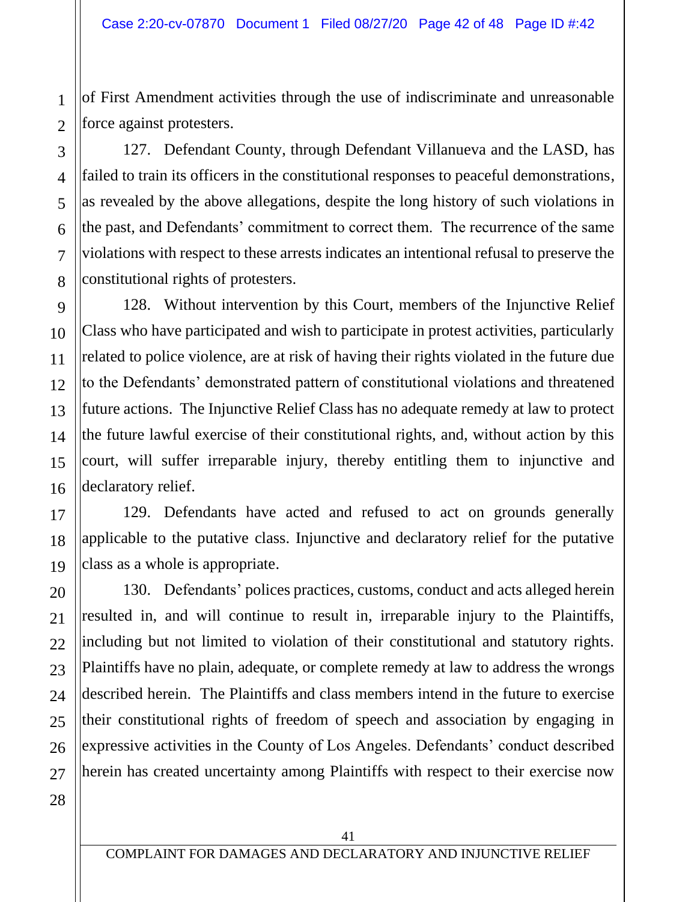of First Amendment activities through the use of indiscriminate and unreasonable force against protesters.

127. Defendant County, through Defendant Villanueva and the LASD, has failed to train its officers in the constitutional responses to peaceful demonstrations, as revealed by the above allegations, despite the long history of such violations in the past, and Defendants' commitment to correct them. The recurrence of the same violations with respect to these arrests indicates an intentional refusal to preserve the constitutional rights of protesters.

128. Without intervention by this Court, members of the Injunctive Relief Class who have participated and wish to participate in protest activities, particularly related to police violence, are at risk of having their rights violated in the future due to the Defendants' demonstrated pattern of constitutional violations and threatened future actions. The Injunctive Relief Class has no adequate remedy at law to protect the future lawful exercise of their constitutional rights, and, without action by this court, will suffer irreparable injury, thereby entitling them to injunctive and declaratory relief.

129. Defendants have acted and refused to act on grounds generally applicable to the putative class. Injunctive and declaratory relief for the putative class as a whole is appropriate.

130. Defendants' polices practices, customs, conduct and acts alleged herein resulted in, and will continue to result in, irreparable injury to the Plaintiffs, including but not limited to violation of their constitutional and statutory rights. Plaintiffs have no plain, adequate, or complete remedy at law to address the wrongs described herein. The Plaintiffs and class members intend in the future to exercise their constitutional rights of freedom of speech and association by engaging in expressive activities in the County of Los Angeles. Defendants' conduct described herein has created uncertainty among Plaintiffs with respect to their exercise now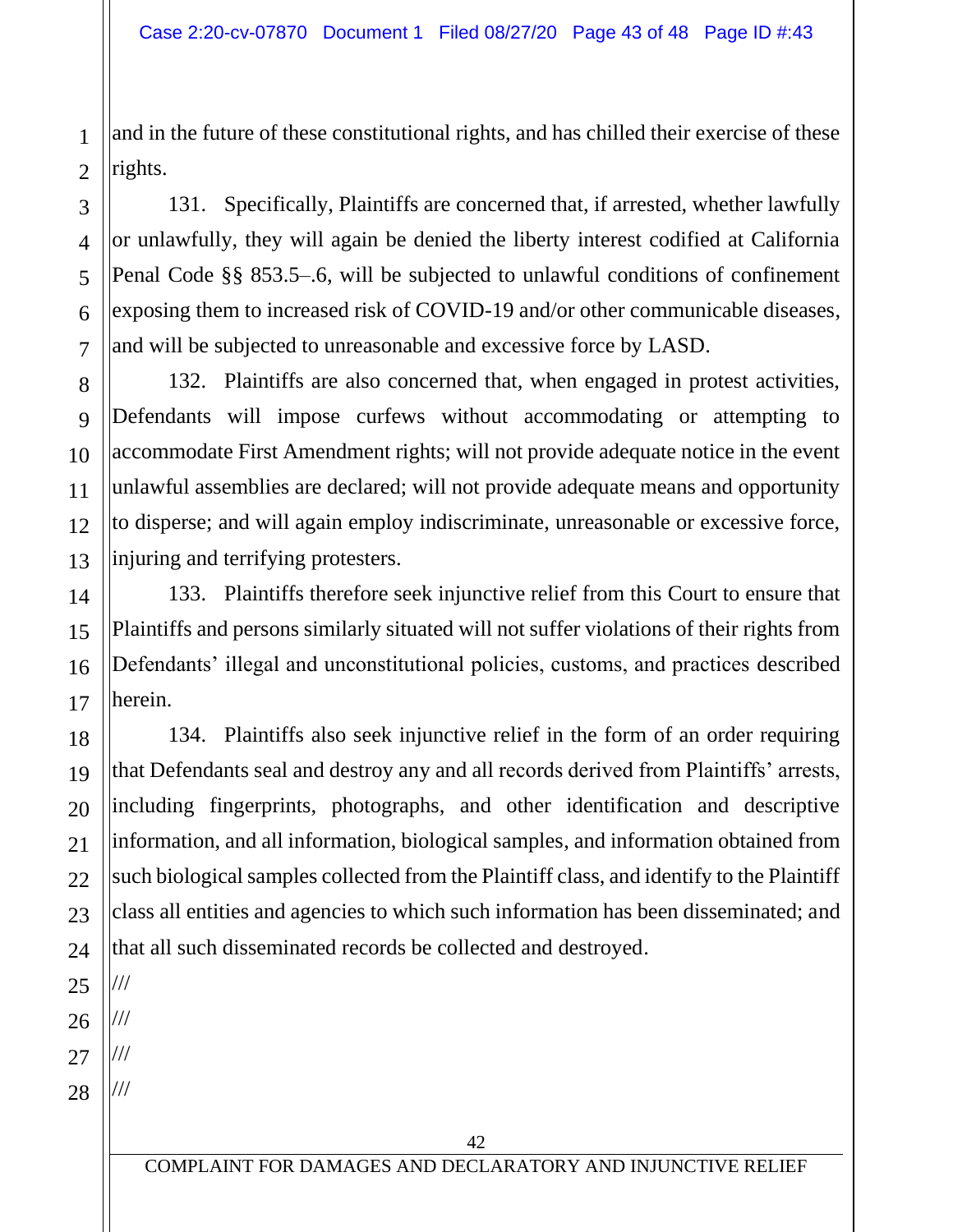and in the future of these constitutional rights, and has chilled their exercise of these rights.

131. Specifically, Plaintiffs are concerned that, if arrested, whether lawfully or unlawfully, they will again be denied the liberty interest codified at California Penal Code §§ 853.5–.6, will be subjected to unlawful conditions of confinement exposing them to increased risk of COVID-19 and/or other communicable diseases, and will be subjected to unreasonable and excessive force by LASD.

132. Plaintiffs are also concerned that, when engaged in protest activities, Defendants will impose curfews without accommodating or attempting to accommodate First Amendment rights; will not provide adequate notice in the event unlawful assemblies are declared; will not provide adequate means and opportunity to disperse; and will again employ indiscriminate, unreasonable or excessive force, injuring and terrifying protesters.

133. Plaintiffs therefore seek injunctive relief from this Court to ensure that Plaintiffs and persons similarly situated will not suffer violations of their rights from Defendants' illegal and unconstitutional policies, customs, and practices described herein.

134. Plaintiffs also seek injunctive relief in the form of an order requiring that Defendants seal and destroy any and all records derived from Plaintiffs' arrests, including fingerprints, photographs, and other identification and descriptive information, and all information, biological samples, and information obtained from such biological samples collected from the Plaintiff class, and identify to the Plaintiff class all entities and agencies to which such information has been disseminated; and that all such disseminated records be collected and destroyed.

///

///

///

///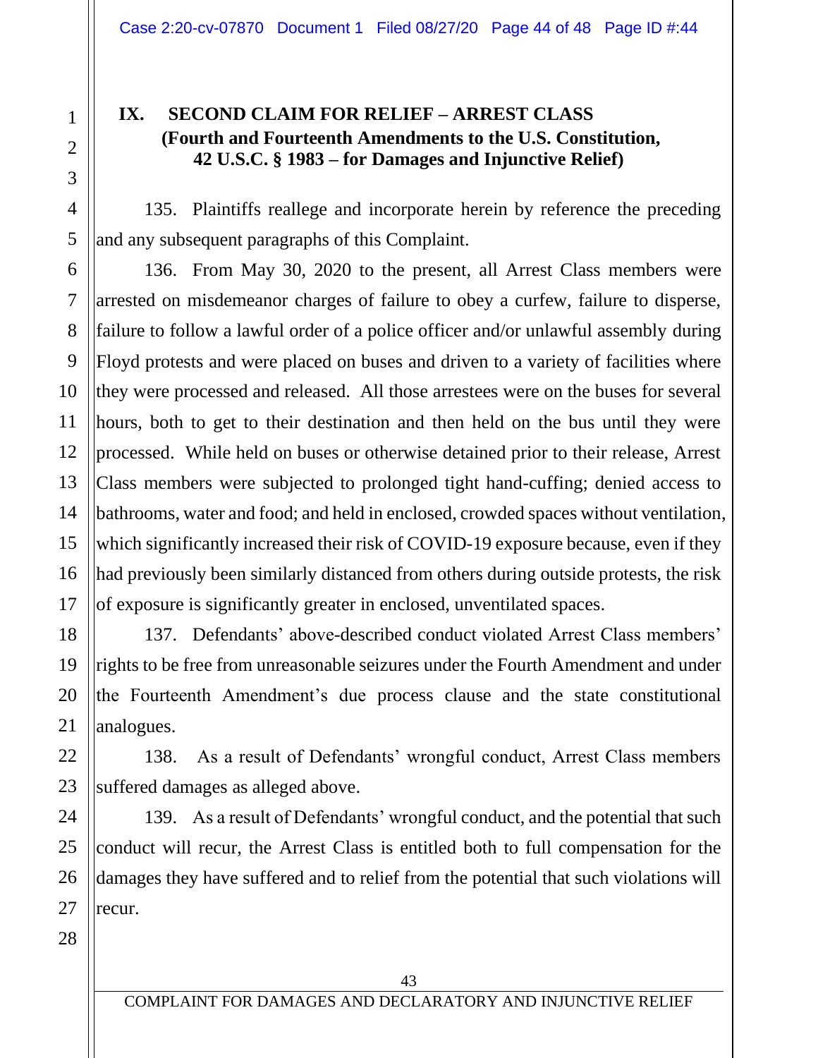## IX. SECOND CLAIM FOR RELIEF – ARREST CLASS
### (Fourth and Fourteenth Amendments to the U.S. Constitution, 42 U.S.C. § 1983 – for Damages and Injunctive Relief)

135. Plaintiffs reallege and incorporate herein by reference the preceding and any subsequent paragraphs of this Complaint.

136. From May 30, 2020 to the present, all Arrest Class members were arrested on misdemeanor charges of failure to obey a curfew, failure to disperse, failure to follow a lawful order of a police officer and/or unlawful assembly during Floyd protests and were placed on buses and driven to a variety of facilities where they were processed and released. All those arrestees were on the buses for several hours, both to get to their destination and then held on the bus until they were processed. While held on buses or otherwise detained prior to their release, Arrest Class members were subjected to prolonged tight hand-cuffing; denied access to bathrooms, water and food; and held in enclosed, crowded spaces without ventilation, which significantly increased their risk of COVID-19 exposure because, even if they had previously been similarly distanced from others during outside protests, the risk of exposure is significantly greater in enclosed, unventilated spaces.

137. Defendants' above-described conduct violated Arrest Class members' rights to be free from unreasonable seizures under the Fourth Amendment and under the Fourteenth Amendment's due process clause and the state constitutional analogues.

138. As a result of Defendants' wrongful conduct, Arrest Class members suffered damages as alleged above.

139. As a result of Defendants' wrongful conduct, and the potential that such conduct will recur, the Arrest Class is entitled both to full compensation for the damages they have suffered and to relief from the potential that such violations will recur.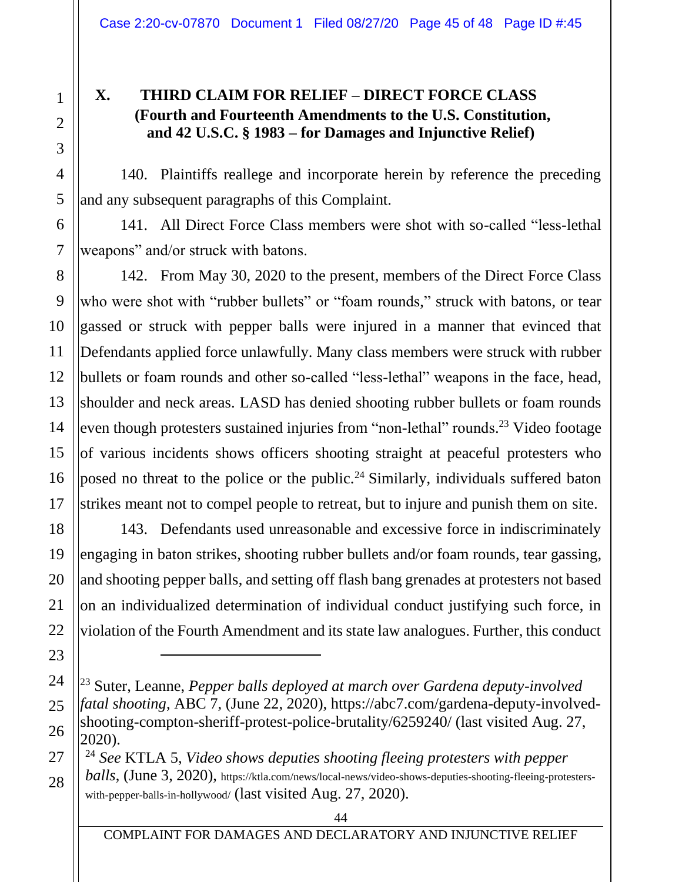## X. THIRD CLAIM FOR RELIEF – DIRECT FORCE CLASS (Fourth and Fourteenth Amendments to the U.S. Constitution, and 42 U.S.C. § 1983 – for Damages and Injunctive Relief)

140. Plaintiffs reallege and incorporate herein by reference the preceding and any subsequent paragraphs of this Complaint.

141. All Direct Force Class members were shot with so-called "less-lethal weapons" and/or struck with batons.

142. From May 30, 2020 to the present, members of the Direct Force Class who were shot with "rubber bullets" or "foam rounds," struck with batons, or tear gassed or struck with pepper balls were injured in a manner that evinced that Defendants applied force unlawfully. Many class members were struck with rubber bullets or foam rounds and other so-called "less-lethal" weapons in the face, head, shoulder and neck areas. LASD has denied shooting rubber bullets or foam rounds even though protesters sustained injuries from "non-lethal" rounds.[23] Video footage of various incidents shows officers shooting straight at peaceful protesters who posed no threat to the police or the public.[24] Similarly, individuals suffered baton strikes meant not to compel people to retreat, but to injure and punish them on site.

143. Defendants used unreasonable and excessive force in indiscriminately engaging in baton strikes, shooting rubber bullets and/or foam rounds, tear gassing, and shooting pepper balls, and setting off flash bang grenades at protesters not based on an individualized determination of individual conduct justifying such force, in violation of the Fourth Amendment and its state law analogues. Further, this conduct

---

[23] Suter, Leanne, *Pepper balls deployed at march over Gardena deputy-involved fatal shooting*, ABC 7, (June 22, 2020), https://abc7.com/gardena-deputy-involved-shooting-compton-sheriff-protest-police-brutality/6259240/ (last visited Aug. 27, 2020).

[24] *See* KTLA 5, *Video shows deputies shooting fleeing protesters with pepper balls*, (June 3, 2020), https://ktla.com/news/local-news/video-shows-deputies-shooting-fleeing-protesters-with-pepper-balls-in-hollywood/ (last visited Aug. 27, 2020).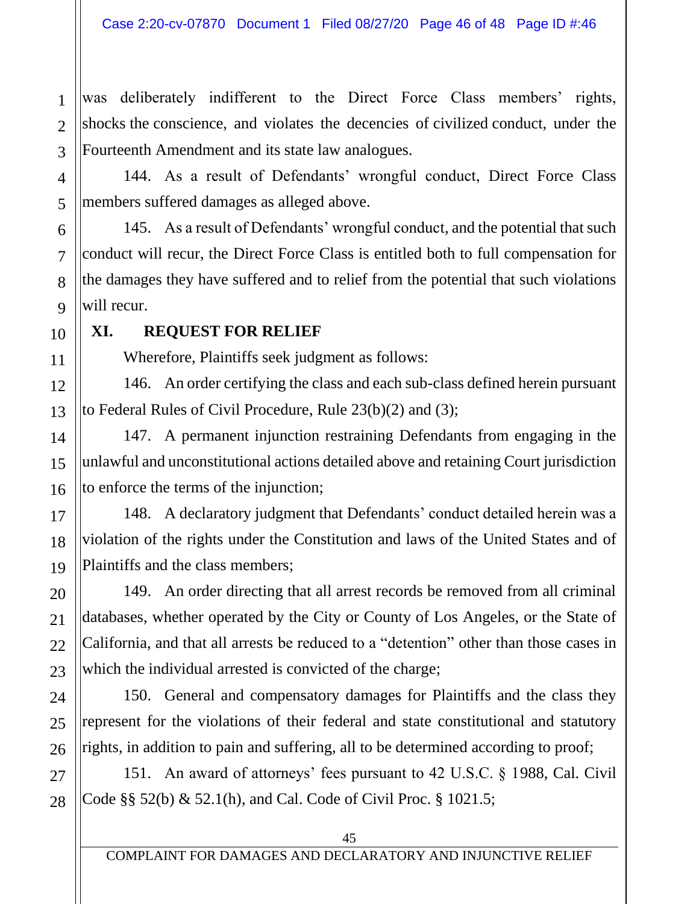was deliberately indifferent to the Direct Force Class members' rights, shocks the conscience, and violates the decencies of civilized conduct, under the Fourteenth Amendment and its state law analogues.

144. As a result of Defendants' wrongful conduct, Direct Force Class members suffered damages as alleged above.

145. As a result of Defendants' wrongful conduct, and the potential that such conduct will recur, the Direct Force Class is entitled both to full compensation for the damages they have suffered and to relief from the potential that such violations will recur.

## XI. REQUEST FOR RELIEF

Wherefore, Plaintiffs seek judgment as follows:

146. An order certifying the class and each sub-class defined herein pursuant to Federal Rules of Civil Procedure, Rule 23(b)(2) and (3);

147. A permanent injunction restraining Defendants from engaging in the unlawful and unconstitutional actions detailed above and retaining Court jurisdiction to enforce the terms of the injunction;

148. A declaratory judgment that Defendants' conduct detailed herein was a violation of the rights under the Constitution and laws of the United States and of Plaintiffs and the class members;

149. An order directing that all arrest records be removed from all criminal databases, whether operated by the City or County of Los Angeles, or the State of California, and that all arrests be reduced to a "detention" other than those cases in which the individual arrested is convicted of the charge;

150. General and compensatory damages for Plaintiffs and the class they represent for the violations of their federal and state constitutional and statutory rights, in addition to pain and suffering, all to be determined according to proof;

151. An award of attorneys' fees pursuant to 42 U.S.C. § 1988, Cal. Civil Code §§ 52(b) & 52.1(h), and Cal. Code of Civil Proc. § 1021.5;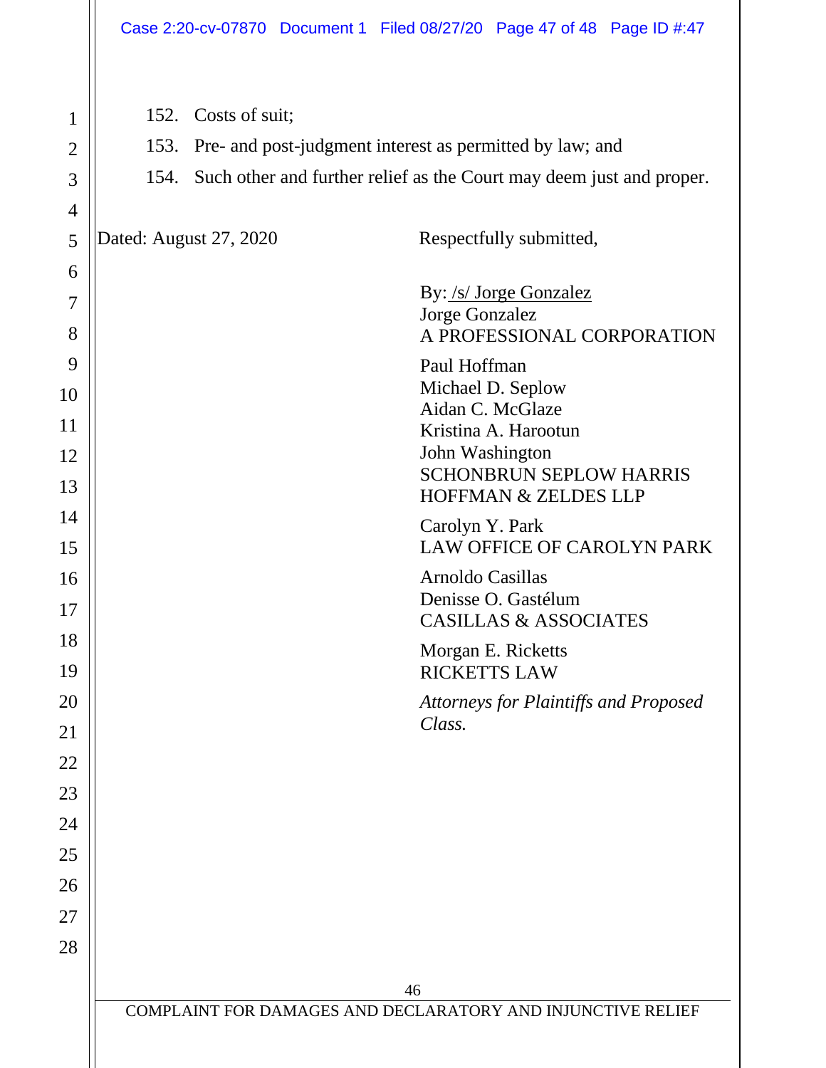152. Costs of suit;

153. Pre- and post-judgment interest as permitted by law; and

154. Such other and further relief as the Court may deem just and proper.

Dated: August 27, 2020

Respectfully submitted,

By: /s/ Jorge Gonzalez
Jorge Gonzalez
A PROFESSIONAL CORPORATION

Paul Hoffman
Michael D. Seplow
Aidan C. McGlaze
Kristina A. Harootun
John Washington
SCHONBRUN SEPLOW HARRIS
HOFFMAN & ZELDES LLP

Carolyn Y. Park
LAW OFFICE OF CAROLYN PARK

Arnoldo Casillas
Denisse O. Gastélum
CASILLAS & ASSOCIATES

Morgan E. Ricketts
RICKETTS LAW

*Attorneys for Plaintiffs and Proposed Class.*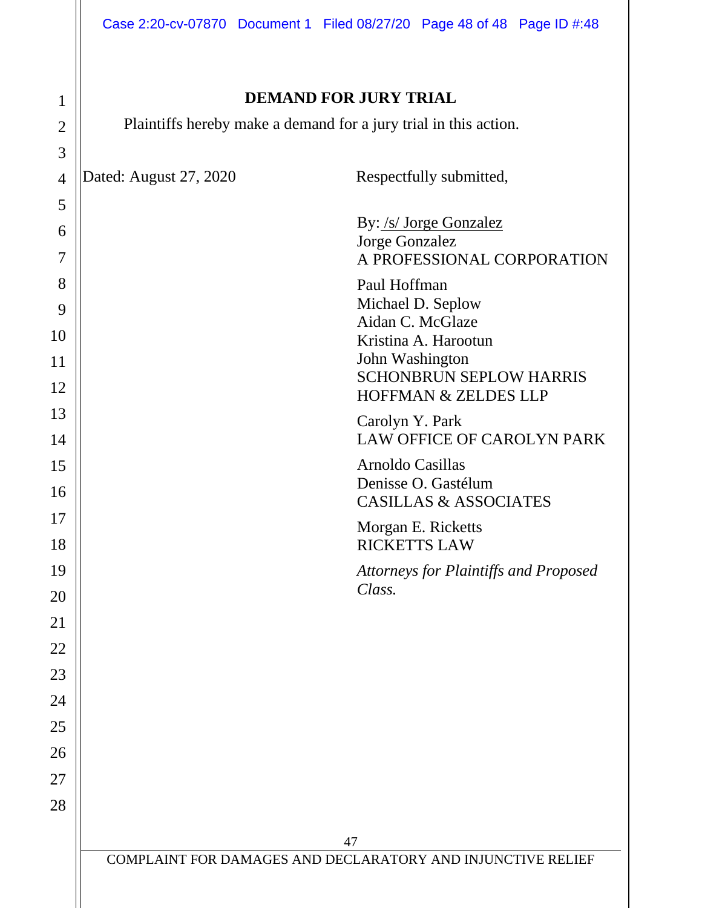## DEMAND FOR JURY TRIAL

Plaintiffs hereby make a demand for a jury trial in this action.

Dated: August 27, 2020

Respectfully submitted,

By: /s/ Jorge Gonzalez
Jorge Gonzalez
A PROFESSIONAL CORPORATION

Paul Hoffman
Michael D. Seplow
Aidan C. McGlaze
Kristina A. Harootun
John Washington
SCHONBRUN SEPLOW HARRIS HOFFMAN & ZELDES LLP

Carolyn Y. Park
LAW OFFICE OF CAROLYN PARK

Arnoldo Casillas
Denisse O. Gastélum
CASILLAS & ASSOCIATES

Morgan E. Ricketts
RICKETTS LAW

*Attorneys for Plaintiffs and Proposed Class.*